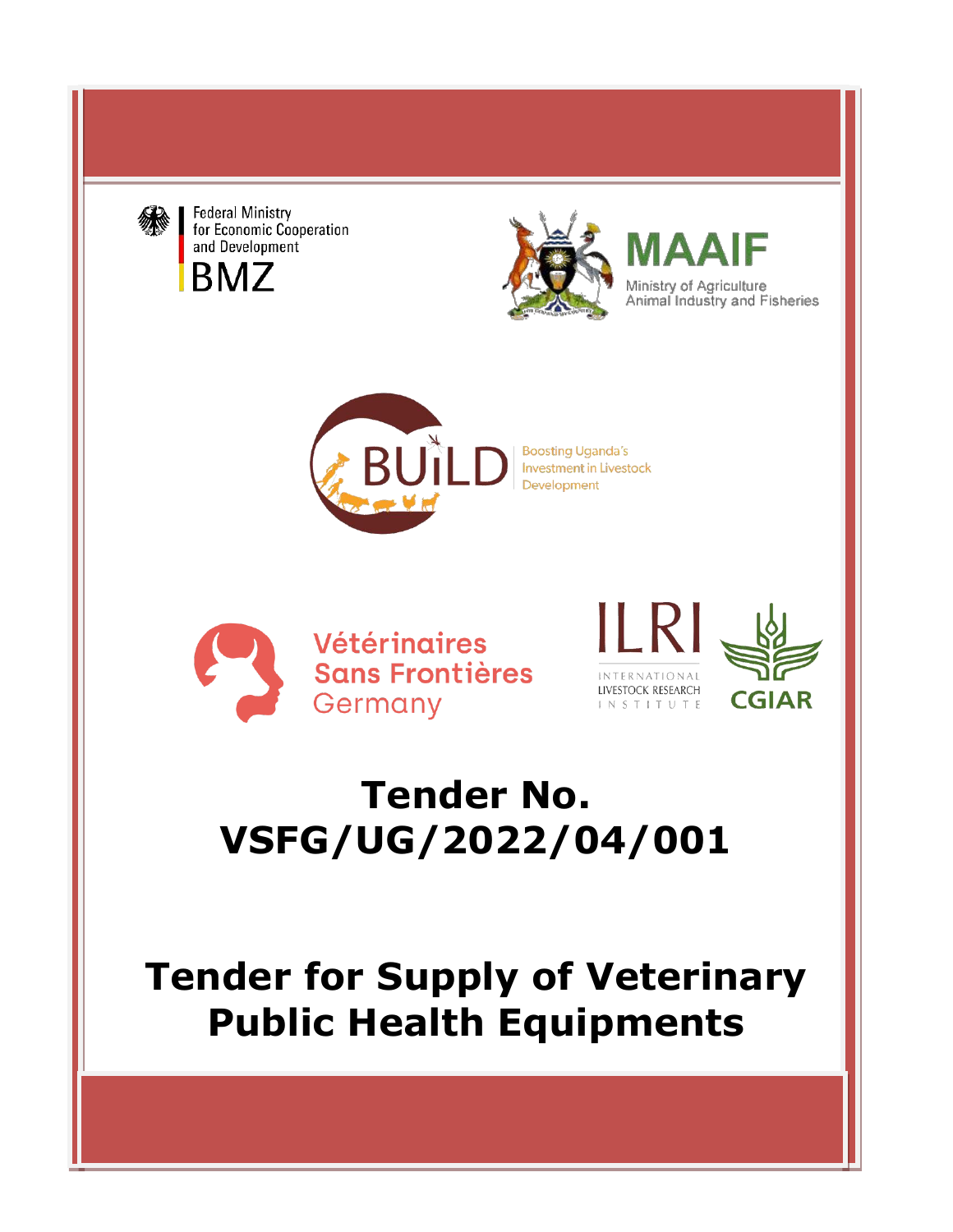Federal Ministry for Economic Cooperation and Development

BMZ

MAAIF

Ministry of Agriculture Animal Industry and Fisheries

BUiLD

Boosting Uganda's Investment in Livestock Development

Vétérinaires Sans Frontières Germany

ILRI

INTERNATIONAL LIVESTOCK RESEARCH INSTITUTE

CGIAR

# Tender No. VSFG/UG/2022/04/001

# Tender for Supply of Veterinary Public Health Equipments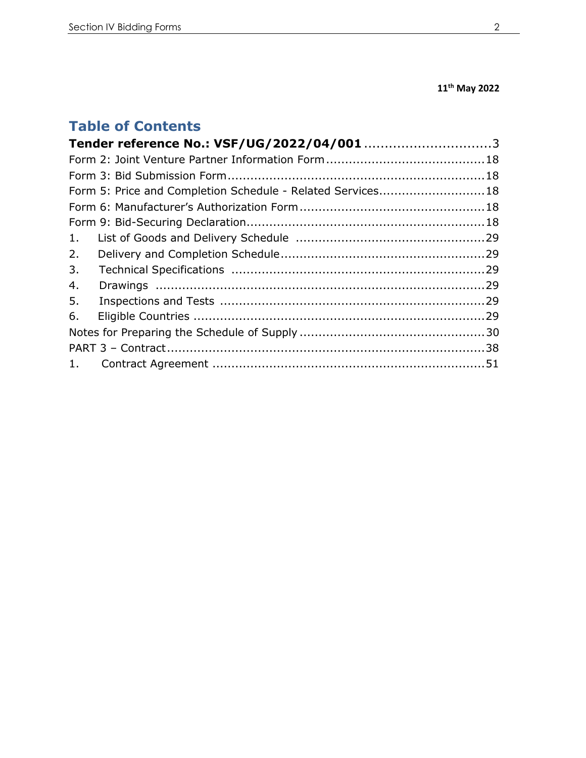**11th May 2022**

# Table of Contents

**Tender reference No.: VSF/UG/2022/04/001** ...............................3

Form 2: Joint Venture Partner Information Form .........................................18

Form 3: Bid Submission Form...................................................................18

Form 5: Price and Completion Schedule - Related Services............................18

Form 6: Manufacturer's Authorization Form ................................................18

Form 9: Bid-Securing Declaration..............................................................18

1. List of Goods and Delivery Schedule ..................................................29

2. Delivery and Completion Schedule......................................................29

3. Technical Specifications ...................................................................29

4. Drawings .......................................................................................29

5. Inspections and Tests .....................................................................29

6. Eligible Countries ............................................................................29

Notes for Preparing the Schedule of Supply .................................................30

PART 3 – Contract..................................................................................38

1. Contract Agreement .......................................................................51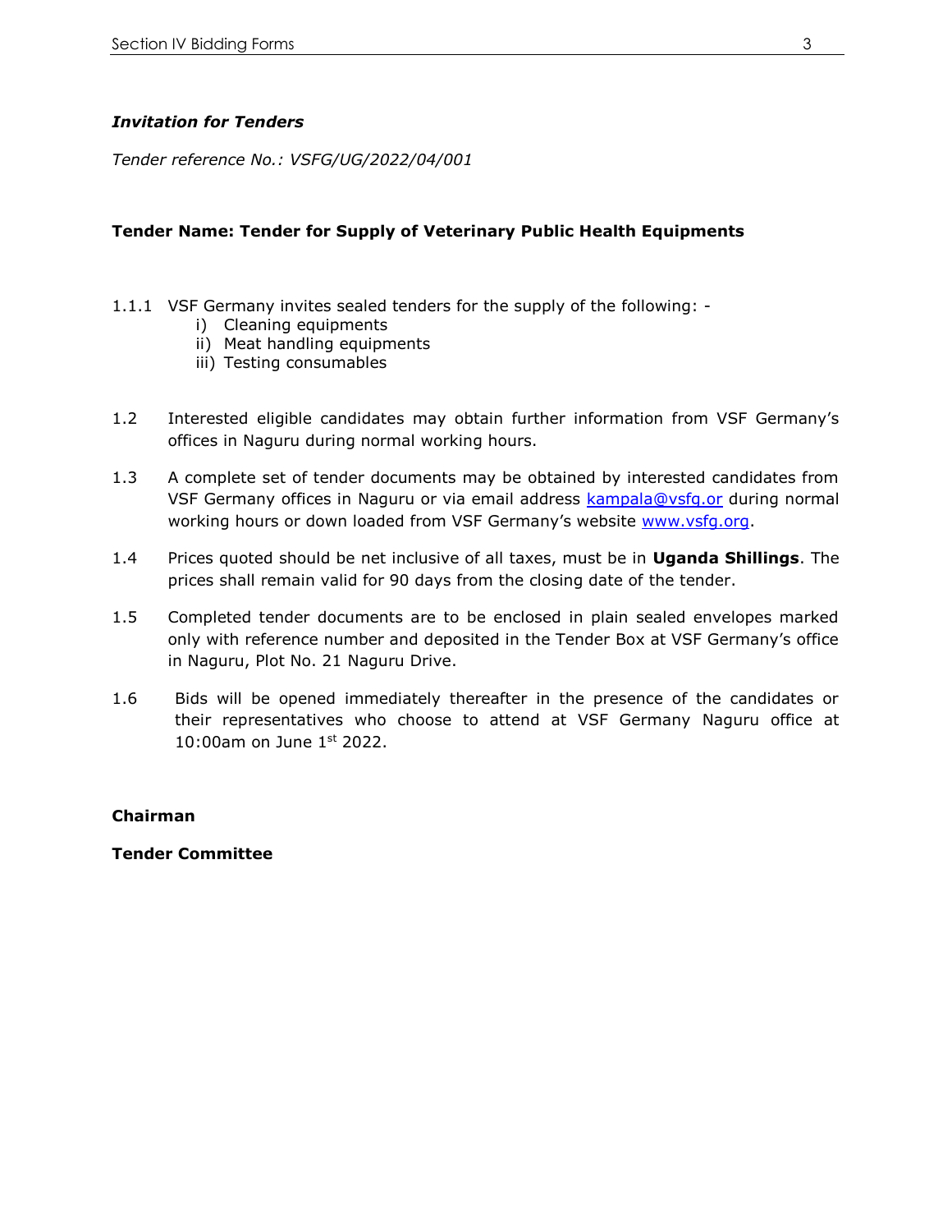***Invitation for Tenders***

*Tender reference No.: VSFG/UG/2022/04/001*

**Tender Name: Tender for Supply of Veterinary Public Health Equipments**

1.1.1 VSF Germany invites sealed tenders for the supply of the following: -
   i) Cleaning equipments
   ii) Meat handling equipments
   iii) Testing consumables

1.2 Interested eligible candidates may obtain further information from VSF Germany's offices in Naguru during normal working hours.

1.3 A complete set of tender documents may be obtained by interested candidates from VSF Germany offices in Naguru or via email address kampala@vsfg.or during normal working hours or down loaded from VSF Germany's website www.vsfg.org.

1.4 Prices quoted should be net inclusive of all taxes, must be in **Uganda Shillings**. The prices shall remain valid for 90 days from the closing date of the tender.

1.5 Completed tender documents are to be enclosed in plain sealed envelopes marked only with reference number and deposited in the Tender Box at VSF Germany's office in Naguru, Plot No. 21 Naguru Drive.

1.6 Bids will be opened immediately thereafter in the presence of the candidates or their representatives who choose to attend at VSF Germany Naguru office at 10:00am on June 1st 2022.

**Chairman**

**Tender Committee**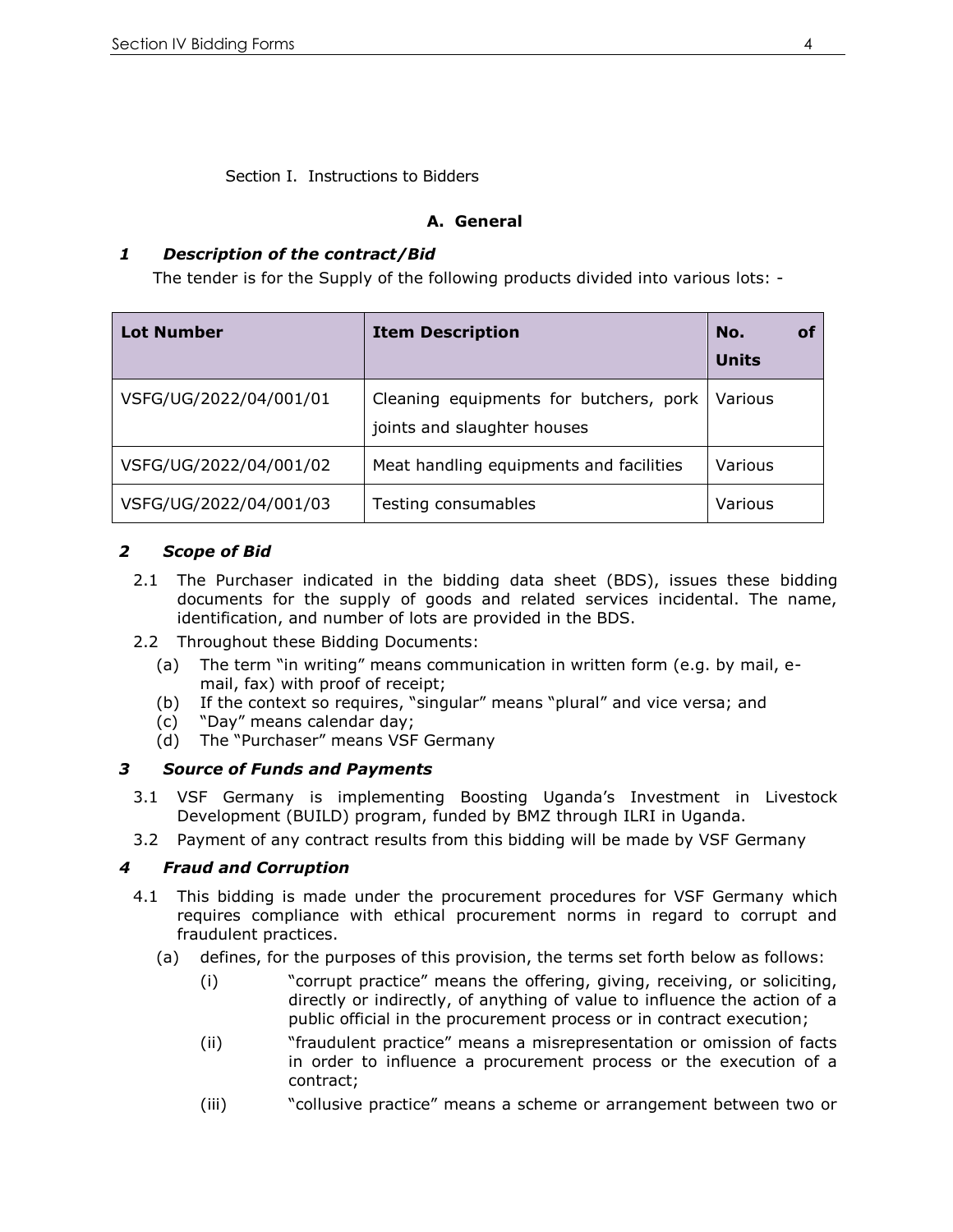Section I. Instructions to Bidders

## A. General

### *1 Description of the contract/Bid*

The tender is for the Supply of the following products divided into various lots: -

| Lot Number | Item Description | No. of Units |
|---|---|---|
| VSFG/UG/2022/04/001/01 | Cleaning equipments for butchers, pork joints and slaughter houses | Various |
| VSFG/UG/2022/04/001/02 | Meat handling equipments and facilities | Various |
| VSFG/UG/2022/04/001/03 | Testing consumables | Various |

### *2 Scope of Bid*

2.1 The Purchaser indicated in the bidding data sheet (BDS), issues these bidding documents for the supply of goods and related services incidental. The name, identification, and number of lots are provided in the BDS.

2.2 Throughout these Bidding Documents:

- (a) The term "in writing" means communication in written form (e.g. by mail, e-mail, fax) with proof of receipt;
- (b) If the context so requires, "singular" means "plural" and vice versa; and
- (c) "Day" means calendar day;
- (d) The "Purchaser" means VSF Germany

### *3 Source of Funds and Payments*

3.1 VSF Germany is implementing Boosting Uganda's Investment in Livestock Development (BUILD) program, funded by BMZ through ILRI in Uganda.

3.2 Payment of any contract results from this bidding will be made by VSF Germany

### *4 Fraud and Corruption*

4.1 This bidding is made under the procurement procedures for VSF Germany which requires compliance with ethical procurement norms in regard to corrupt and fraudulent practices.

- (a) defines, for the purposes of this provision, the terms set forth below as follows:
  - (i) "corrupt practice" means the offering, giving, receiving, or soliciting, directly or indirectly, of anything of value to influence the action of a public official in the procurement process or in contract execution;
  - (ii) "fraudulent practice" means a misrepresentation or omission of facts in order to influence a procurement process or the execution of a contract;
  - (iii) "collusive practice" means a scheme or arrangement between two or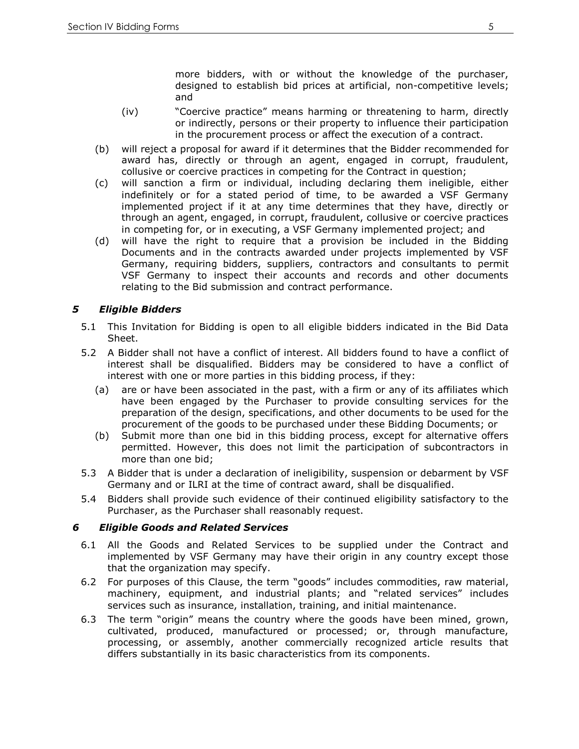more bidders, with or without the knowledge of the purchaser, designed to establish bid prices at artificial, non-competitive levels; and

(iv) "Coercive practice" means harming or threatening to harm, directly or indirectly, persons or their property to influence their participation in the procurement process or affect the execution of a contract.

(b) will reject a proposal for award if it determines that the Bidder recommended for award has, directly or through an agent, engaged in corrupt, fraudulent, collusive or coercive practices in competing for the Contract in question;

(c) will sanction a firm or individual, including declaring them ineligible, either indefinitely or for a stated period of time, to be awarded a VSF Germany implemented project if it at any time determines that they have, directly or through an agent, engaged, in corrupt, fraudulent, collusive or coercive practices in competing for, or in executing, a VSF Germany implemented project; and

(d) will have the right to require that a provision be included in the Bidding Documents and in the contracts awarded under projects implemented by VSF Germany, requiring bidders, suppliers, contractors and consultants to permit VSF Germany to inspect their accounts and records and other documents relating to the Bid submission and contract performance.

### *5 Eligible Bidders*

5.1 This Invitation for Bidding is open to all eligible bidders indicated in the Bid Data Sheet.

5.2 A Bidder shall not have a conflict of interest. All bidders found to have a conflict of interest shall be disqualified. Bidders may be considered to have a conflict of interest with one or more parties in this bidding process, if they:

(a) are or have been associated in the past, with a firm or any of its affiliates which have been engaged by the Purchaser to provide consulting services for the preparation of the design, specifications, and other documents to be used for the procurement of the goods to be purchased under these Bidding Documents; or

(b) Submit more than one bid in this bidding process, except for alternative offers permitted. However, this does not limit the participation of subcontractors in more than one bid;

5.3 A Bidder that is under a declaration of ineligibility, suspension or debarment by VSF Germany and or ILRI at the time of contract award, shall be disqualified.

5.4 Bidders shall provide such evidence of their continued eligibility satisfactory to the Purchaser, as the Purchaser shall reasonably request.

### *6 Eligible Goods and Related Services*

6.1 All the Goods and Related Services to be supplied under the Contract and implemented by VSF Germany may have their origin in any country except those that the organization may specify.

6.2 For purposes of this Clause, the term "goods" includes commodities, raw material, machinery, equipment, and industrial plants; and "related services" includes services such as insurance, installation, training, and initial maintenance.

6.3 The term "origin" means the country where the goods have been mined, grown, cultivated, produced, manufactured or processed; or, through manufacture, processing, or assembly, another commercially recognized article results that differs substantially in its basic characteristics from its components.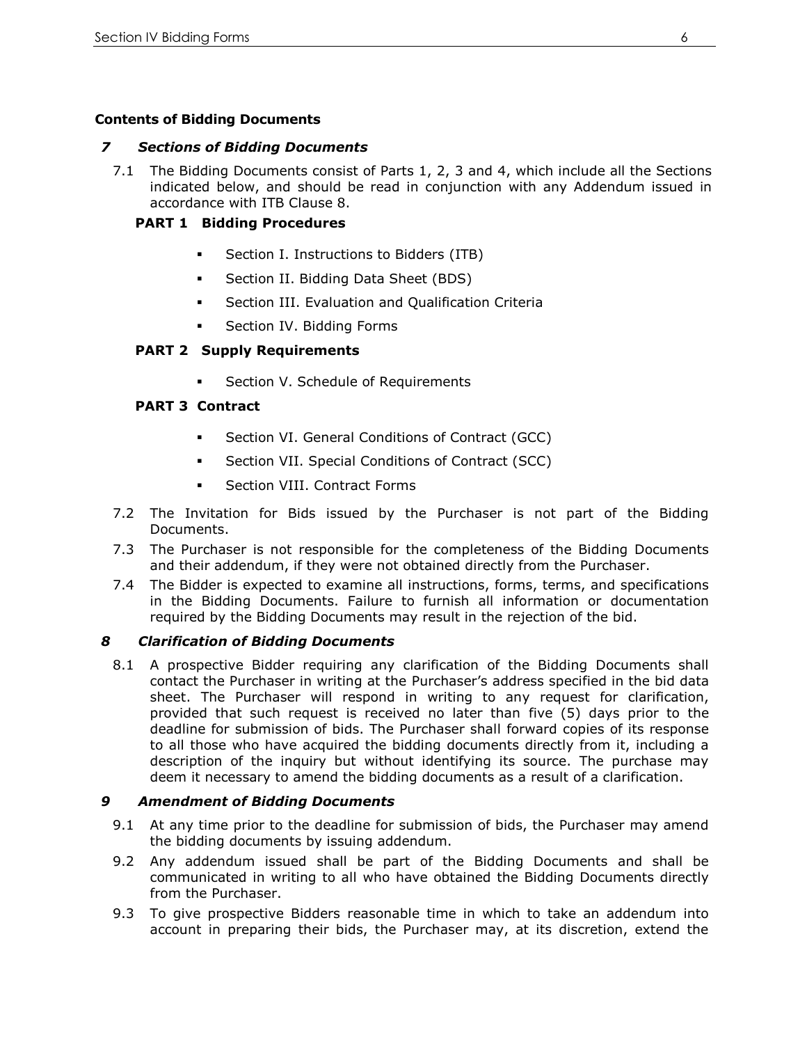**Contents of Bidding Documents**

***7 Sections of Bidding Documents***

7.1 The Bidding Documents consist of Parts 1, 2, 3 and 4, which include all the Sections indicated below, and should be read in conjunction with any Addendum issued in accordance with ITB Clause 8.

**PART 1 Bidding Procedures**

- Section I. Instructions to Bidders (ITB)
- Section II. Bidding Data Sheet (BDS)
- Section III. Evaluation and Qualification Criteria
- Section IV. Bidding Forms

**PART 2 Supply Requirements**

- Section V. Schedule of Requirements

**PART 3 Contract**

- Section VI. General Conditions of Contract (GCC)
- Section VII. Special Conditions of Contract (SCC)
- Section VIII. Contract Forms

7.2 The Invitation for Bids issued by the Purchaser is not part of the Bidding Documents.

7.3 The Purchaser is not responsible for the completeness of the Bidding Documents and their addendum, if they were not obtained directly from the Purchaser.

7.4 The Bidder is expected to examine all instructions, forms, terms, and specifications in the Bidding Documents. Failure to furnish all information or documentation required by the Bidding Documents may result in the rejection of the bid.

***8 Clarification of Bidding Documents***

8.1 A prospective Bidder requiring any clarification of the Bidding Documents shall contact the Purchaser in writing at the Purchaser's address specified in the bid data sheet. The Purchaser will respond in writing to any request for clarification, provided that such request is received no later than five (5) days prior to the deadline for submission of bids. The Purchaser shall forward copies of its response to all those who have acquired the bidding documents directly from it, including a description of the inquiry but without identifying its source. The purchase may deem it necessary to amend the bidding documents as a result of a clarification.

***9 Amendment of Bidding Documents***

9.1 At any time prior to the deadline for submission of bids, the Purchaser may amend the bidding documents by issuing addendum.

9.2 Any addendum issued shall be part of the Bidding Documents and shall be communicated in writing to all who have obtained the Bidding Documents directly from the Purchaser.

9.3 To give prospective Bidders reasonable time in which to take an addendum into account in preparing their bids, the Purchaser may, at its discretion, extend the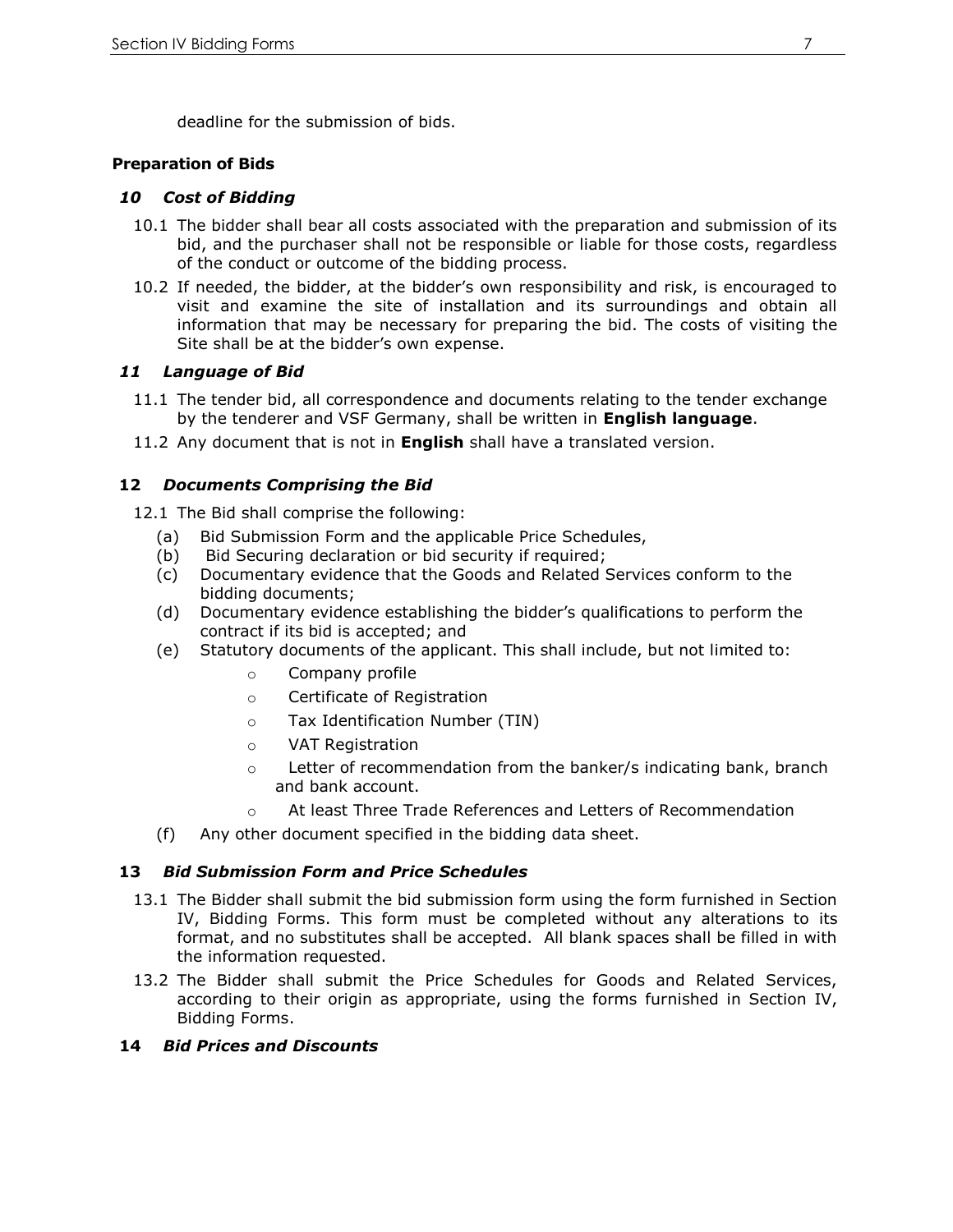deadline for the submission of bids.

**Preparation of Bids**

### *10 Cost of Bidding*

10.1 The bidder shall bear all costs associated with the preparation and submission of its bid, and the purchaser shall not be responsible or liable for those costs, regardless of the conduct or outcome of the bidding process.

10.2 If needed, the bidder, at the bidder's own responsibility and risk, is encouraged to visit and examine the site of installation and its surroundings and obtain all information that may be necessary for preparing the bid. The costs of visiting the Site shall be at the bidder's own expense.

### *11 Language of Bid*

11.1 The tender bid, all correspondence and documents relating to the tender exchange by the tenderer and VSF Germany, shall be written in **English language**.

11.2 Any document that is not in **English** shall have a translated version.

### **12** *Documents Comprising the Bid*

12.1 The Bid shall comprise the following:

(a) Bid Submission Form and the applicable Price Schedules,

(b) Bid Securing declaration or bid security if required;

(c) Documentary evidence that the Goods and Related Services conform to the bidding documents;

(d) Documentary evidence establishing the bidder's qualifications to perform the contract if its bid is accepted; and

(e) Statutory documents of the applicant. This shall include, but not limited to:

- Company profile
- Certificate of Registration
- Tax Identification Number (TIN)
- VAT Registration
- Letter of recommendation from the banker/s indicating bank, branch and bank account.
- At least Three Trade References and Letters of Recommendation

(f) Any other document specified in the bidding data sheet.

### **13** *Bid Submission Form and Price Schedules*

13.1 The Bidder shall submit the bid submission form using the form furnished in Section IV, Bidding Forms. This form must be completed without any alterations to its format, and no substitutes shall be accepted. All blank spaces shall be filled in with the information requested.

13.2 The Bidder shall submit the Price Schedules for Goods and Related Services, according to their origin as appropriate, using the forms furnished in Section IV, Bidding Forms.

### **14** *Bid Prices and Discounts*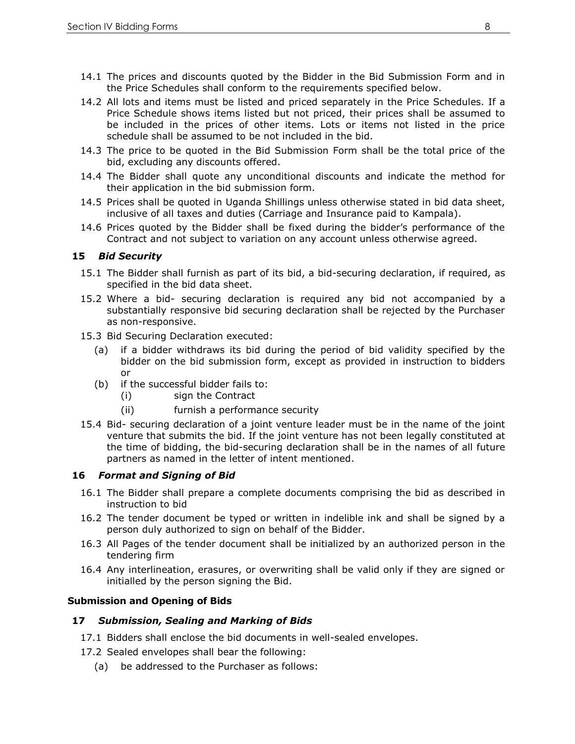14.1 The prices and discounts quoted by the Bidder in the Bid Submission Form and in the Price Schedules shall conform to the requirements specified below.

14.2 All lots and items must be listed and priced separately in the Price Schedules. If a Price Schedule shows items listed but not priced, their prices shall be assumed to be included in the prices of other items. Lots or items not listed in the price schedule shall be assumed to be not included in the bid.

14.3 The price to be quoted in the Bid Submission Form shall be the total price of the bid, excluding any discounts offered.

14.4 The Bidder shall quote any unconditional discounts and indicate the method for their application in the bid submission form.

14.5 Prices shall be quoted in Uganda Shillings unless otherwise stated in bid data sheet, inclusive of all taxes and duties (Carriage and Insurance paid to Kampala).

14.6 Prices quoted by the Bidder shall be fixed during the bidder's performance of the Contract and not subject to variation on any account unless otherwise agreed.

### 15 *Bid Security*

15.1 The Bidder shall furnish as part of its bid, a bid-securing declaration, if required, as specified in the bid data sheet.

15.2 Where a bid- securing declaration is required any bid not accompanied by a substantially responsive bid securing declaration shall be rejected by the Purchaser as non-responsive.

15.3 Bid Securing Declaration executed:

(a) if a bidder withdraws its bid during the period of bid validity specified by the bidder on the bid submission form, except as provided in instruction to bidders or

(b) if the successful bidder fails to:

  (i) sign the Contract

  (ii) furnish a performance security

15.4 Bid- securing declaration of a joint venture leader must be in the name of the joint venture that submits the bid. If the joint venture has not been legally constituted at the time of bidding, the bid-securing declaration shall be in the names of all future partners as named in the letter of intent mentioned.

### 16 *Format and Signing of Bid*

16.1 The Bidder shall prepare a complete documents comprising the bid as described in instruction to bid

16.2 The tender document be typed or written in indelible ink and shall be signed by a person duly authorized to sign on behalf of the Bidder.

16.3 All Pages of the tender document shall be initialized by an authorized person in the tendering firm

16.4 Any interlineation, erasures, or overwriting shall be valid only if they are signed or initialled by the person signing the Bid.

## Submission and Opening of Bids

### 17 *Submission, Sealing and Marking of Bids*

17.1 Bidders shall enclose the bid documents in well-sealed envelopes.

17.2 Sealed envelopes shall bear the following:

(a) be addressed to the Purchaser as follows: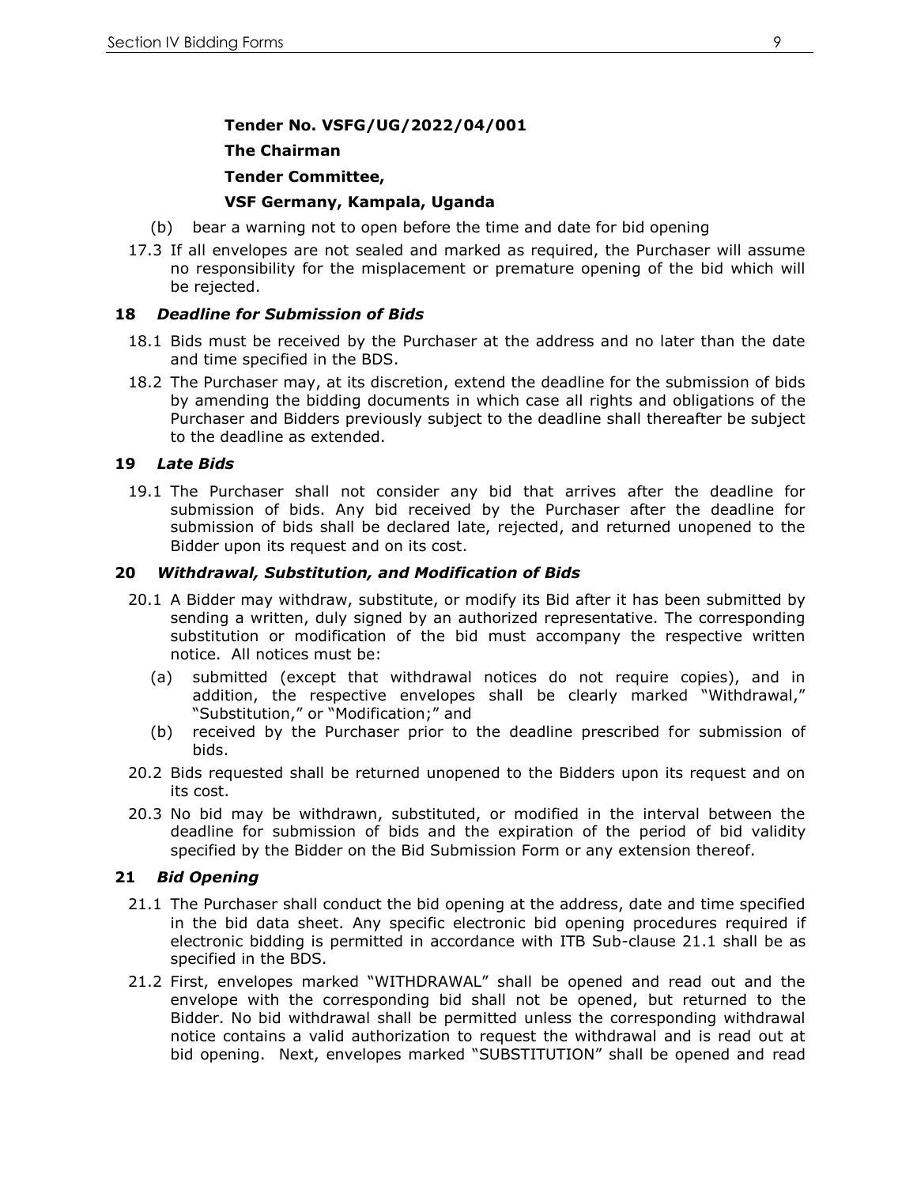**Tender No. VSFG/UG/2022/04/001**

**The Chairman**

**Tender Committee,**

**VSF Germany, Kampala, Uganda**

(b) bear a warning not to open before the time and date for bid opening

17.3 If all envelopes are not sealed and marked as required, the Purchaser will assume no responsibility for the misplacement or premature opening of the bid which will be rejected.

### 18 *Deadline for Submission of Bids*

18.1 Bids must be received by the Purchaser at the address and no later than the date and time specified in the BDS.

18.2 The Purchaser may, at its discretion, extend the deadline for the submission of bids by amending the bidding documents in which case all rights and obligations of the Purchaser and Bidders previously subject to the deadline shall thereafter be subject to the deadline as extended.

### 19 *Late Bids*

19.1 The Purchaser shall not consider any bid that arrives after the deadline for submission of bids. Any bid received by the Purchaser after the deadline for submission of bids shall be declared late, rejected, and returned unopened to the Bidder upon its request and on its cost.

### 20 *Withdrawal, Substitution, and Modification of Bids*

20.1 A Bidder may withdraw, substitute, or modify its Bid after it has been submitted by sending a written, duly signed by an authorized representative. The corresponding substitution or modification of the bid must accompany the respective written notice. All notices must be:

(a) submitted (except that withdrawal notices do not require copies), and in addition, the respective envelopes shall be clearly marked "Withdrawal," "Substitution," or "Modification;" and

(b) received by the Purchaser prior to the deadline prescribed for submission of bids.

20.2 Bids requested shall be returned unopened to the Bidders upon its request and on its cost.

20.3 No bid may be withdrawn, substituted, or modified in the interval between the deadline for submission of bids and the expiration of the period of bid validity specified by the Bidder on the Bid Submission Form or any extension thereof.

### 21 *Bid Opening*

21.1 The Purchaser shall conduct the bid opening at the address, date and time specified in the bid data sheet. Any specific electronic bid opening procedures required if electronic bidding is permitted in accordance with ITB Sub-clause 21.1 shall be as specified in the BDS.

21.2 First, envelopes marked "WITHDRAWAL" shall be opened and read out and the envelope with the corresponding bid shall not be opened, but returned to the Bidder. No bid withdrawal shall be permitted unless the corresponding withdrawal notice contains a valid authorization to request the withdrawal and is read out at bid opening. Next, envelopes marked "SUBSTITUTION" shall be opened and read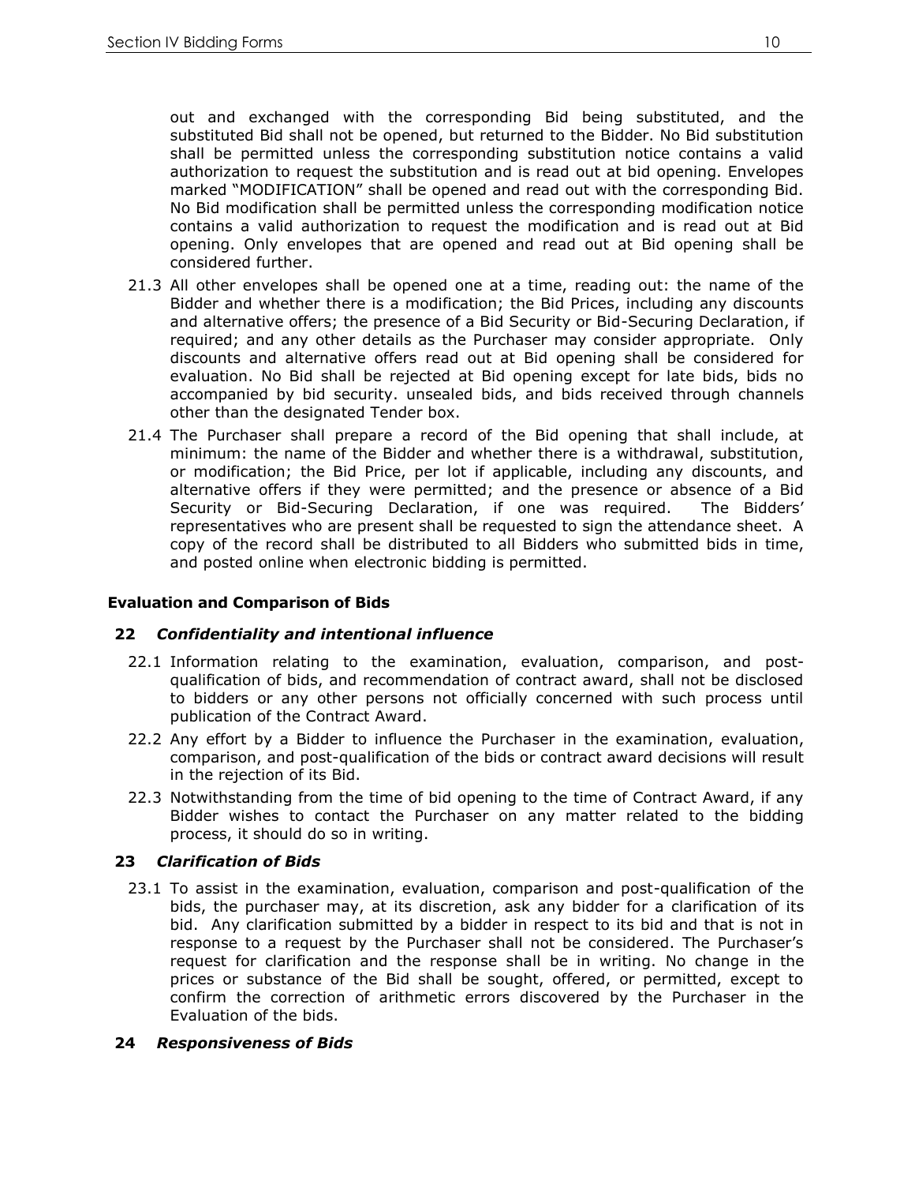out and exchanged with the corresponding Bid being substituted, and the substituted Bid shall not be opened, but returned to the Bidder. No Bid substitution shall be permitted unless the corresponding substitution notice contains a valid authorization to request the substitution and is read out at bid opening. Envelopes marked "MODIFICATION" shall be opened and read out with the corresponding Bid. No Bid modification shall be permitted unless the corresponding modification notice contains a valid authorization to request the modification and is read out at Bid opening. Only envelopes that are opened and read out at Bid opening shall be considered further.

21.3 All other envelopes shall be opened one at a time, reading out: the name of the Bidder and whether there is a modification; the Bid Prices, including any discounts and alternative offers; the presence of a Bid Security or Bid-Securing Declaration, if required; and any other details as the Purchaser may consider appropriate. Only discounts and alternative offers read out at Bid opening shall be considered for evaluation. No Bid shall be rejected at Bid opening except for late bids, bids no accompanied by bid security. unsealed bids, and bids received through channels other than the designated Tender box.

21.4 The Purchaser shall prepare a record of the Bid opening that shall include, at minimum: the name of the Bidder and whether there is a withdrawal, substitution, or modification; the Bid Price, per lot if applicable, including any discounts, and alternative offers if they were permitted; and the presence or absence of a Bid Security or Bid-Securing Declaration, if one was required. The Bidders' representatives who are present shall be requested to sign the attendance sheet. A copy of the record shall be distributed to all Bidders who submitted bids in time, and posted online when electronic bidding is permitted.

## Evaluation and Comparison of Bids

### 22 *Confidentiality and intentional influence*

22.1 Information relating to the examination, evaluation, comparison, and post-qualification of bids, and recommendation of contract award, shall not be disclosed to bidders or any other persons not officially concerned with such process until publication of the Contract Award.

22.2 Any effort by a Bidder to influence the Purchaser in the examination, evaluation, comparison, and post-qualification of the bids or contract award decisions will result in the rejection of its Bid.

22.3 Notwithstanding from the time of bid opening to the time of Contract Award, if any Bidder wishes to contact the Purchaser on any matter related to the bidding process, it should do so in writing.

### 23 *Clarification of Bids*

23.1 To assist in the examination, evaluation, comparison and post-qualification of the bids, the purchaser may, at its discretion, ask any bidder for a clarification of its bid. Any clarification submitted by a bidder in respect to its bid and that is not in response to a request by the Purchaser shall not be considered. The Purchaser's request for clarification and the response shall be in writing. No change in the prices or substance of the Bid shall be sought, offered, or permitted, except to confirm the correction of arithmetic errors discovered by the Purchaser in the Evaluation of the bids.

### 24 *Responsiveness of Bids*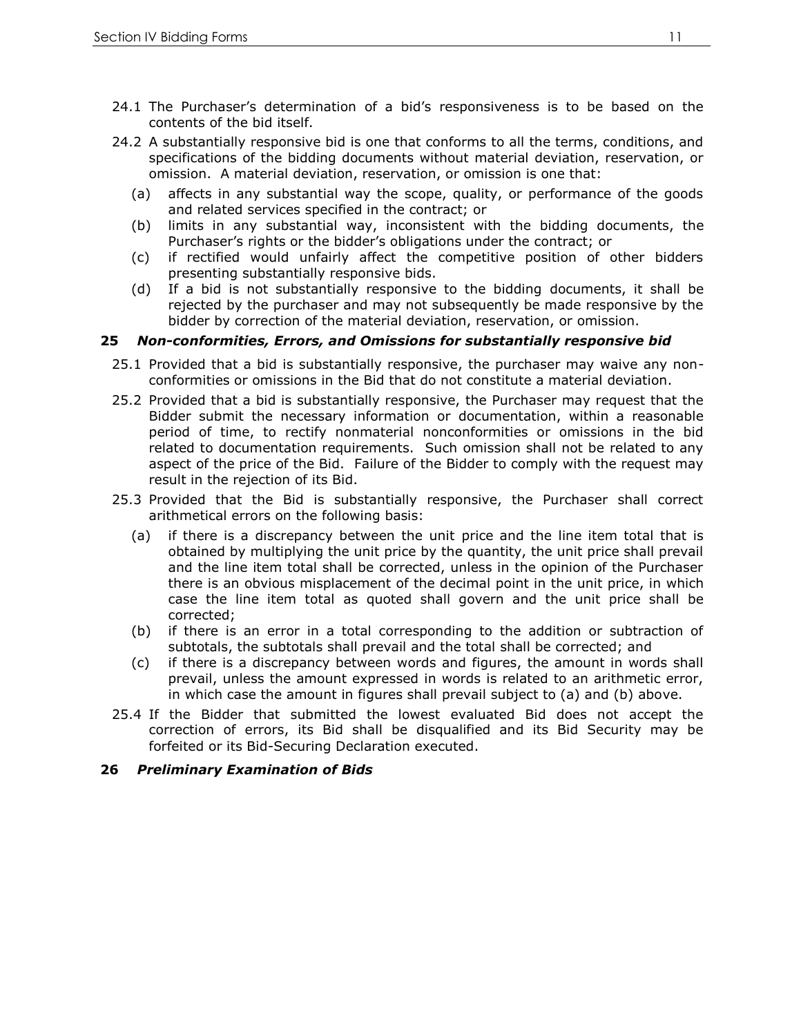24.1 The Purchaser's determination of a bid's responsiveness is to be based on the contents of the bid itself.

24.2 A substantially responsive bid is one that conforms to all the terms, conditions, and specifications of the bidding documents without material deviation, reservation, or omission. A material deviation, reservation, or omission is one that:

(a) affects in any substantial way the scope, quality, or performance of the goods and related services specified in the contract; or

(b) limits in any substantial way, inconsistent with the bidding documents, the Purchaser's rights or the bidder's obligations under the contract; or

(c) if rectified would unfairly affect the competitive position of other bidders presenting substantially responsive bids.

(d) If a bid is not substantially responsive to the bidding documents, it shall be rejected by the purchaser and may not subsequently be made responsive by the bidder by correction of the material deviation, reservation, or omission.

### 25 *Non-conformities, Errors, and Omissions for substantially responsive bid*

25.1 Provided that a bid is substantially responsive, the purchaser may waive any non-conformities or omissions in the Bid that do not constitute a material deviation.

25.2 Provided that a bid is substantially responsive, the Purchaser may request that the Bidder submit the necessary information or documentation, within a reasonable period of time, to rectify nonmaterial nonconformities or omissions in the bid related to documentation requirements. Such omission shall not be related to any aspect of the price of the Bid. Failure of the Bidder to comply with the request may result in the rejection of its Bid.

25.3 Provided that the Bid is substantially responsive, the Purchaser shall correct arithmetical errors on the following basis:

(a) if there is a discrepancy between the unit price and the line item total that is obtained by multiplying the unit price by the quantity, the unit price shall prevail and the line item total shall be corrected, unless in the opinion of the Purchaser there is an obvious misplacement of the decimal point in the unit price, in which case the line item total as quoted shall govern and the unit price shall be corrected;

(b) if there is an error in a total corresponding to the addition or subtraction of subtotals, the subtotals shall prevail and the total shall be corrected; and

(c) if there is a discrepancy between words and figures, the amount in words shall prevail, unless the amount expressed in words is related to an arithmetic error, in which case the amount in figures shall prevail subject to (a) and (b) above.

25.4 If the Bidder that submitted the lowest evaluated Bid does not accept the correction of errors, its Bid shall be disqualified and its Bid Security may be forfeited or its Bid-Securing Declaration executed.

### 26 *Preliminary Examination of Bids*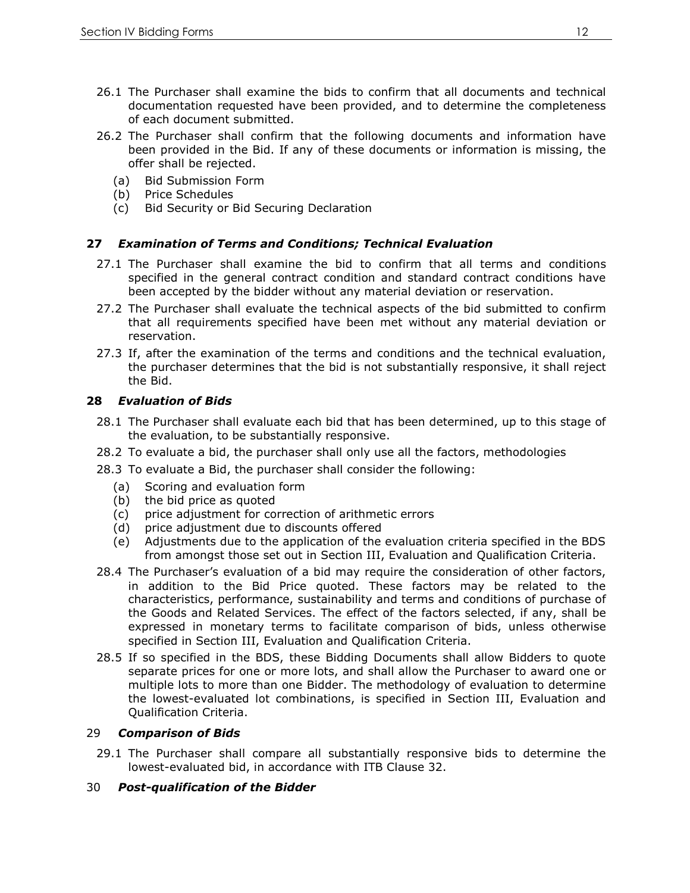26.1 The Purchaser shall examine the bids to confirm that all documents and technical documentation requested have been provided, and to determine the completeness of each document submitted.

26.2 The Purchaser shall confirm that the following documents and information have been provided in the Bid. If any of these documents or information is missing, the offer shall be rejected.

(a) Bid Submission Form
(b) Price Schedules
(c) Bid Security or Bid Securing Declaration

### 27 *Examination of Terms and Conditions; Technical Evaluation*

27.1 The Purchaser shall examine the bid to confirm that all terms and conditions specified in the general contract condition and standard contract conditions have been accepted by the bidder without any material deviation or reservation.

27.2 The Purchaser shall evaluate the technical aspects of the bid submitted to confirm that all requirements specified have been met without any material deviation or reservation.

27.3 If, after the examination of the terms and conditions and the technical evaluation, the purchaser determines that the bid is not substantially responsive, it shall reject the Bid.

### 28 *Evaluation of Bids*

28.1 The Purchaser shall evaluate each bid that has been determined, up to this stage of the evaluation, to be substantially responsive.

28.2 To evaluate a bid, the purchaser shall only use all the factors, methodologies

28.3 To evaluate a Bid, the purchaser shall consider the following:

(a) Scoring and evaluation form
(b) the bid price as quoted
(c) price adjustment for correction of arithmetic errors
(d) price adjustment due to discounts offered
(e) Adjustments due to the application of the evaluation criteria specified in the BDS from amongst those set out in Section III, Evaluation and Qualification Criteria.

28.4 The Purchaser's evaluation of a bid may require the consideration of other factors, in addition to the Bid Price quoted. These factors may be related to the characteristics, performance, sustainability and terms and conditions of purchase of the Goods and Related Services. The effect of the factors selected, if any, shall be expressed in monetary terms to facilitate comparison of bids, unless otherwise specified in Section III, Evaluation and Qualification Criteria.

28.5 If so specified in the BDS, these Bidding Documents shall allow Bidders to quote separate prices for one or more lots, and shall allow the Purchaser to award one or multiple lots to more than one Bidder. The methodology of evaluation to determine the lowest-evaluated lot combinations, is specified in Section III, Evaluation and Qualification Criteria.

### 29 *Comparison of Bids*

29.1 The Purchaser shall compare all substantially responsive bids to determine the lowest-evaluated bid, in accordance with ITB Clause 32.

### 30 *Post-qualification of the Bidder*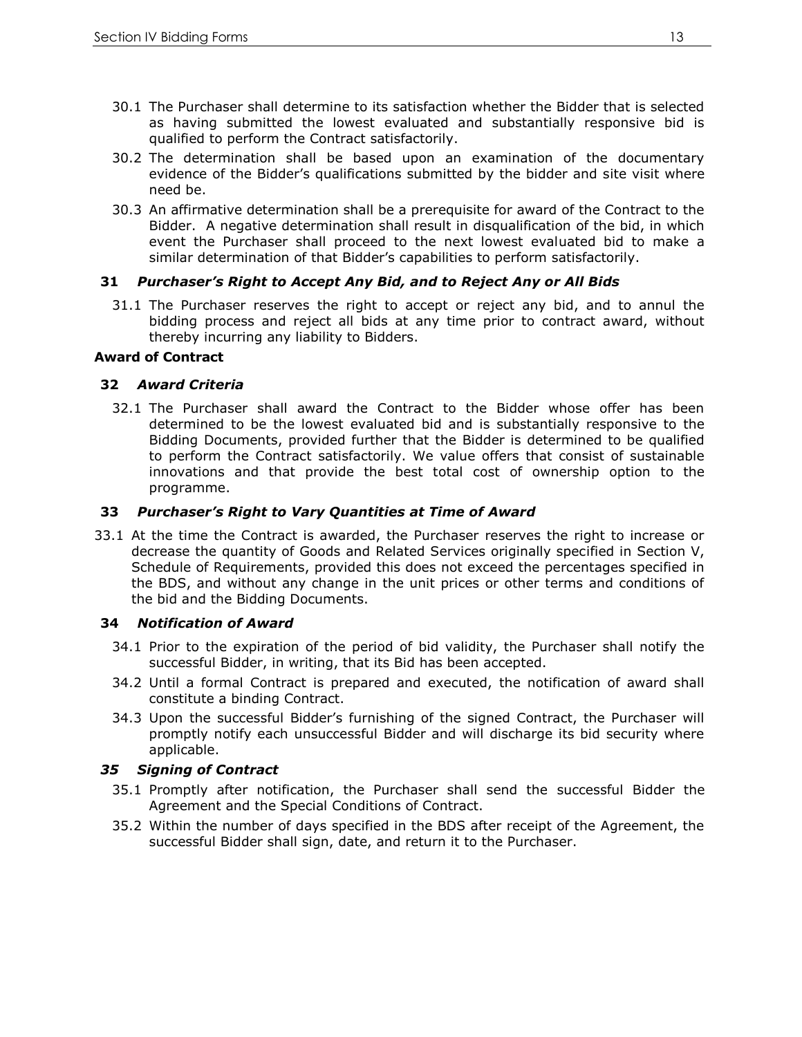30.1 The Purchaser shall determine to its satisfaction whether the Bidder that is selected as having submitted the lowest evaluated and substantially responsive bid is qualified to perform the Contract satisfactorily.

30.2 The determination shall be based upon an examination of the documentary evidence of the Bidder's qualifications submitted by the bidder and site visit where need be.

30.3 An affirmative determination shall be a prerequisite for award of the Contract to the Bidder. A negative determination shall result in disqualification of the bid, in which event the Purchaser shall proceed to the next lowest evaluated bid to make a similar determination of that Bidder's capabilities to perform satisfactorily.

### 31 *Purchaser's Right to Accept Any Bid, and to Reject Any or All Bids*

31.1 The Purchaser reserves the right to accept or reject any bid, and to annul the bidding process and reject all bids at any time prior to contract award, without thereby incurring any liability to Bidders.

## Award of Contract

### 32 *Award Criteria*

32.1 The Purchaser shall award the Contract to the Bidder whose offer has been determined to be the lowest evaluated bid and is substantially responsive to the Bidding Documents, provided further that the Bidder is determined to be qualified to perform the Contract satisfactorily. We value offers that consist of sustainable innovations and that provide the best total cost of ownership option to the programme.

### 33 *Purchaser's Right to Vary Quantities at Time of Award*

33.1 At the time the Contract is awarded, the Purchaser reserves the right to increase or decrease the quantity of Goods and Related Services originally specified in Section V, Schedule of Requirements, provided this does not exceed the percentages specified in the BDS, and without any change in the unit prices or other terms and conditions of the bid and the Bidding Documents.

### 34 *Notification of Award*

34.1 Prior to the expiration of the period of bid validity, the Purchaser shall notify the successful Bidder, in writing, that its Bid has been accepted.

34.2 Until a formal Contract is prepared and executed, the notification of award shall constitute a binding Contract.

34.3 Upon the successful Bidder's furnishing of the signed Contract, the Purchaser will promptly notify each unsuccessful Bidder and will discharge its bid security where applicable.

### *35 Signing of Contract*

35.1 Promptly after notification, the Purchaser shall send the successful Bidder the Agreement and the Special Conditions of Contract.

35.2 Within the number of days specified in the BDS after receipt of the Agreement, the successful Bidder shall sign, date, and return it to the Purchaser.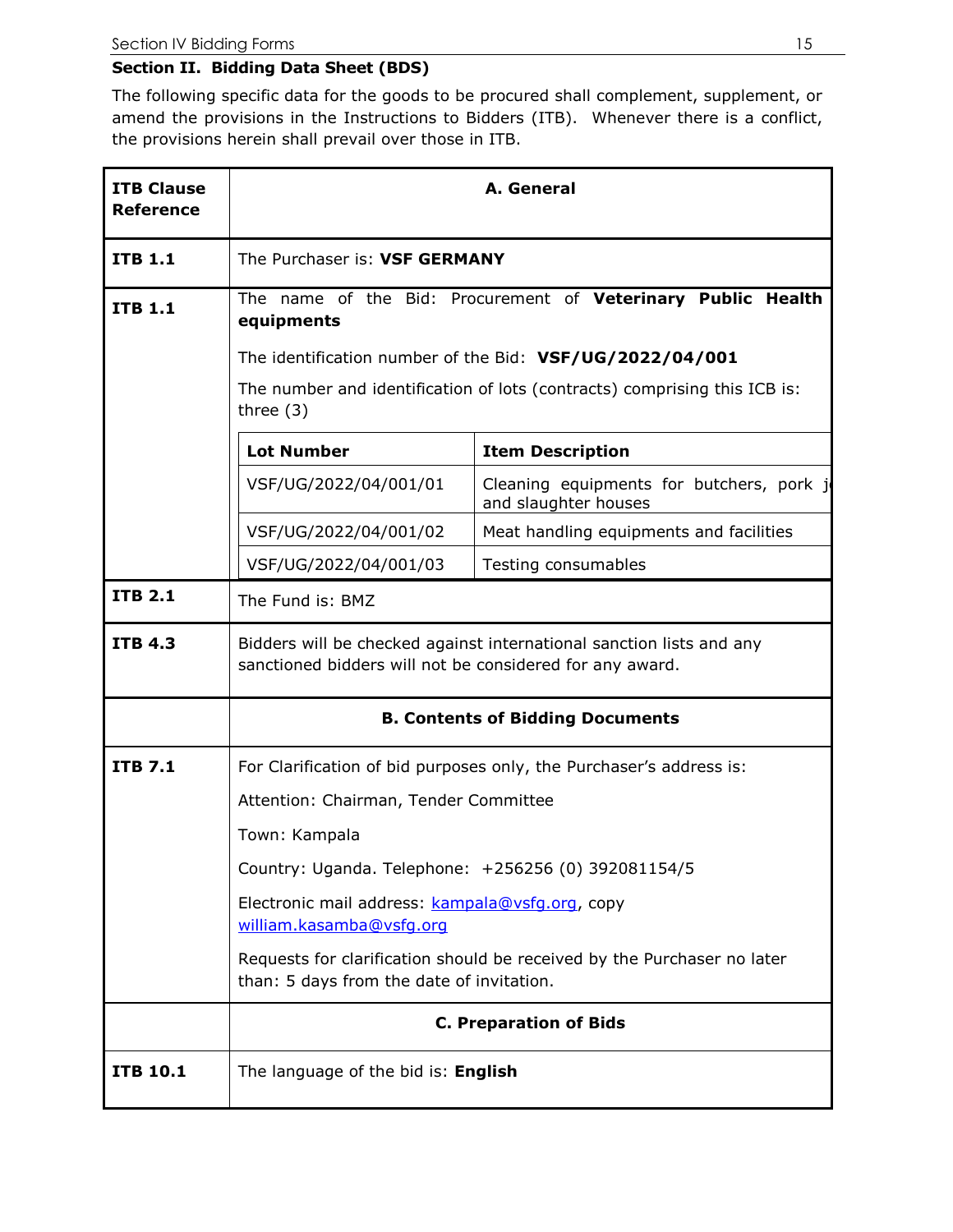## Section II. Bidding Data Sheet (BDS)

The following specific data for the goods to be procured shall complement, supplement, or amend the provisions in the Instructions to Bidders (ITB). Whenever there is a conflict, the provisions herein shall prevail over those in ITB.

| ITB Clause Reference | A. General |
|---|---|
| ITB 1.1 | The Purchaser is: **VSF GERMANY** |
| ITB 1.1 | The name of the Bid: Procurement of **Veterinary Public Health equipments**<br><br>The identification number of the Bid: **VSF/UG/2022/04/001**<br><br>The number and identification of lots (contracts) comprising this ICB is: three (3)<br><br>**Lot Number** — **Item Description**<br>VSF/UG/2022/04/001/01 — Cleaning equipments for butchers, pork j and slaughter houses<br>VSF/UG/2022/04/001/02 — Meat handling equipments and facilities<br>VSF/UG/2022/04/001/03 — Testing consumables |
| ITB 2.1 | The Fund is: BMZ |
| ITB 4.3 | Bidders will be checked against international sanction lists and any sanctioned bidders will not be considered for any award. |
| | **B. Contents of Bidding Documents** |
| ITB 7.1 | For Clarification of bid purposes only, the Purchaser's address is:<br><br>Attention: Chairman, Tender Committee<br><br>Town: Kampala<br><br>Country: Uganda. Telephone: +256256 (0) 392081154/5<br><br>Electronic mail address: kampala@vsfg.org, copy william.kasamba@vsfg.org<br><br>Requests for clarification should be received by the Purchaser no later than: 5 days from the date of invitation. |
| | **C. Preparation of Bids** |
| ITB 10.1 | The language of the bid is: **English** |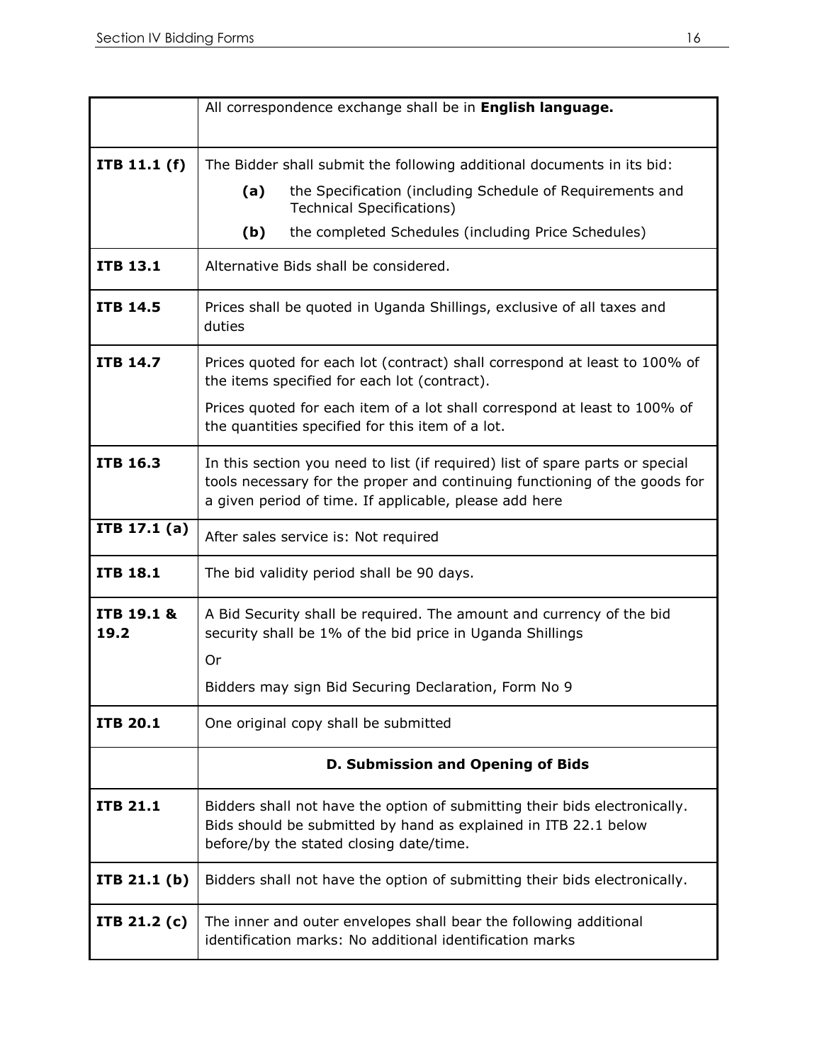| | |
|---|---|
| | All correspondence exchange shall be in **English language.** |
| **ITB 11.1 (f)** | The Bidder shall submit the following additional documents in its bid:<br>**(a)** the Specification (including Schedule of Requirements and Technical Specifications)<br>**(b)** the completed Schedules (including Price Schedules) |
| **ITB 13.1** | Alternative Bids shall be considered. |
| **ITB 14.5** | Prices shall be quoted in Uganda Shillings, exclusive of all taxes and duties |
| **ITB 14.7** | Prices quoted for each lot (contract) shall correspond at least to 100% of the items specified for each lot (contract).<br>Prices quoted for each item of a lot shall correspond at least to 100% of the quantities specified for this item of a lot. |
| **ITB 16.3** | In this section you need to list (if required) list of spare parts or special tools necessary for the proper and continuing functioning of the goods for a given period of time. If applicable, please add here |
| **ITB 17.1 (a)** | After sales service is: Not required |
| **ITB 18.1** | The bid validity period shall be 90 days. |
| **ITB 19.1 & 19.2** | A Bid Security shall be required. The amount and currency of the bid security shall be 1% of the bid price in Uganda Shillings<br>Or<br>Bidders may sign Bid Securing Declaration, Form No 9 |
| **ITB 20.1** | One original copy shall be submitted |
| | **D. Submission and Opening of Bids** |
| **ITB 21.1** | Bidders shall not have the option of submitting their bids electronically. Bids should be submitted by hand as explained in ITB 22.1 below before/by the stated closing date/time. |
| **ITB 21.1 (b)** | Bidders shall not have the option of submitting their bids electronically. |
| **ITB 21.2 (c)** | The inner and outer envelopes shall bear the following additional identification marks: No additional identification marks |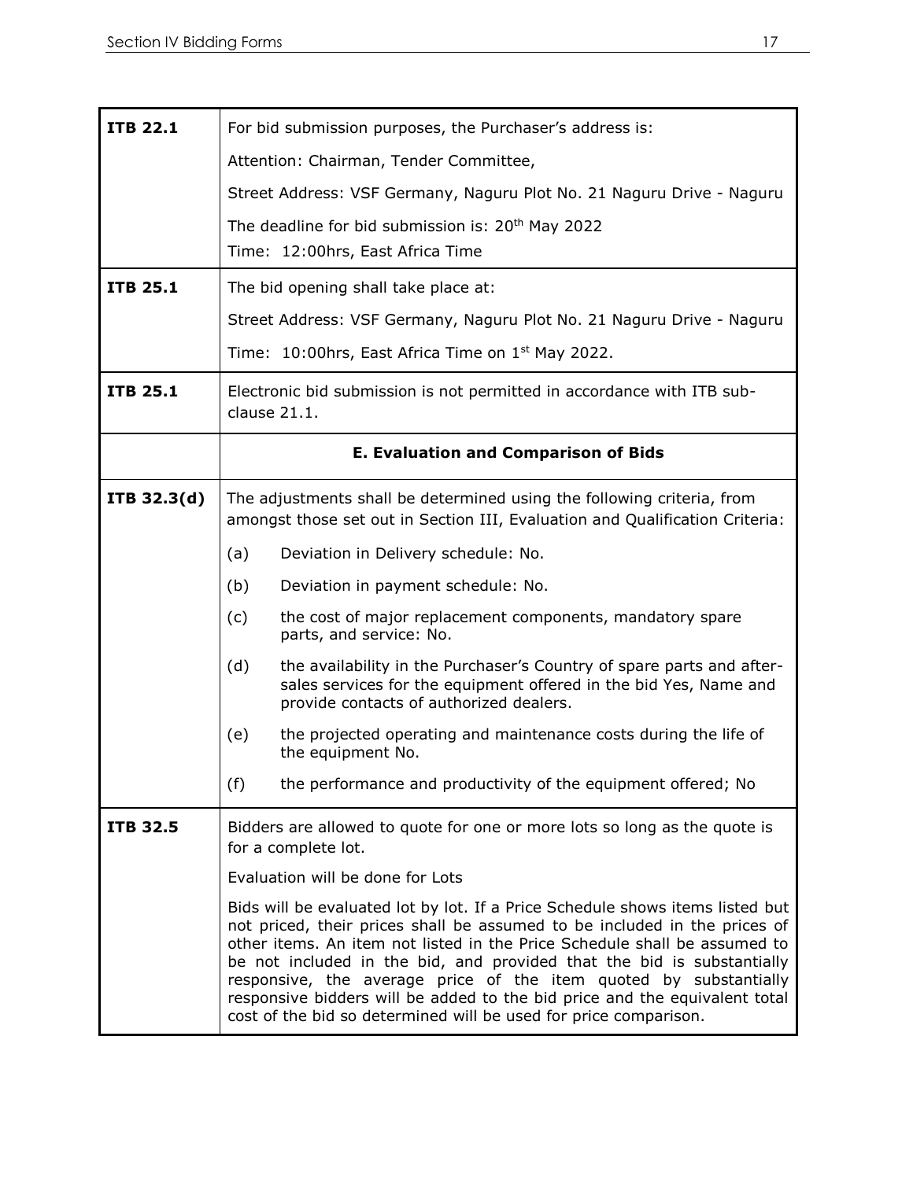| | |
|---|---|
| **ITB 22.1** | For bid submission purposes, the Purchaser's address is:<br><br>Attention: Chairman, Tender Committee,<br><br>Street Address: VSF Germany, Naguru Plot No. 21 Naguru Drive - Naguru<br><br>The deadline for bid submission is: 20th May 2022<br>Time: 12:00hrs, East Africa Time |
| **ITB 25.1** | The bid opening shall take place at:<br><br>Street Address: VSF Germany, Naguru Plot No. 21 Naguru Drive - Naguru<br><br>Time: 10:00hrs, East Africa Time on 1st May 2022. |
| **ITB 25.1** | Electronic bid submission is not permitted in accordance with ITB sub-clause 21.1. |
| | **E. Evaluation and Comparison of Bids** |
| **ITB 32.3(d)** | The adjustments shall be determined using the following criteria, from amongst those set out in Section III, Evaluation and Qualification Criteria:<br><br>(a) Deviation in Delivery schedule: No.<br><br>(b) Deviation in payment schedule: No.<br><br>(c) the cost of major replacement components, mandatory spare parts, and service: No.<br><br>(d) the availability in the Purchaser's Country of spare parts and after-sales services for the equipment offered in the bid Yes, Name and provide contacts of authorized dealers.<br><br>(e) the projected operating and maintenance costs during the life of the equipment No.<br><br>(f) the performance and productivity of the equipment offered; No |
| **ITB 32.5** | Bidders are allowed to quote for one or more lots so long as the quote is for a complete lot.<br><br>Evaluation will be done for Lots<br><br>Bids will be evaluated lot by lot. If a Price Schedule shows items listed but not priced, their prices shall be assumed to be included in the prices of other items. An item not listed in the Price Schedule shall be assumed to be not included in the bid, and provided that the bid is substantially responsive, the average price of the item quoted by substantially responsive bidders will be added to the bid price and the equivalent total cost of the bid so determined will be used for price comparison. |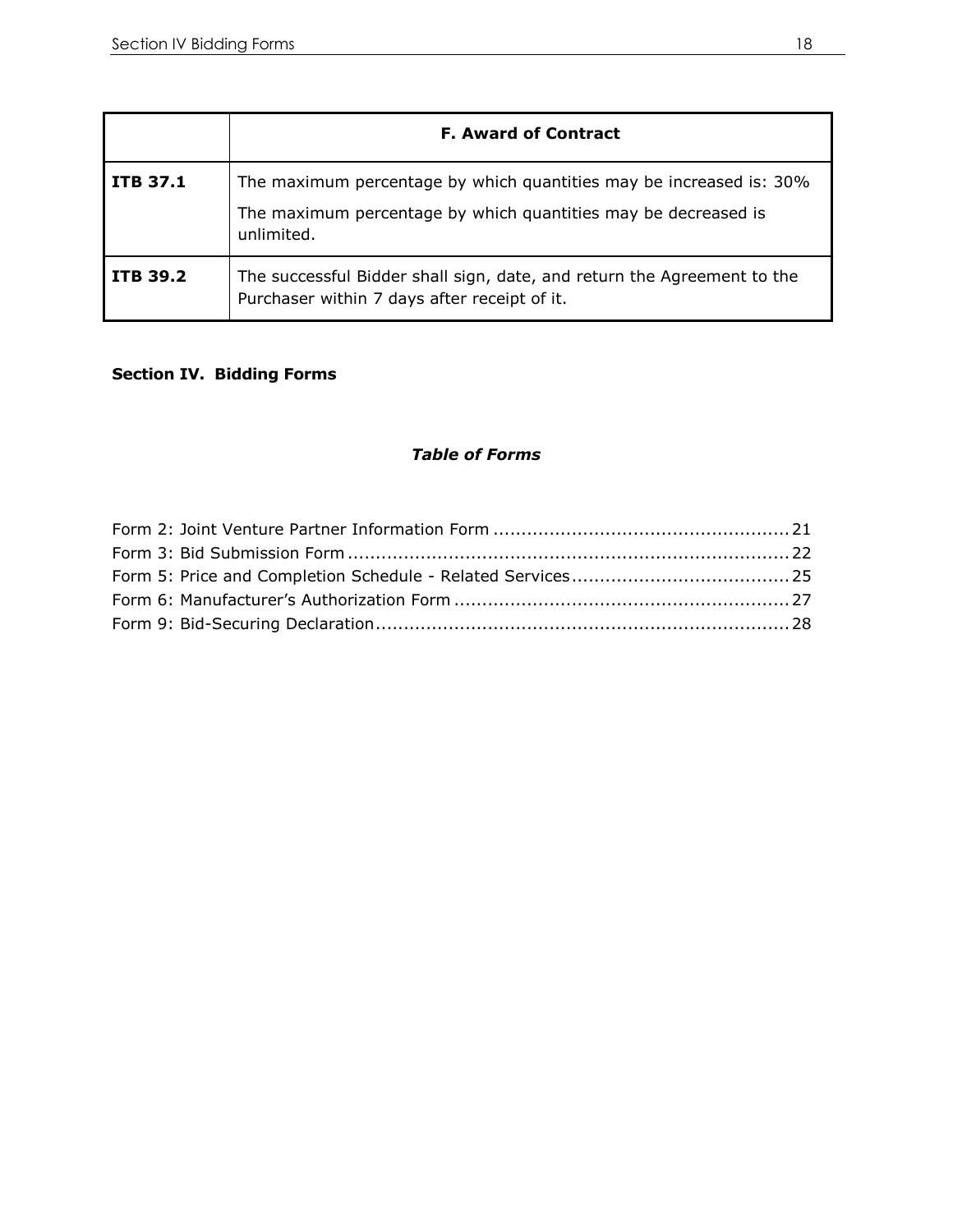|  | **F. Award of Contract** |
|---|---|
| **ITB 37.1** | The maximum percentage by which quantities may be increased is: 30%<br><br>The maximum percentage by which quantities may be decreased is unlimited. |
| **ITB 39.2** | The successful Bidder shall sign, date, and return the Agreement to the Purchaser within 7 days after receipt of it. |

## Section IV. Bidding Forms

### *Table of Forms*

Form 2: Joint Venture Partner Information Form .................................................... 21
Form 3: Bid Submission Form ............................................................................ 22
Form 5: Price and Completion Schedule - Related Services ..................................... 25
Form 6: Manufacturer's Authorization Form ......................................................... 27
Form 9: Bid-Securing Declaration ....................................................................... 28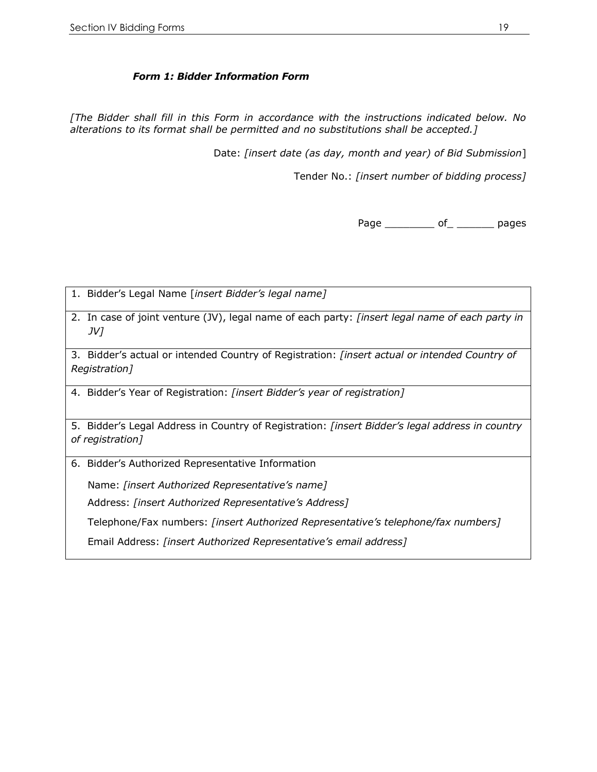### *Form 1: Bidder Information Form*

*[The Bidder shall fill in this Form in accordance with the instructions indicated below. No alterations to its format shall be permitted and no substitutions shall be accepted.]*

Date: *[insert date (as day, month and year) of Bid Submission*]

Tender No.: *[insert number of bidding process]*

Page ________ of_ ______ pages

| |
|---|
| 1. Bidder's Legal Name [*insert Bidder's legal name]* |
| 2. In case of joint venture (JV), legal name of each party: *[insert legal name of each party in JV]* |
| 3. Bidder's actual or intended Country of Registration: *[insert actual or intended Country of Registration]* |
| 4. Bidder's Year of Registration: *[insert Bidder's year of registration]* |
| 5. Bidder's Legal Address in Country of Registration: *[insert Bidder's legal address in country of registration]* |
| 6. Bidder's Authorized Representative Information<br><br>Name: *[insert Authorized Representative's name]*<br><br>Address: *[insert Authorized Representative's Address]*<br><br>Telephone/Fax numbers: *[insert Authorized Representative's telephone/fax numbers]*<br><br>Email Address: *[insert Authorized Representative's email address]* |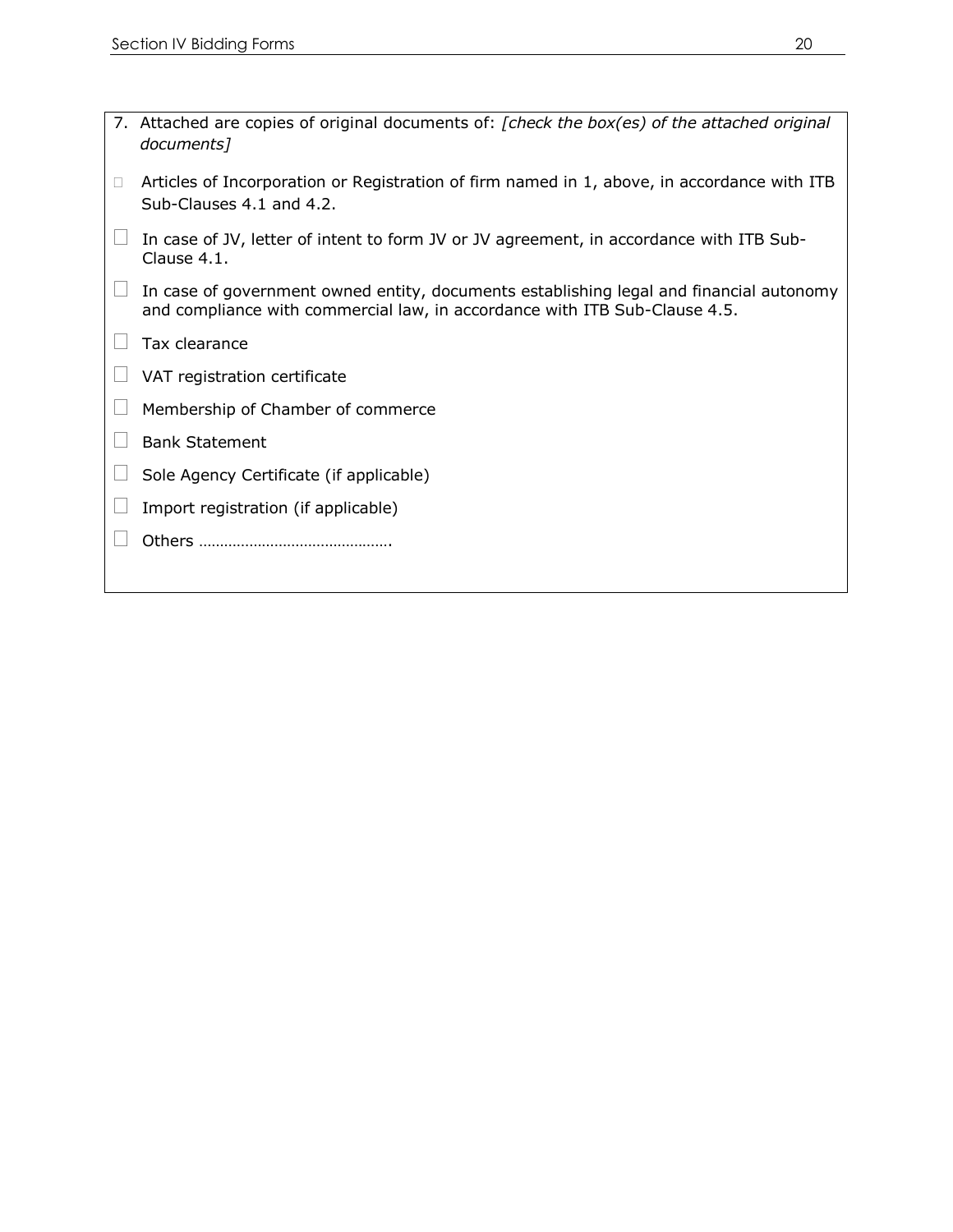7. Attached are copies of original documents of: *[check the box(es) of the attached original documents]*

- ☐ Articles of Incorporation or Registration of firm named in 1, above, in accordance with ITB Sub-Clauses 4.1 and 4.2.
- ☐ In case of JV, letter of intent to form JV or JV agreement, in accordance with ITB Sub-Clause 4.1.
- ☐ In case of government owned entity, documents establishing legal and financial autonomy and compliance with commercial law, in accordance with ITB Sub-Clause 4.5.
- ☐ Tax clearance
- ☐ VAT registration certificate
- ☐ Membership of Chamber of commerce
- ☐ Bank Statement
- ☐ Sole Agency Certificate (if applicable)
- ☐ Import registration (if applicable)
- ☐ Others ……………………………………….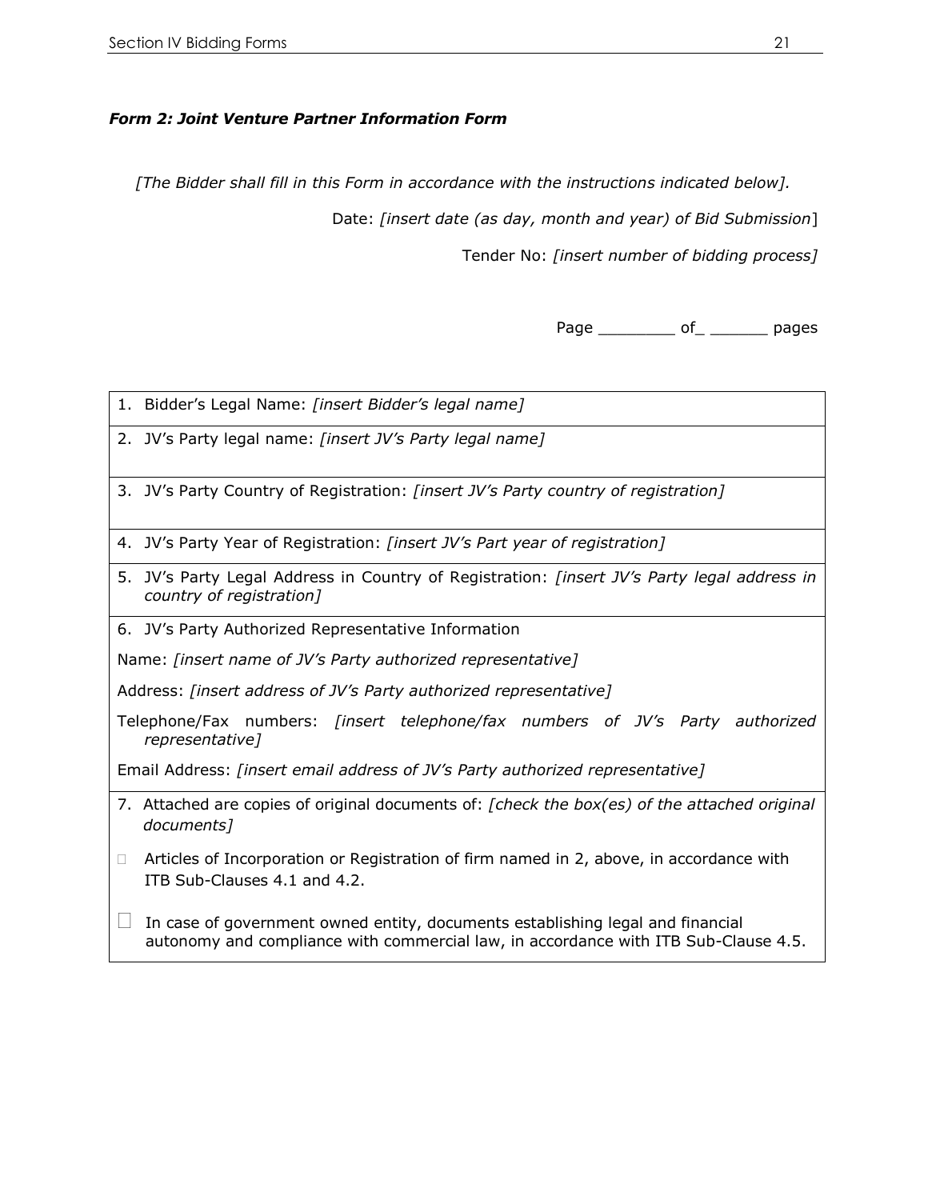### *Form 2: Joint Venture Partner Information Form*

*[The Bidder shall fill in this Form in accordance with the instructions indicated below].*

Date: *[insert date (as day, month and year) of Bid Submission*]

Tender No: *[insert number of bidding process]*

Page ________ of_ ______ pages

| |
|---|
| 1. Bidder's Legal Name: *[insert Bidder's legal name]* |
| 2. JV's Party legal name: *[insert JV's Party legal name]* |
| 3. JV's Party Country of Registration: *[insert JV's Party country of registration]* |
| 4. JV's Party Year of Registration: *[insert JV's Part year of registration]* |
| 5. JV's Party Legal Address in Country of Registration: *[insert JV's Party legal address in country of registration]* |
| 6. JV's Party Authorized Representative Information<br><br>Name: *[insert name of JV's Party authorized representative]*<br><br>Address: *[insert address of JV's Party authorized representative]*<br><br>Telephone/Fax numbers: *[insert telephone/fax numbers of JV's Party authorized representative]*<br><br>Email Address: *[insert email address of JV's Party authorized representative]* |
| 7. Attached are copies of original documents of: *[check the box(es) of the attached original documents]*<br><br>☐ Articles of Incorporation or Registration of firm named in 2, above, in accordance with ITB Sub-Clauses 4.1 and 4.2.<br><br>☐ In case of government owned entity, documents establishing legal and financial autonomy and compliance with commercial law, in accordance with ITB Sub-Clause 4.5. |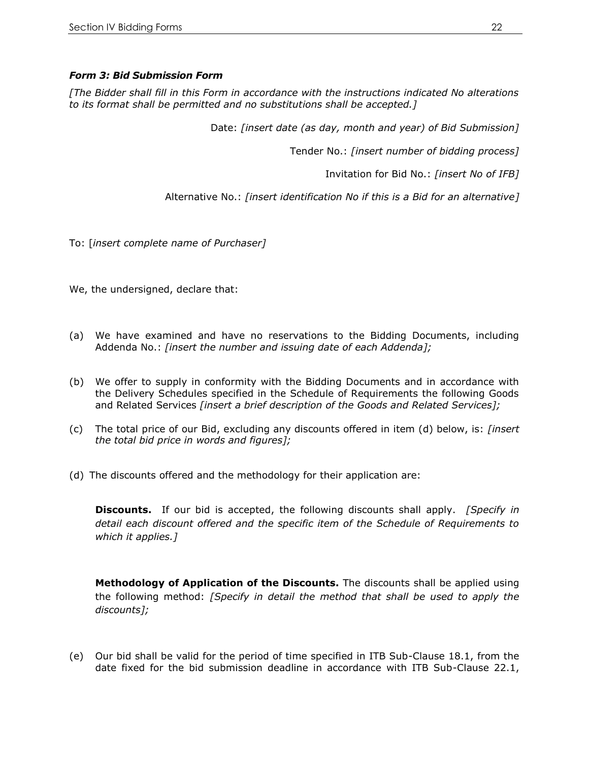***Form 3: Bid Submission Form***

*[The Bidder shall fill in this Form in accordance with the instructions indicated No alterations to its format shall be permitted and no substitutions shall be accepted.]*

Date: *[insert date (as day, month and year) of Bid Submission]*

Tender No.: *[insert number of bidding process]*

Invitation for Bid No.: *[insert No of IFB]*

Alternative No.: *[insert identification No if this is a Bid for an alternative]*

To: [*insert complete name of Purchaser]*

We, the undersigned, declare that:

(a) We have examined and have no reservations to the Bidding Documents, including Addenda No.: *[insert the number and issuing date of each Addenda];*

(b) We offer to supply in conformity with the Bidding Documents and in accordance with the Delivery Schedules specified in the Schedule of Requirements the following Goods and Related Services *[insert a brief description of the Goods and Related Services];*

(c) The total price of our Bid, excluding any discounts offered in item (d) below, is: *[insert the total bid price in words and figures];*

(d) The discounts offered and the methodology for their application are:

**Discounts.** If our bid is accepted, the following discounts shall apply. *[Specify in detail each discount offered and the specific item of the Schedule of Requirements to which it applies.]*

**Methodology of Application of the Discounts.** The discounts shall be applied using the following method: *[Specify in detail the method that shall be used to apply the discounts];*

(e) Our bid shall be valid for the period of time specified in ITB Sub-Clause 18.1, from the date fixed for the bid submission deadline in accordance with ITB Sub-Clause 22.1,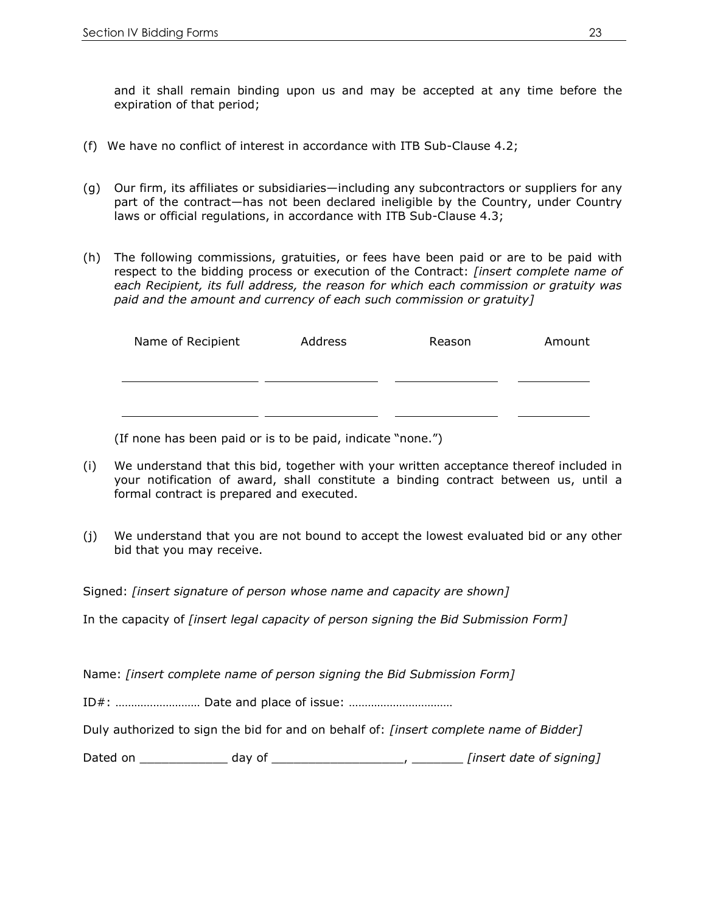and it shall remain binding upon us and may be accepted at any time before the expiration of that period;

(f) We have no conflict of interest in accordance with ITB Sub-Clause 4.2;

(g) Our firm, its affiliates or subsidiaries—including any subcontractors or suppliers for any part of the contract—has not been declared ineligible by the Country, under Country laws or official regulations, in accordance with ITB Sub-Clause 4.3;

(h) The following commissions, gratuities, or fees have been paid or are to be paid with respect to the bidding process or execution of the Contract: *[insert complete name of each Recipient, its full address, the reason for which each commission or gratuity was paid and the amount and currency of each such commission or gratuity]*

| Name of Recipient | Address | Reason | Amount |
|---|---|---|---|
| ___________________ | ________________ | ______________ | __________ |
| ___________________ | ________________ | ______________ | __________ |

(If none has been paid or is to be paid, indicate "none.")

(i) We understand that this bid, together with your written acceptance thereof included in your notification of award, shall constitute a binding contract between us, until a formal contract is prepared and executed.

(j) We understand that you are not bound to accept the lowest evaluated bid or any other bid that you may receive.

Signed: *[insert signature of person whose name and capacity are shown]*

In the capacity of *[insert legal capacity of person signing the Bid Submission Form]*

Name: *[insert complete name of person signing the Bid Submission Form]*

ID#: ……………………… Date and place of issue: ……………………………

Duly authorized to sign the bid for and on behalf of: *[insert complete name of Bidder]*

Dated on ____________ day of __________________, _______ *[insert date of signing]*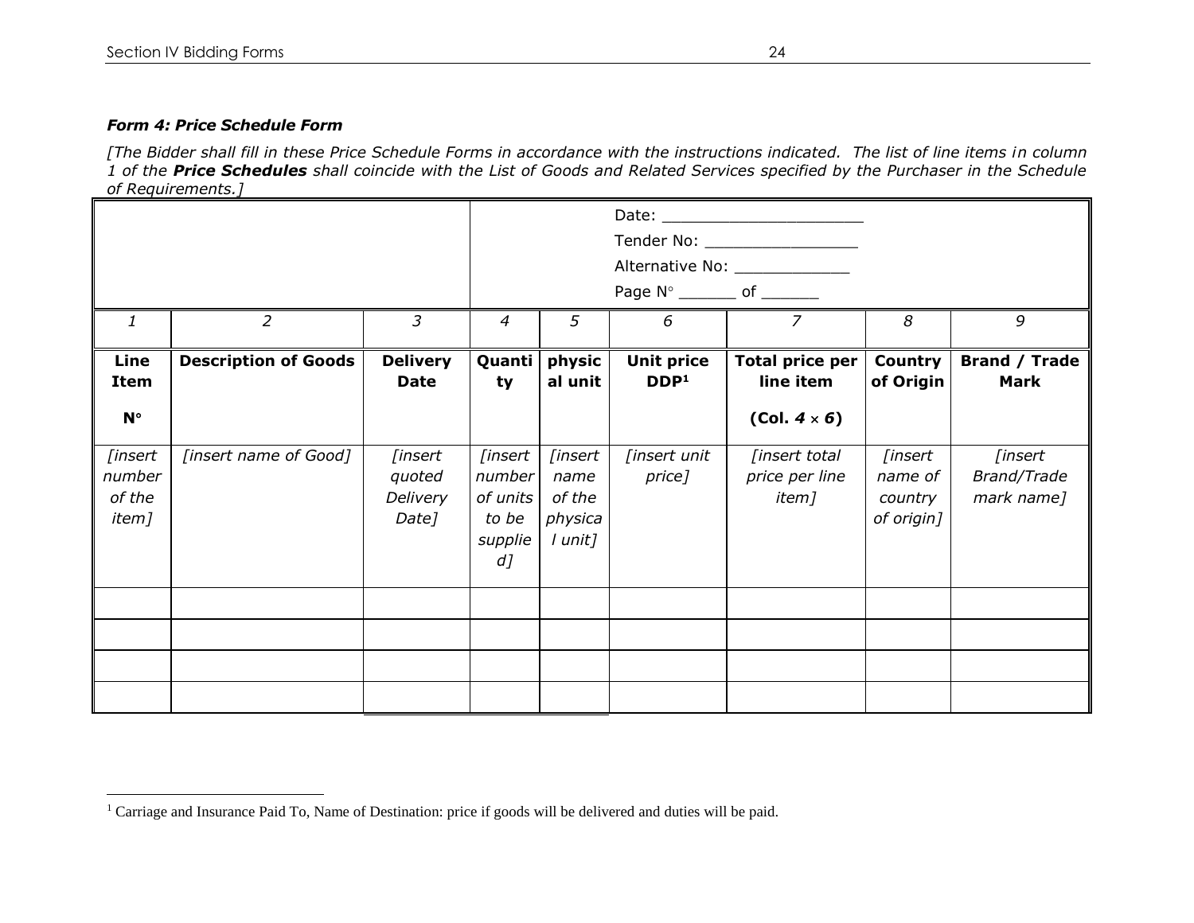***Form 4: Price Schedule Form***

*[The Bidder shall fill in these Price Schedule Forms in accordance with the instructions indicated. The list of line items in column 1 of the* ***Price Schedules*** *shall coincide with the List of Goods and Related Services specified by the Purchaser in the Schedule of Requirements.]*

| | | | Date: ______________________ Tender No: _________________ Alternative No: _____________ Page N° ______ of ______ | | | | | |
|---|---|---|---|---|---|---|---|---|
| *1* | *2* | *3* | *4* | *5* | *6* | *7* | *8* | *9* |
| **Line Item N°** | **Description of Goods** | **Delivery Date** | **Quantity** | **physical unit** | **Unit price DDP**[1] | **Total price per line item (Col. *4* × *6*)** | **Country of Origin** | **Brand / Trade Mark** |
| *[insert number of the item]* | *[insert name of Good]* | *[insert quoted Delivery Date]* | *[insert number of units to be supplied]* | *[insert name of the physical unit]* | *[insert unit price]* | *[insert total price per line item]* | *[insert name of country of origin]* | *[insert Brand/Trade mark name]* |
| | | | | | | | | |
| | | | | | | | | |
| | | | | | | | | |
| | | | | | | | | |

[1] Carriage and Insurance Paid To, Name of Destination: price if goods will be delivered and duties will be paid.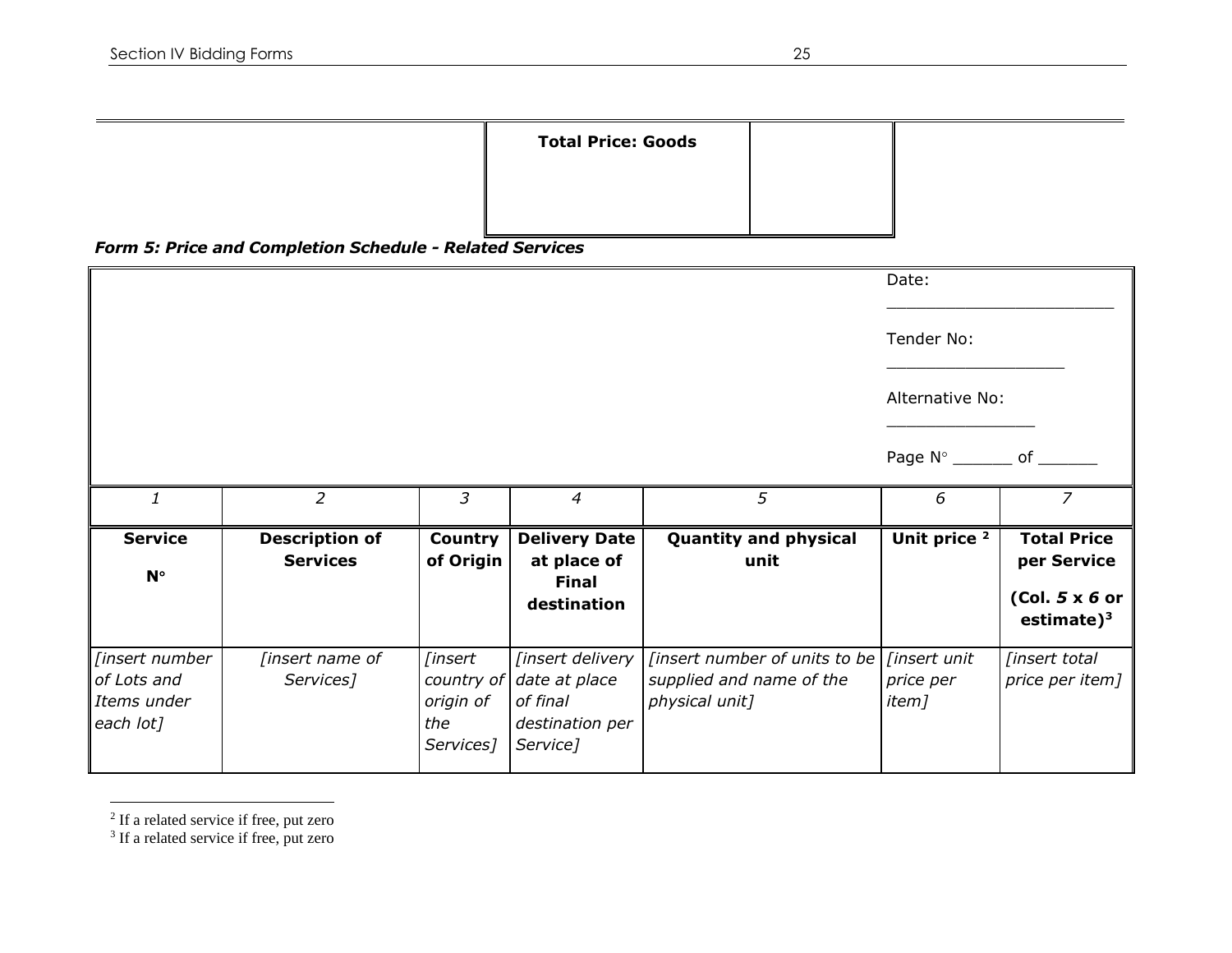| Total Price: Goods | |
|---|---|

***Form 5: Price and Completion Schedule - Related Services***

Date: ______________________

Tender No: _________________

Alternative No: ______________

Page N° ______ of ______

| *1* | *2* | *3* | *4* | *5* | *6* | *7* |
|---|---|---|---|---|---|---|
| **Service N°** | **Description of Services** | **Country of Origin** | **Delivery Date at place of Final destination** | **Quantity and physical unit** | **Unit price** [2] | **Total Price per Service (Col. *5* x *6* or estimate)**[3] |
| *[insert number of Lots and Items under each lot]* | *[insert name of Services]* | *[insert country of origin of the Services]* | *[insert delivery date at place of final destination per Service]* | *[insert number of units to be supplied and name of the physical unit]* | *[insert unit price per item]* | *[insert total price per item]* |

[2] If a related service if free, put zero

[3] If a related service if free, put zero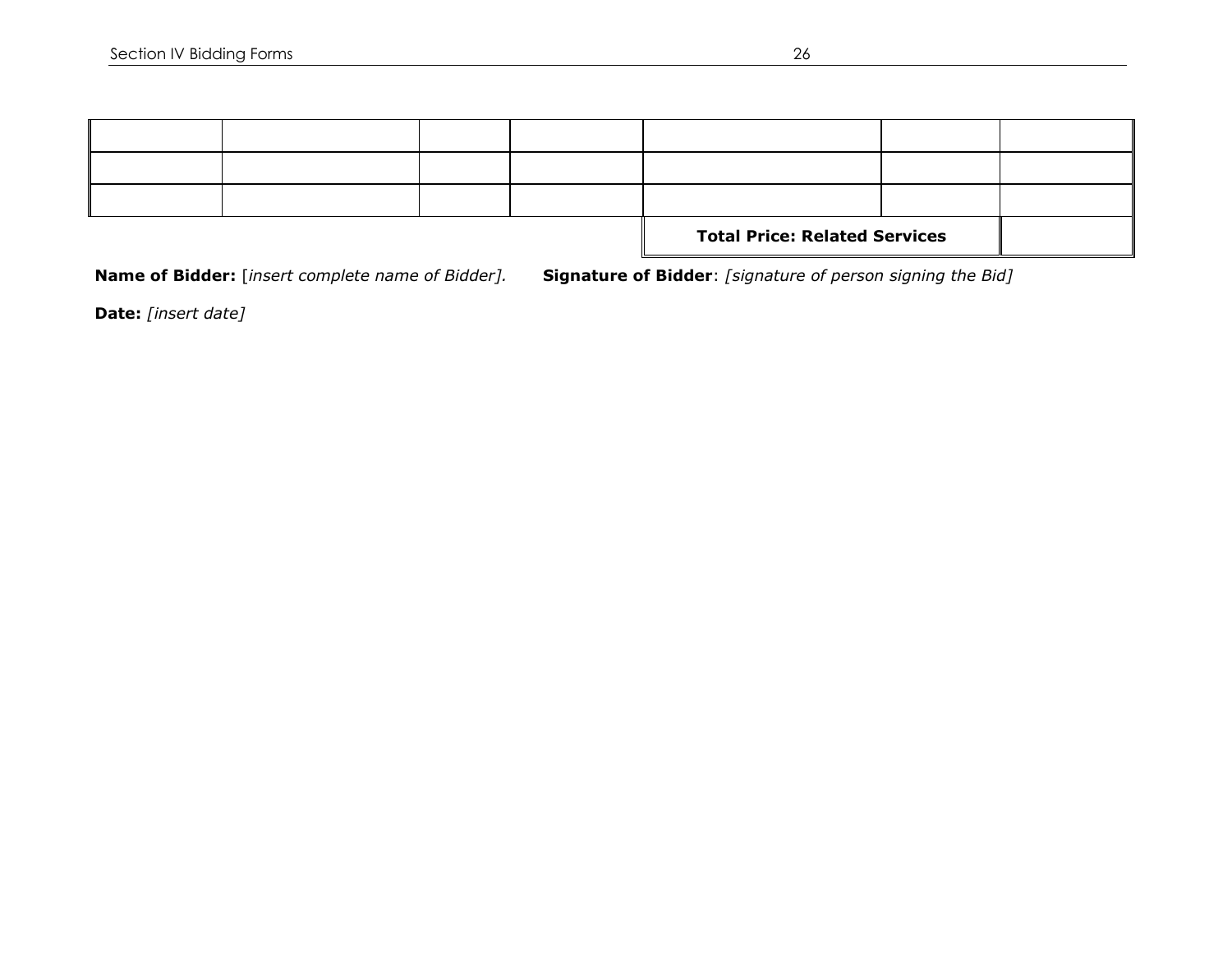| | | | | | | |
|---|---|---|---|---|---|---|
| | | | | | | |
| | | | | | | |
| | | | | | | |
| | | | | **Total Price: Related Services** | | |

**Name of Bidder:** [*insert complete name of Bidder].* **Signature of Bidder**: *[signature of person signing the Bid]*

**Date:** *[insert date]*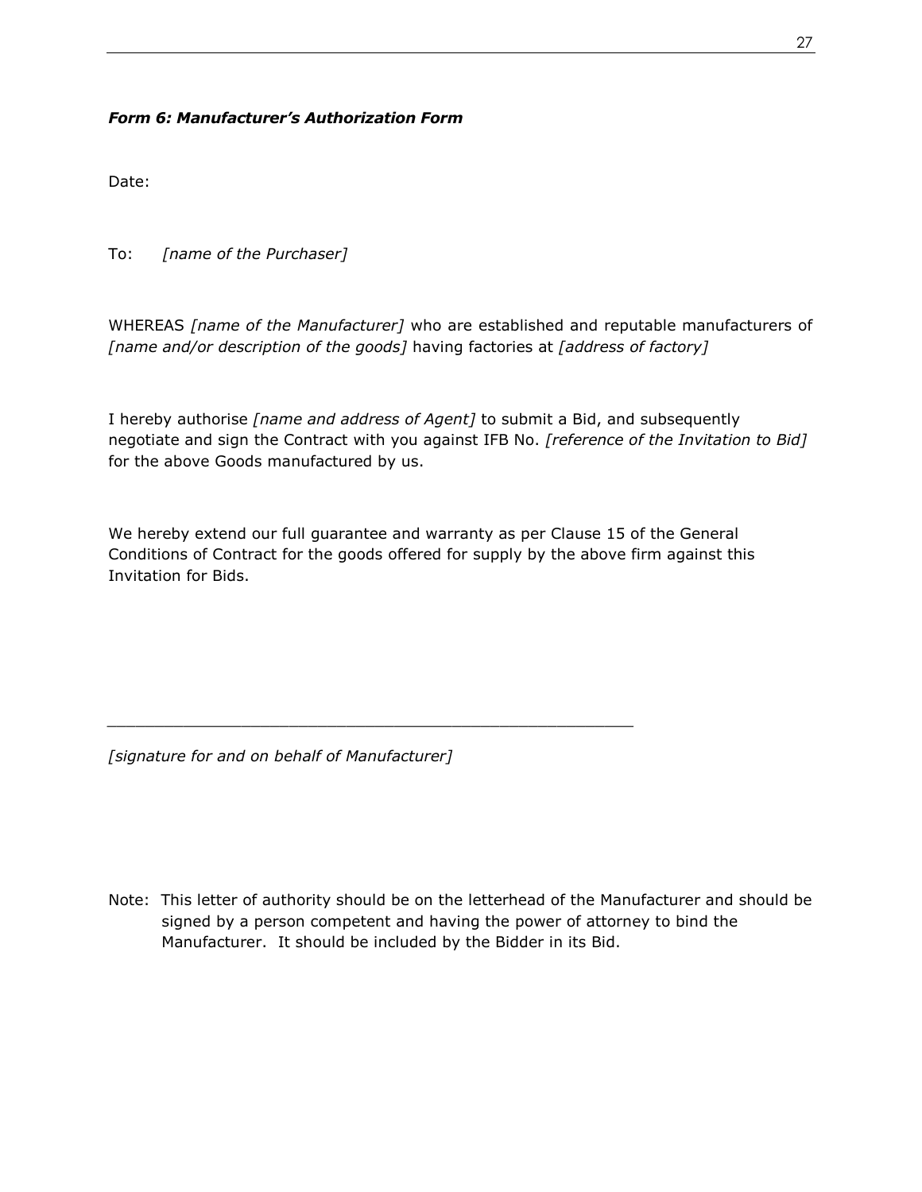***Form 6: Manufacturer's Authorization Form***

Date:

To: *[name of the Purchaser]*

WHEREAS *[name of the Manufacturer]* who are established and reputable manufacturers of *[name and/or description of the goods]* having factories at *[address of factory]*

I hereby authorise *[name and address of Agent]* to submit a Bid, and subsequently negotiate and sign the Contract with you against IFB No. *[reference of the Invitation to Bid]* for the above Goods manufactured by us.

We hereby extend our full guarantee and warranty as per Clause 15 of the General Conditions of Contract for the goods offered for supply by the above firm against this Invitation for Bids.

_______________________________________________________

*[signature for and on behalf of Manufacturer]*

Note: This letter of authority should be on the letterhead of the Manufacturer and should be signed by a person competent and having the power of attorney to bind the Manufacturer. It should be included by the Bidder in its Bid.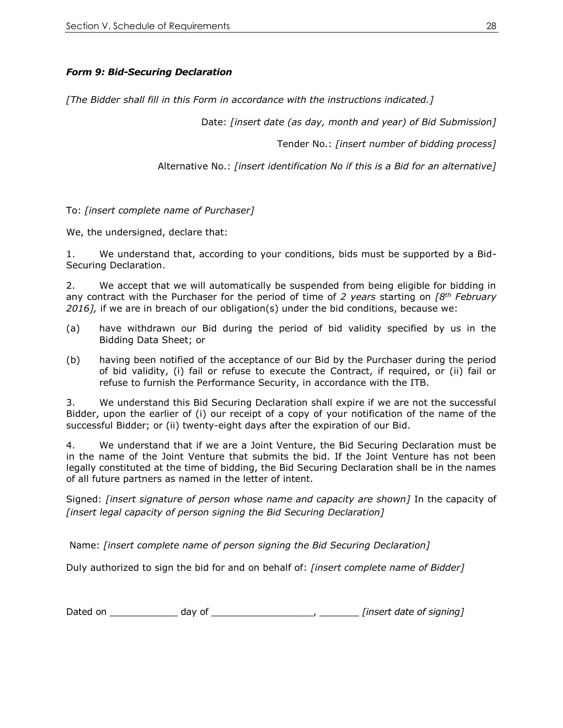***Form 9: Bid-Securing Declaration***

*[The Bidder shall fill in this Form in accordance with the instructions indicated.]*

Date: *[insert date (as day, month and year) of Bid Submission]*

Tender No.: *[insert number of bidding process]*

Alternative No.: *[insert identification No if this is a Bid for an alternative]*

To: *[insert complete name of Purchaser]*

We, the undersigned, declare that:

1. We understand that, according to your conditions, bids must be supported by a Bid-Securing Declaration.

2. We accept that we will automatically be suspended from being eligible for bidding in any contract with the Purchaser for the period of time of *2 years* starting on *[8th February 2016],* if we are in breach of our obligation(s) under the bid conditions, because we:

(a) have withdrawn our Bid during the period of bid validity specified by us in the Bidding Data Sheet; or

(b) having been notified of the acceptance of our Bid by the Purchaser during the period of bid validity, (i) fail or refuse to execute the Contract, if required, or (ii) fail or refuse to furnish the Performance Security, in accordance with the ITB.

3. We understand this Bid Securing Declaration shall expire if we are not the successful Bidder, upon the earlier of (i) our receipt of a copy of your notification of the name of the successful Bidder; or (ii) twenty-eight days after the expiration of our Bid.

4. We understand that if we are a Joint Venture, the Bid Securing Declaration must be in the name of the Joint Venture that submits the bid. If the Joint Venture has not been legally constituted at the time of bidding, the Bid Securing Declaration shall be in the names of all future partners as named in the letter of intent.

Signed: *[insert signature of person whose name and capacity are shown]* In the capacity of *[insert legal capacity of person signing the Bid Securing Declaration]*

Name: *[insert complete name of person signing the Bid Securing Declaration]*

Duly authorized to sign the bid for and on behalf of: *[insert complete name of Bidder]*

Dated on ____________ day of __________________, _______ *[insert date of signing]*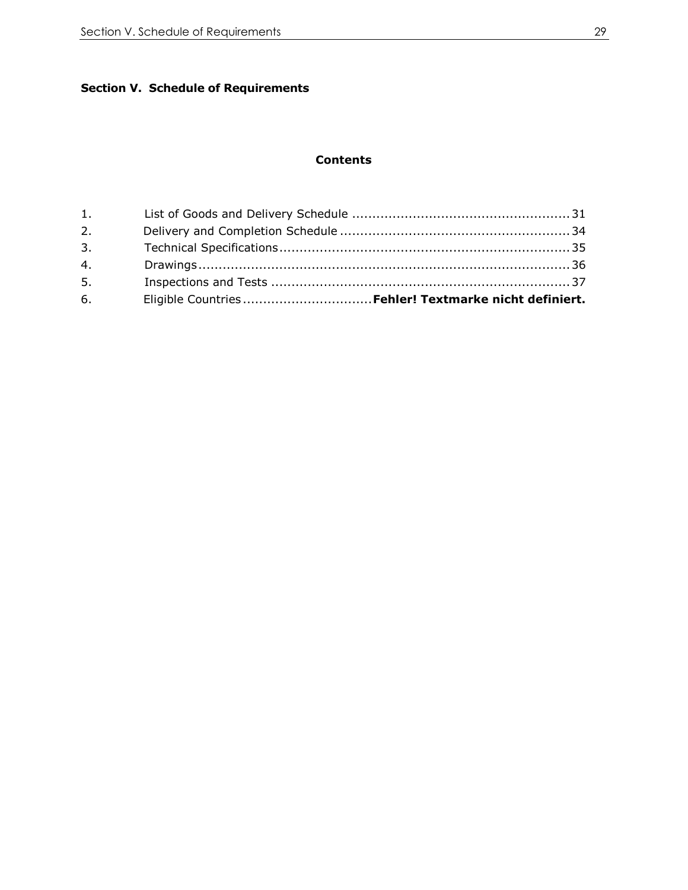# Section V. Schedule of Requirements

## Contents

1. List of Goods and Delivery Schedule ..................................................... 31
2. Delivery and Completion Schedule ......................................................... 34
3. Technical Specifications ........................................................................ 35
4. Drawings ............................................................................................ 36
5. Inspections and Tests ........................................................................... 37
6. Eligible Countries ................................ **Fehler! Textmarke nicht definiert.**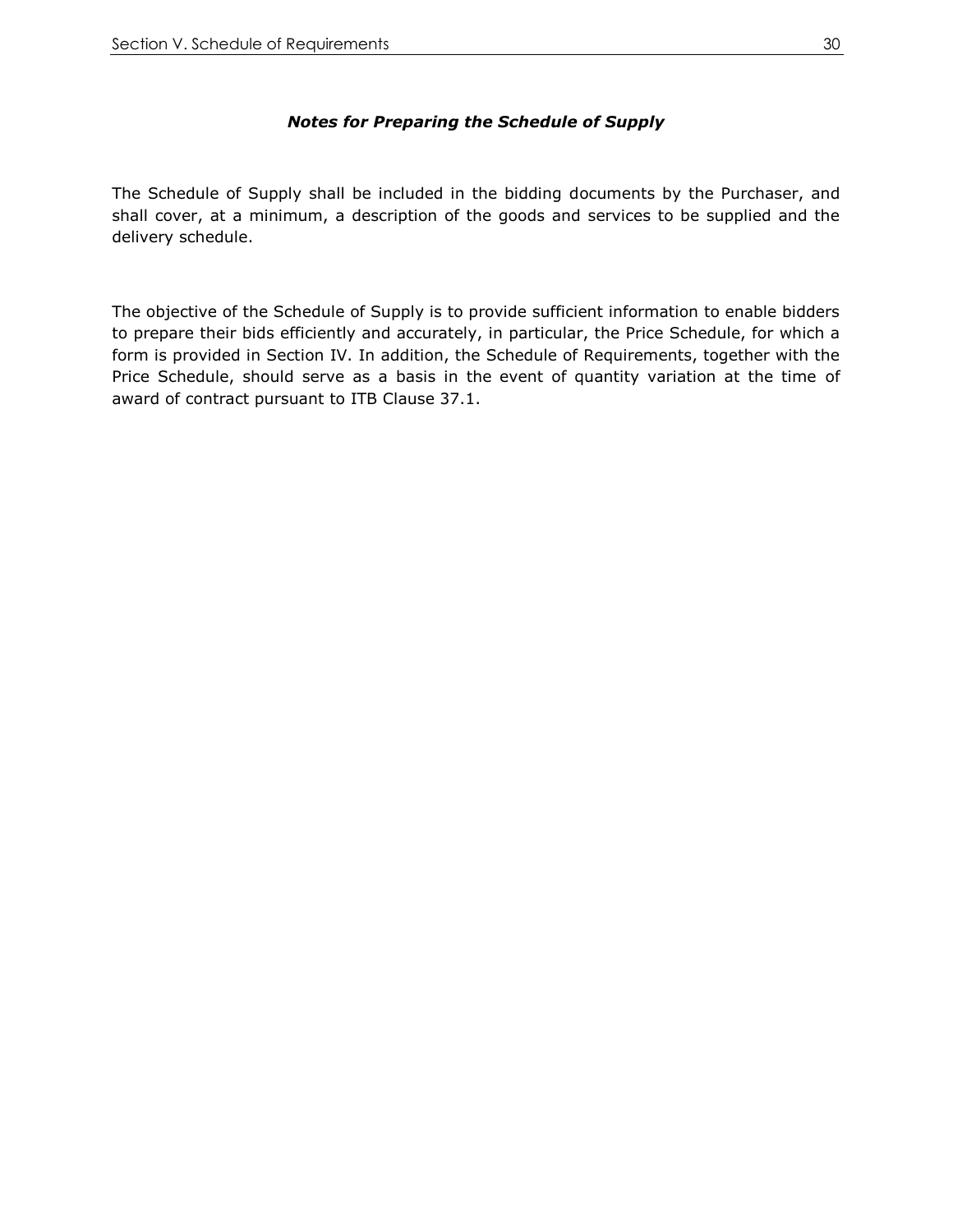### *Notes for Preparing the Schedule of Supply*

The Schedule of Supply shall be included in the bidding documents by the Purchaser, and shall cover, at a minimum, a description of the goods and services to be supplied and the delivery schedule.

The objective of the Schedule of Supply is to provide sufficient information to enable bidders to prepare their bids efficiently and accurately, in particular, the Price Schedule, for which a form is provided in Section IV. In addition, the Schedule of Requirements, together with the Price Schedule, should serve as a basis in the event of quantity variation at the time of award of contract pursuant to ITB Clause 37.1.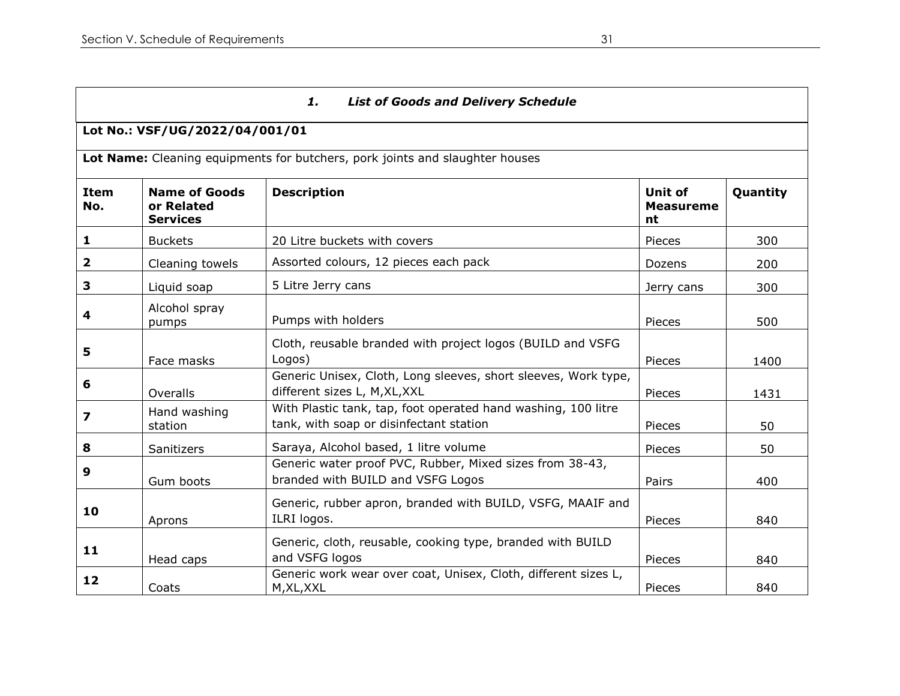### 1. *List of Goods and Delivery Schedule*

**Lot No.: VSF/UG/2022/04/001/01**

**Lot Name:** Cleaning equipments for butchers, pork joints and slaughter houses

| Item No. | Name of Goods or Related Services | Description | Unit of Measurement | Quantity |
|---|---|---|---|---|
| **1** | Buckets | 20 Litre buckets with covers | Pieces | 300 |
| **2** | Cleaning towels | Assorted colours, 12 pieces each pack | Dozens | 200 |
| **3** | Liquid soap | 5 Litre Jerry cans | Jerry cans | 300 |
| **4** | Alcohol spray pumps | Pumps with holders | Pieces | 500 |
| **5** | Face masks | Cloth, reusable branded with project logos (BUILD and VSFG Logos) | Pieces | 1400 |
| **6** | Overalls | Generic Unisex, Cloth, Long sleeves, short sleeves, Work type, different sizes L, M,XL,XXL | Pieces | 1431 |
| **7** | Hand washing station | With Plastic tank, tap, foot operated hand washing, 100 litre tank, with soap or disinfectant station | Pieces | 50 |
| **8** | Sanitizers | Saraya, Alcohol based, 1 litre volume | Pieces | 50 |
| **9** | Gum boots | Generic water proof PVC, Rubber, Mixed sizes from 38-43, branded with BUILD and VSFG Logos | Pairs | 400 |
| **10** | Aprons | Generic, rubber apron, branded with BUILD, VSFG, MAAIF and ILRI logos. | Pieces | 840 |
| **11** | Head caps | Generic, cloth, reusable, cooking type, branded with BUILD and VSFG logos | Pieces | 840 |
| **12** | Coats | Generic work wear over coat, Unisex, Cloth, different sizes L, M,XL,XXL | Pieces | 840 |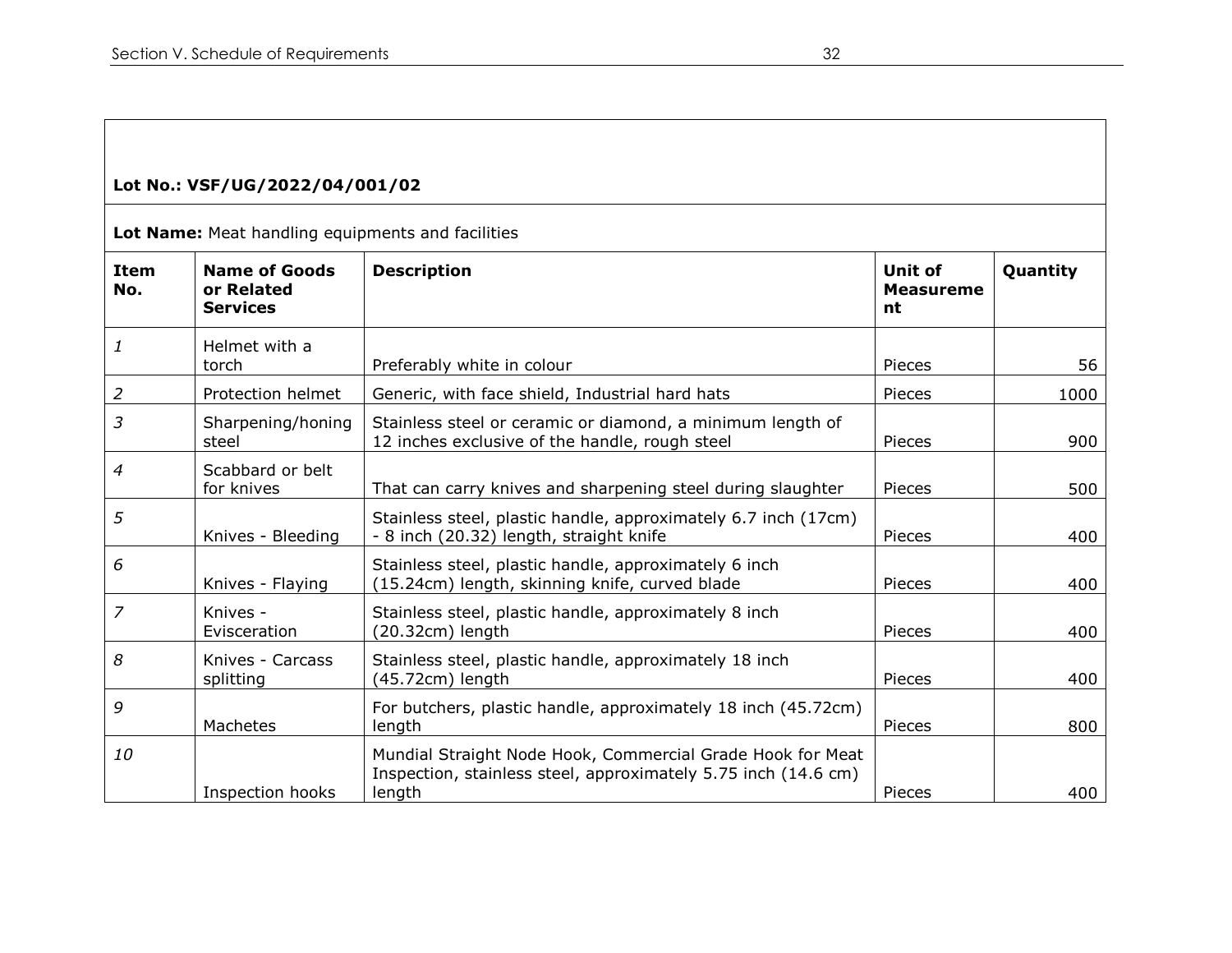**Lot No.: VSF/UG/2022/04/001/02**

**Lot Name:** Meat handling equipments and facilities

| Item No. | Name of Goods or Related Services | Description | Unit of Measurement | Quantity |
|---|---|---|---|---|
| *1* | Helmet with a torch | Preferably white in colour | Pieces | 56 |
| *2* | Protection helmet | Generic, with face shield, Industrial hard hats | Pieces | 1000 |
| *3* | Sharpening/honing steel | Stainless steel or ceramic or diamond, a minimum length of 12 inches exclusive of the handle, rough steel | Pieces | 900 |
| *4* | Scabbard or belt for knives | That can carry knives and sharpening steel during slaughter | Pieces | 500 |
| *5* | Knives - Bleeding | Stainless steel, plastic handle, approximately 6.7 inch (17cm) - 8 inch (20.32) length, straight knife | Pieces | 400 |
| *6* | Knives - Flaying | Stainless steel, plastic handle, approximately 6 inch (15.24cm) length, skinning knife, curved blade | Pieces | 400 |
| *7* | Knives - Evisceration | Stainless steel, plastic handle, approximately 8 inch (20.32cm) length | Pieces | 400 |
| *8* | Knives - Carcass splitting | Stainless steel, plastic handle, approximately 18 inch (45.72cm) length | Pieces | 400 |
| *9* | Machetes | For butchers, plastic handle, approximately 18 inch (45.72cm) length | Pieces | 800 |
| *10* | Inspection hooks | Mundial Straight Node Hook, Commercial Grade Hook for Meat Inspection, stainless steel, approximately 5.75 inch (14.6 cm) length | Pieces | 400 |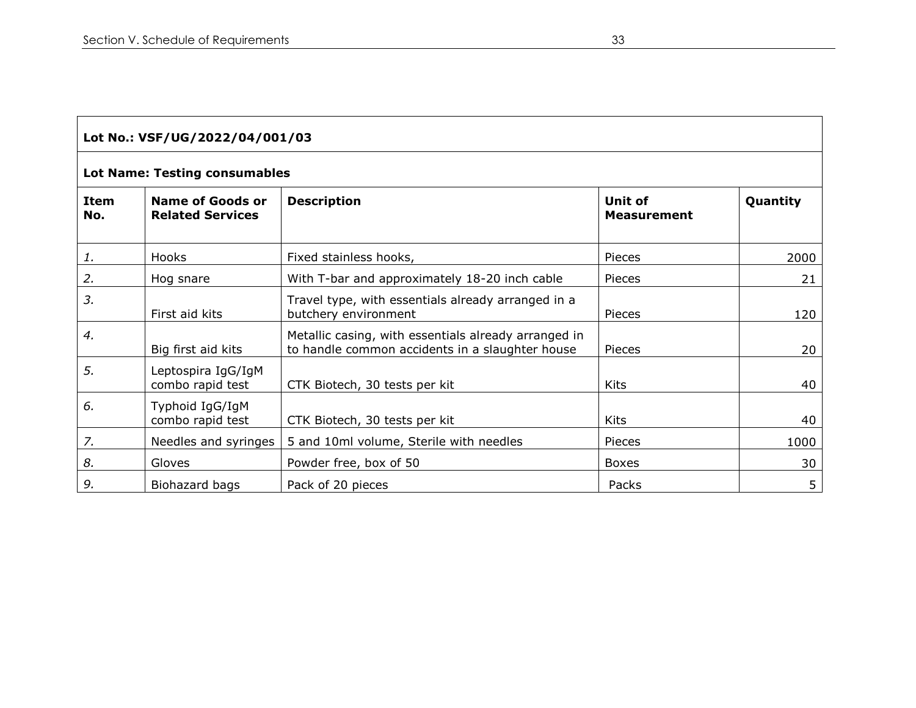**Lot No.: VSF/UG/2022/04/001/03**

**Lot Name: Testing consumables**

| Item No. | Name of Goods or Related Services | Description | Unit of Measurement | Quantity |
|---|---|---|---|---|
| *1.* | Hooks | Fixed stainless hooks, | Pieces | 2000 |
| *2.* | Hog snare | With T-bar and approximately 18-20 inch cable | Pieces | 21 |
| *3.* | First aid kits | Travel type, with essentials already arranged in a butchery environment | Pieces | 120 |
| *4.* | Big first aid kits | Metallic casing, with essentials already arranged in to handle common accidents in a slaughter house | Pieces | 20 |
| *5.* | Leptospira IgG/IgM combo rapid test | CTK Biotech, 30 tests per kit | Kits | 40 |
| *6.* | Typhoid IgG/IgM combo rapid test | CTK Biotech, 30 tests per kit | Kits | 40 |
| *7.* | Needles and syringes | 5 and 10ml volume, Sterile with needles | Pieces | 1000 |
| *8.* | Gloves | Powder free, box of 50 | Boxes | 30 |
| *9.* | Biohazard bags | Pack of 20 pieces | Packs | 5 |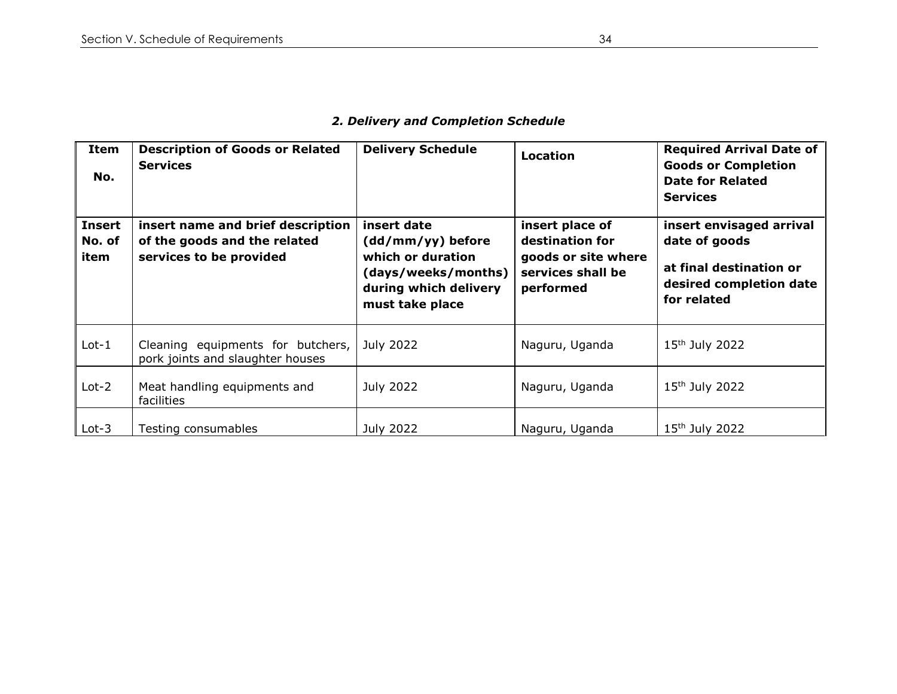## *2. Delivery and Completion Schedule*

| Item No. | Description of Goods or Related Services | Delivery Schedule | Location | Required Arrival Date of Goods or Completion Date for Related Services |
|---|---|---|---|---|
| **Insert No. of item** | **insert name and brief description of the goods and the related services to be provided** | **insert date (dd/mm/yy) before which or duration (days/weeks/months) during which delivery must take place** | **insert place of destination for goods or site where services shall be performed** | **insert envisaged arrival date of goods at final destination or desired completion date for related** |
| Lot-1 | Cleaning equipments for butchers, pork joints and slaughter houses | July 2022 | Naguru, Uganda | 15th July 2022 |
| Lot-2 | Meat handling equipments and facilities | July 2022 | Naguru, Uganda | 15th July 2022 |
| Lot-3 | Testing consumables | July 2022 | Naguru, Uganda | 15th July 2022 |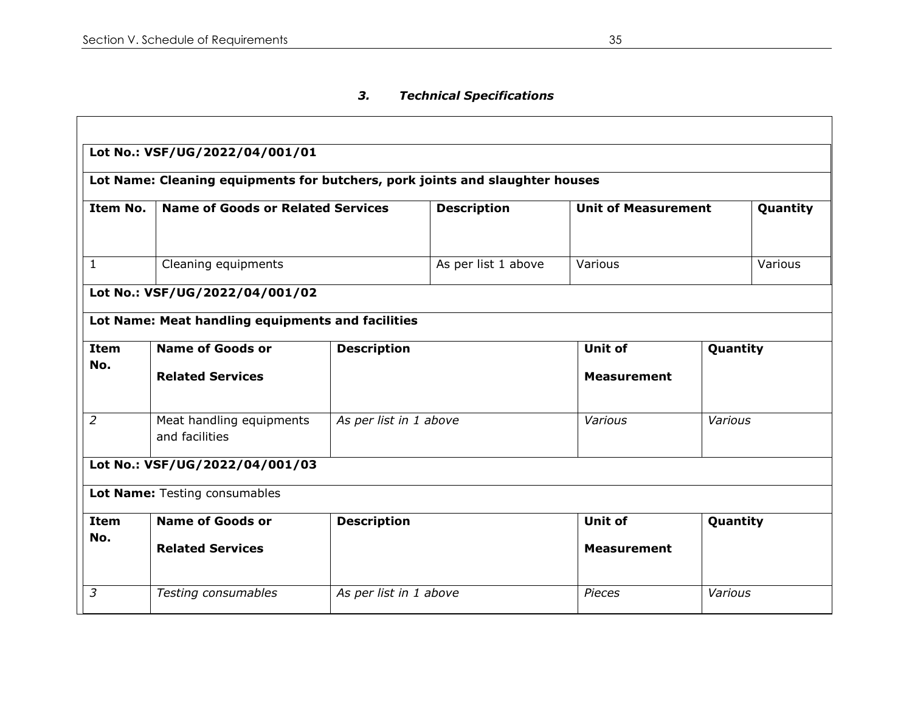### *3. Technical Specifications*

**Lot No.: VSF/UG/2022/04/001/01**

**Lot Name: Cleaning equipments for butchers, pork joints and slaughter houses**

| Item No. | Name of Goods or Related Services | Description | Unit of Measurement | Quantity |
|---|---|---|---|---|
| 1 | Cleaning equipments | As per list 1 above | Various | Various |

**Lot No.: VSF/UG/2022/04/001/02**

**Lot Name: Meat handling equipments and facilities**

| Item No. | Name of Goods or Related Services | Description | Unit of Measurement | Quantity |
|---|---|---|---|---|
| *2* | Meat handling equipments and facilities | *As per list in 1 above* | *Various* | *Various* |

**Lot No.: VSF/UG/2022/04/001/03**

**Lot Name:** Testing consumables

| Item No. | Name of Goods or Related Services | Description | Unit of Measurement | Quantity |
|---|---|---|---|---|
| *3* | *Testing consumables* | *As per list in 1 above* | *Pieces* | *Various* |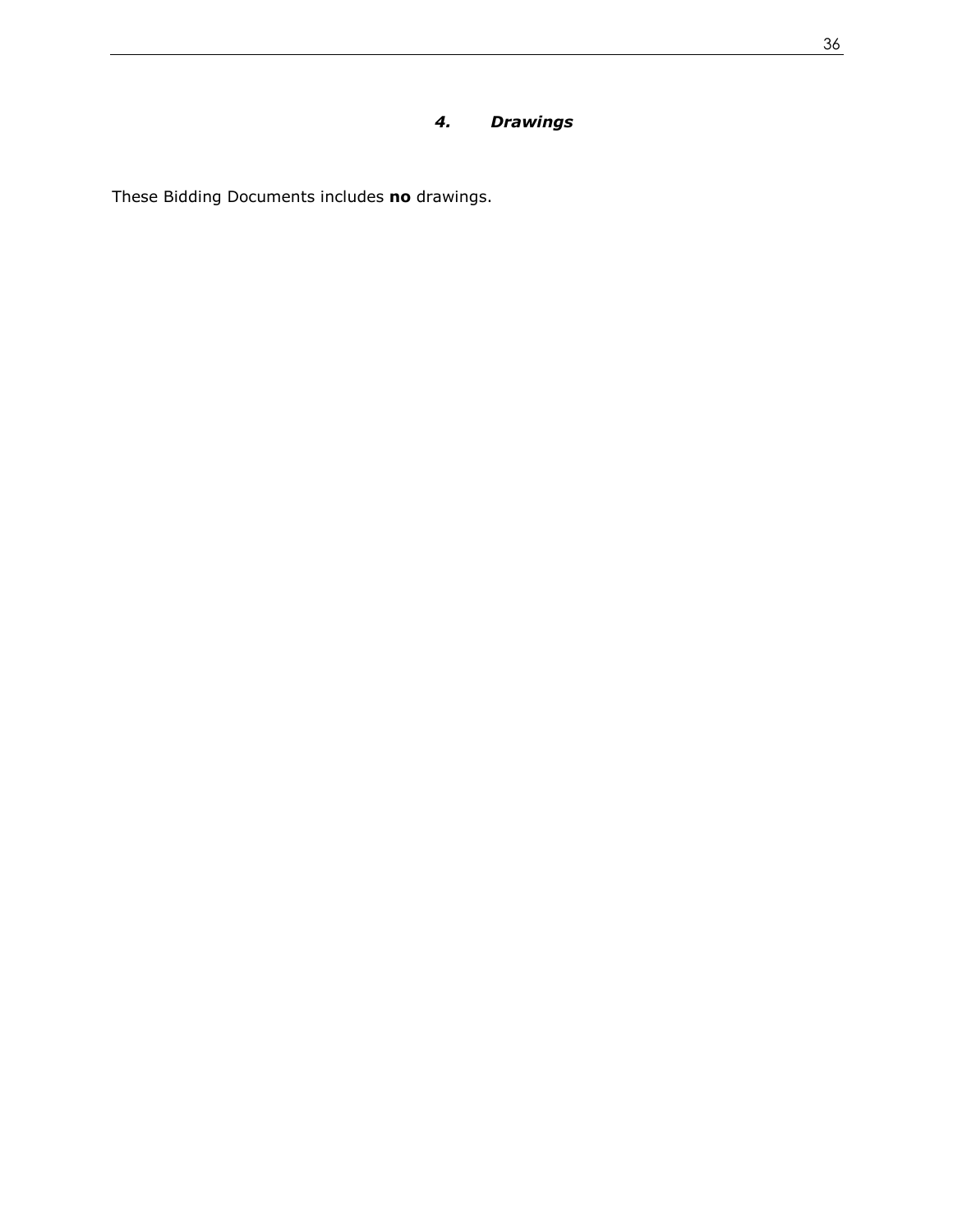## *4. Drawings*

These Bidding Documents includes **no** drawings.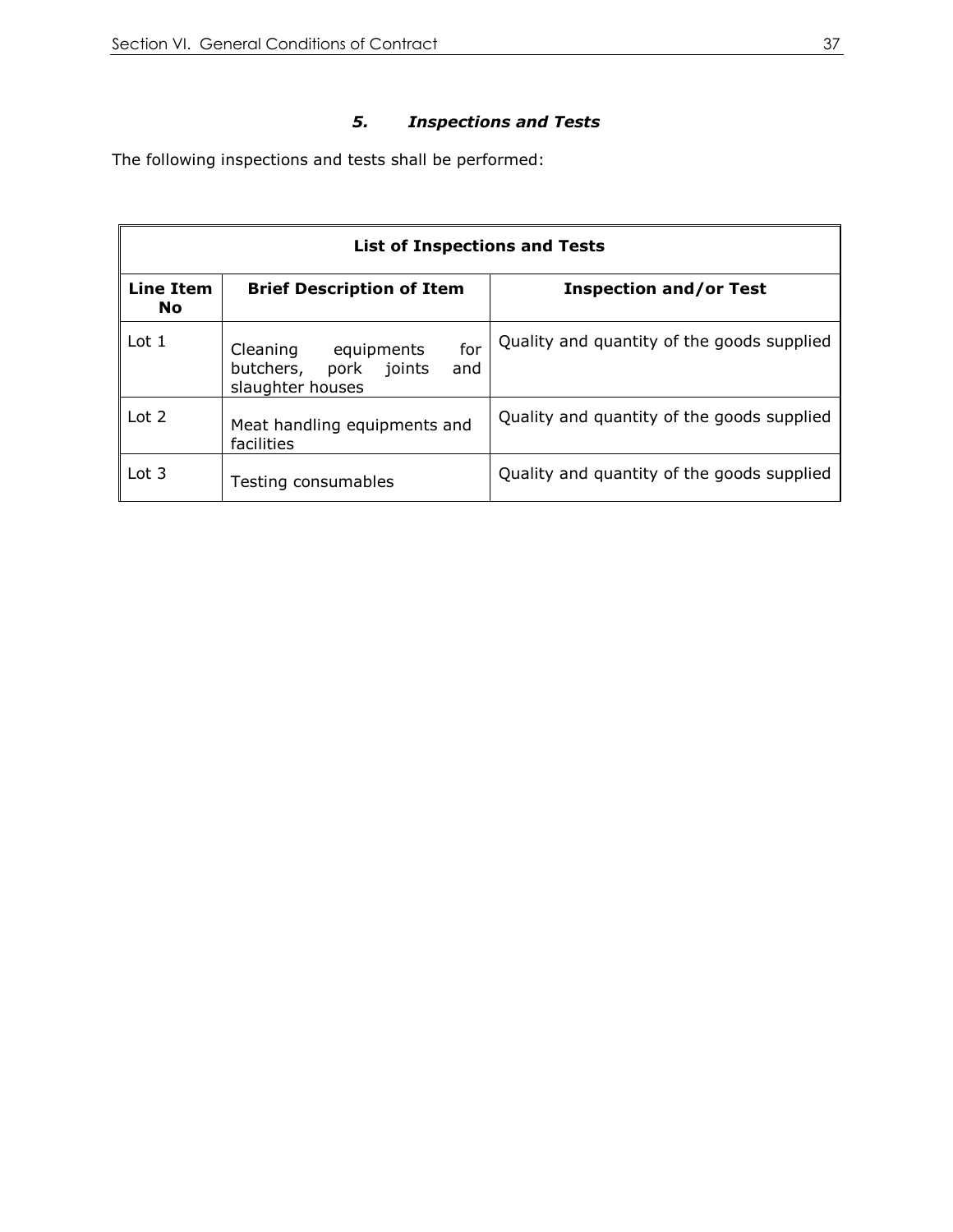### *5. Inspections and Tests*

The following inspections and tests shall be performed:

| List of Inspections and Tests | | |
|---|---|---|
| **Line Item No** | **Brief Description of Item** | **Inspection and/or Test** |
| Lot 1 | Cleaning equipments for butchers, pork joints and slaughter houses | Quality and quantity of the goods supplied |
| Lot 2 | Meat handling equipments and facilities | Quality and quantity of the goods supplied |
| Lot 3 | Testing consumables | Quality and quantity of the goods supplied |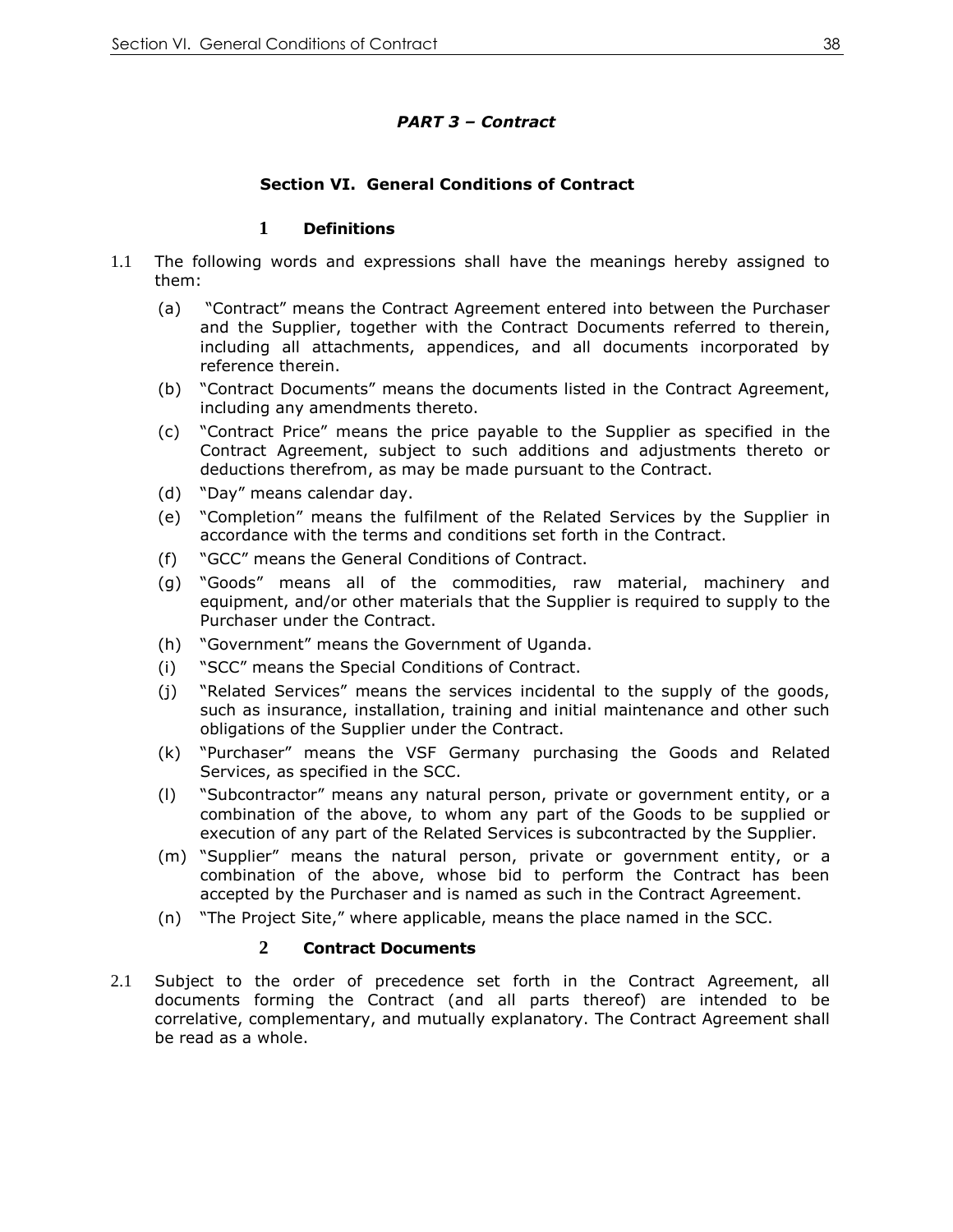*PART 3 – Contract*

## Section VI. General Conditions of Contract

### 1 Definitions

1.1 The following words and expressions shall have the meanings hereby assigned to them:

(a) "Contract" means the Contract Agreement entered into between the Purchaser and the Supplier, together with the Contract Documents referred to therein, including all attachments, appendices, and all documents incorporated by reference therein.

(b) "Contract Documents" means the documents listed in the Contract Agreement, including any amendments thereto.

(c) "Contract Price" means the price payable to the Supplier as specified in the Contract Agreement, subject to such additions and adjustments thereto or deductions therefrom, as may be made pursuant to the Contract.

(d) "Day" means calendar day.

(e) "Completion" means the fulfilment of the Related Services by the Supplier in accordance with the terms and conditions set forth in the Contract.

(f) "GCC" means the General Conditions of Contract.

(g) "Goods" means all of the commodities, raw material, machinery and equipment, and/or other materials that the Supplier is required to supply to the Purchaser under the Contract.

(h) "Government" means the Government of Uganda.

(i) "SCC" means the Special Conditions of Contract.

(j) "Related Services" means the services incidental to the supply of the goods, such as insurance, installation, training and initial maintenance and other such obligations of the Supplier under the Contract.

(k) "Purchaser" means the VSF Germany purchasing the Goods and Related Services, as specified in the SCC.

(l) "Subcontractor" means any natural person, private or government entity, or a combination of the above, to whom any part of the Goods to be supplied or execution of any part of the Related Services is subcontracted by the Supplier.

(m) "Supplier" means the natural person, private or government entity, or a combination of the above, whose bid to perform the Contract has been accepted by the Purchaser and is named as such in the Contract Agreement.

(n) "The Project Site," where applicable, means the place named in the SCC.

### 2 Contract Documents

2.1 Subject to the order of precedence set forth in the Contract Agreement, all documents forming the Contract (and all parts thereof) are intended to be correlative, complementary, and mutually explanatory. The Contract Agreement shall be read as a whole.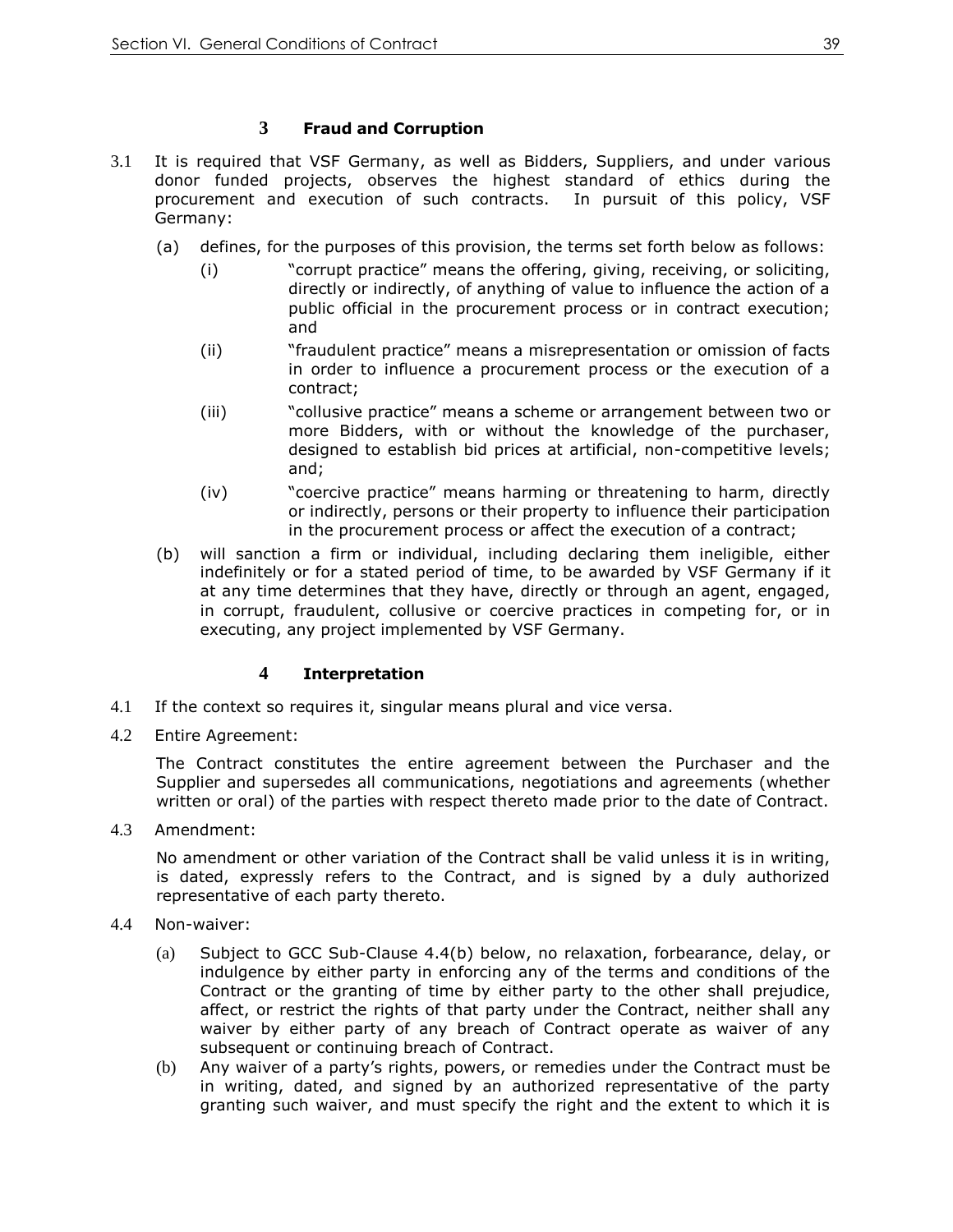## 3 Fraud and Corruption

3.1 It is required that VSF Germany, as well as Bidders, Suppliers, and under various donor funded projects, observes the highest standard of ethics during the procurement and execution of such contracts. In pursuit of this policy, VSF Germany:

(a) defines, for the purposes of this provision, the terms set forth below as follows:

   (i) "corrupt practice" means the offering, giving, receiving, or soliciting, directly or indirectly, of anything of value to influence the action of a public official in the procurement process or in contract execution; and

   (ii) "fraudulent practice" means a misrepresentation or omission of facts in order to influence a procurement process or the execution of a contract;

   (iii) "collusive practice" means a scheme or arrangement between two or more Bidders, with or without the knowledge of the purchaser, designed to establish bid prices at artificial, non-competitive levels; and;

   (iv) "coercive practice" means harming or threatening to harm, directly or indirectly, persons or their property to influence their participation in the procurement process or affect the execution of a contract;

(b) will sanction a firm or individual, including declaring them ineligible, either indefinitely or for a stated period of time, to be awarded by VSF Germany if it at any time determines that they have, directly or through an agent, engaged, in corrupt, fraudulent, collusive or coercive practices in competing for, or in executing, any project implemented by VSF Germany.

## 4 Interpretation

4.1 If the context so requires it, singular means plural and vice versa.

4.2 Entire Agreement:

The Contract constitutes the entire agreement between the Purchaser and the Supplier and supersedes all communications, negotiations and agreements (whether written or oral) of the parties with respect thereto made prior to the date of Contract.

4.3 Amendment:

No amendment or other variation of the Contract shall be valid unless it is in writing, is dated, expressly refers to the Contract, and is signed by a duly authorized representative of each party thereto.

4.4 Non-waiver:

(a) Subject to GCC Sub-Clause 4.4(b) below, no relaxation, forbearance, delay, or indulgence by either party in enforcing any of the terms and conditions of the Contract or the granting of time by either party to the other shall prejudice, affect, or restrict the rights of that party under the Contract, neither shall any waiver by either party of any breach of Contract operate as waiver of any subsequent or continuing breach of Contract.

(b) Any waiver of a party's rights, powers, or remedies under the Contract must be in writing, dated, and signed by an authorized representative of the party granting such waiver, and must specify the right and the extent to which it is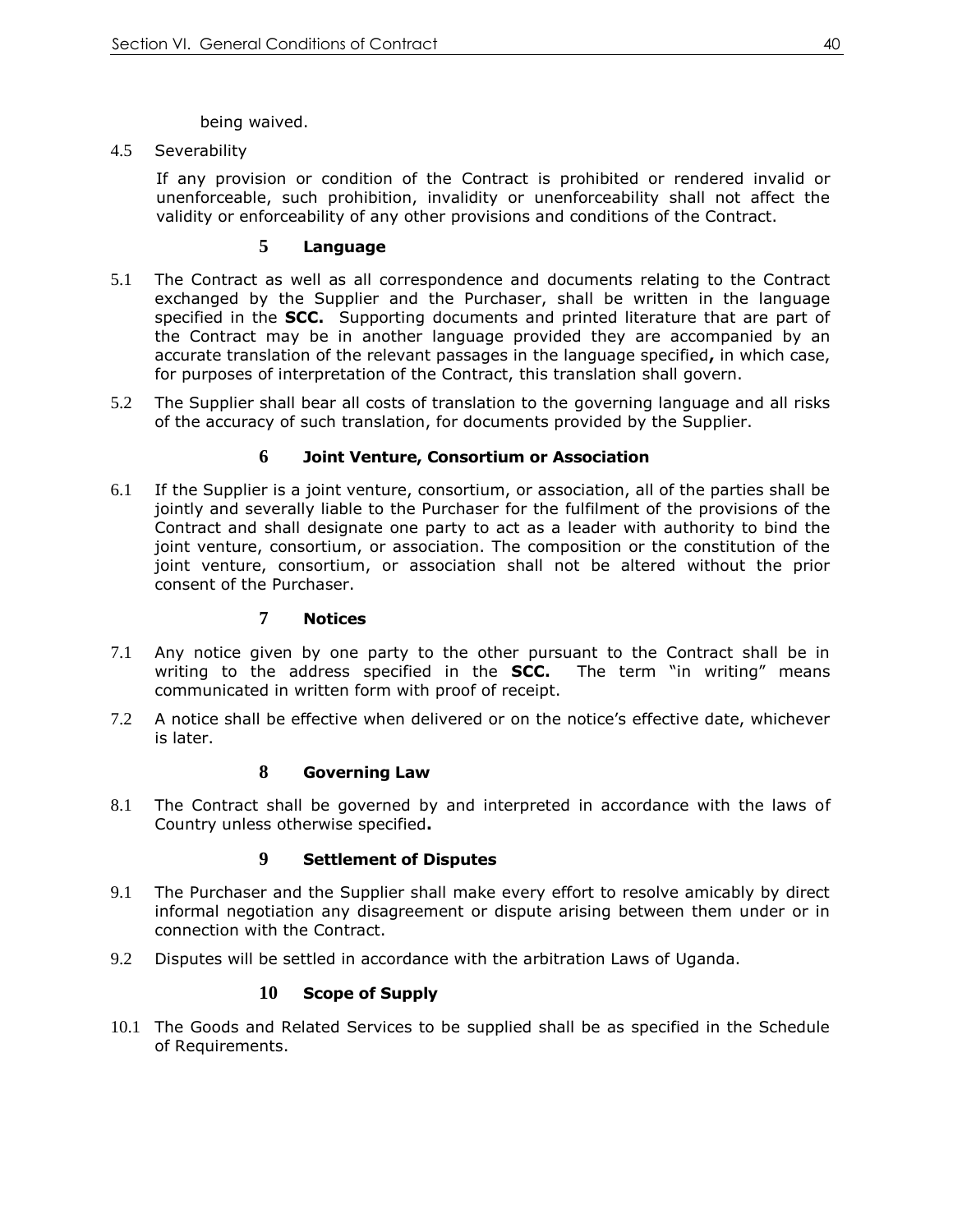being waived.

4.5 Severability

If any provision or condition of the Contract is prohibited or rendered invalid or unenforceable, such prohibition, invalidity or unenforceability shall not affect the validity or enforceability of any other provisions and conditions of the Contract.

## 5 Language

5.1 The Contract as well as all correspondence and documents relating to the Contract exchanged by the Supplier and the Purchaser, shall be written in the language specified in the **SCC.** Supporting documents and printed literature that are part of the Contract may be in another language provided they are accompanied by an accurate translation of the relevant passages in the language specified**,** in which case, for purposes of interpretation of the Contract, this translation shall govern.

5.2 The Supplier shall bear all costs of translation to the governing language and all risks of the accuracy of such translation, for documents provided by the Supplier.

## 6 Joint Venture, Consortium or Association

6.1 If the Supplier is a joint venture, consortium, or association, all of the parties shall be jointly and severally liable to the Purchaser for the fulfilment of the provisions of the Contract and shall designate one party to act as a leader with authority to bind the joint venture, consortium, or association. The composition or the constitution of the joint venture, consortium, or association shall not be altered without the prior consent of the Purchaser.

## 7 Notices

7.1 Any notice given by one party to the other pursuant to the Contract shall be in writing to the address specified in the **SCC.** The term "in writing" means communicated in written form with proof of receipt.

7.2 A notice shall be effective when delivered or on the notice's effective date, whichever is later.

## 8 Governing Law

8.1 The Contract shall be governed by and interpreted in accordance with the laws of Country unless otherwise specified**.**

## 9 Settlement of Disputes

9.1 The Purchaser and the Supplier shall make every effort to resolve amicably by direct informal negotiation any disagreement or dispute arising between them under or in connection with the Contract.

9.2 Disputes will be settled in accordance with the arbitration Laws of Uganda.

## 10 Scope of Supply

10.1 The Goods and Related Services to be supplied shall be as specified in the Schedule of Requirements.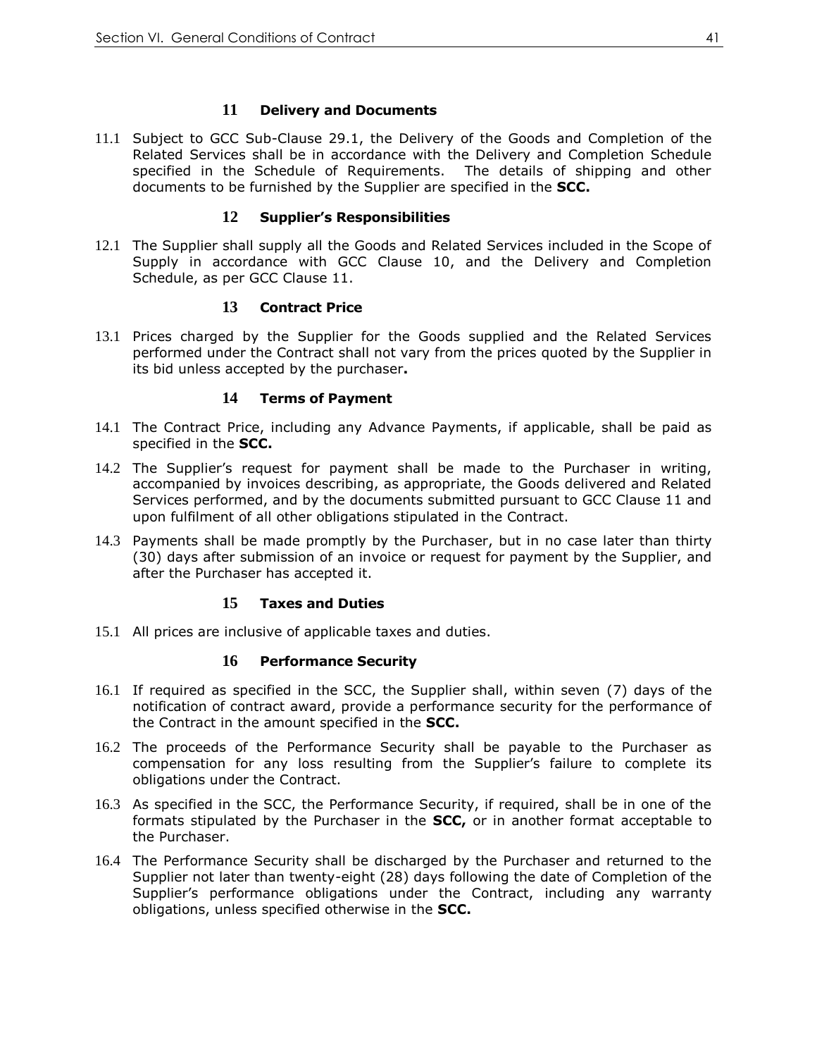## 11 Delivery and Documents

11.1 Subject to GCC Sub-Clause 29.1, the Delivery of the Goods and Completion of the Related Services shall be in accordance with the Delivery and Completion Schedule specified in the Schedule of Requirements. The details of shipping and other documents to be furnished by the Supplier are specified in the **SCC.**

## 12 Supplier's Responsibilities

12.1 The Supplier shall supply all the Goods and Related Services included in the Scope of Supply in accordance with GCC Clause 10, and the Delivery and Completion Schedule, as per GCC Clause 11.

## 13 Contract Price

13.1 Prices charged by the Supplier for the Goods supplied and the Related Services performed under the Contract shall not vary from the prices quoted by the Supplier in its bid unless accepted by the purchaser**.**

## 14 Terms of Payment

14.1 The Contract Price, including any Advance Payments, if applicable, shall be paid as specified in the **SCC.**

14.2 The Supplier's request for payment shall be made to the Purchaser in writing, accompanied by invoices describing, as appropriate, the Goods delivered and Related Services performed, and by the documents submitted pursuant to GCC Clause 11 and upon fulfilment of all other obligations stipulated in the Contract.

14.3 Payments shall be made promptly by the Purchaser, but in no case later than thirty (30) days after submission of an invoice or request for payment by the Supplier, and after the Purchaser has accepted it.

## 15 Taxes and Duties

15.1 All prices are inclusive of applicable taxes and duties.

## 16 Performance Security

16.1 If required as specified in the SCC, the Supplier shall, within seven (7) days of the notification of contract award, provide a performance security for the performance of the Contract in the amount specified in the **SCC.**

16.2 The proceeds of the Performance Security shall be payable to the Purchaser as compensation for any loss resulting from the Supplier's failure to complete its obligations under the Contract.

16.3 As specified in the SCC, the Performance Security, if required, shall be in one of the formats stipulated by the Purchaser in the **SCC,** or in another format acceptable to the Purchaser.

16.4 The Performance Security shall be discharged by the Purchaser and returned to the Supplier not later than twenty-eight (28) days following the date of Completion of the Supplier's performance obligations under the Contract, including any warranty obligations, unless specified otherwise in the **SCC.**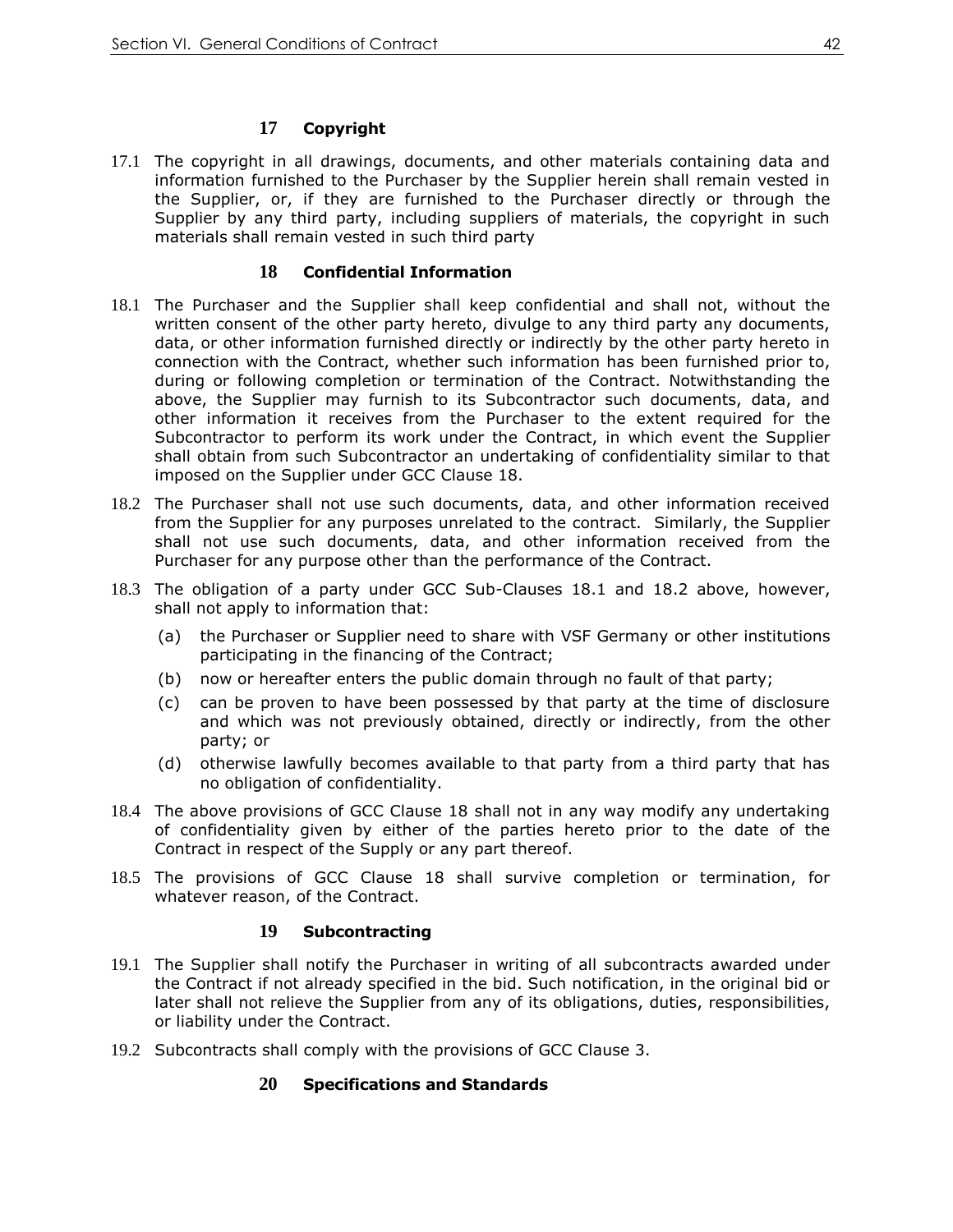## 17 Copyright

17.1 The copyright in all drawings, documents, and other materials containing data and information furnished to the Purchaser by the Supplier herein shall remain vested in the Supplier, or, if they are furnished to the Purchaser directly or through the Supplier by any third party, including suppliers of materials, the copyright in such materials shall remain vested in such third party

## 18 Confidential Information

18.1 The Purchaser and the Supplier shall keep confidential and shall not, without the written consent of the other party hereto, divulge to any third party any documents, data, or other information furnished directly or indirectly by the other party hereto in connection with the Contract, whether such information has been furnished prior to, during or following completion or termination of the Contract. Notwithstanding the above, the Supplier may furnish to its Subcontractor such documents, data, and other information it receives from the Purchaser to the extent required for the Subcontractor to perform its work under the Contract, in which event the Supplier shall obtain from such Subcontractor an undertaking of confidentiality similar to that imposed on the Supplier under GCC Clause 18.

18.2 The Purchaser shall not use such documents, data, and other information received from the Supplier for any purposes unrelated to the contract. Similarly, the Supplier shall not use such documents, data, and other information received from the Purchaser for any purpose other than the performance of the Contract.

18.3 The obligation of a party under GCC Sub-Clauses 18.1 and 18.2 above, however, shall not apply to information that:

- (a) the Purchaser or Supplier need to share with VSF Germany or other institutions participating in the financing of the Contract;
- (b) now or hereafter enters the public domain through no fault of that party;
- (c) can be proven to have been possessed by that party at the time of disclosure and which was not previously obtained, directly or indirectly, from the other party; or
- (d) otherwise lawfully becomes available to that party from a third party that has no obligation of confidentiality.

18.4 The above provisions of GCC Clause 18 shall not in any way modify any undertaking of confidentiality given by either of the parties hereto prior to the date of the Contract in respect of the Supply or any part thereof.

18.5 The provisions of GCC Clause 18 shall survive completion or termination, for whatever reason, of the Contract.

## 19 Subcontracting

19.1 The Supplier shall notify the Purchaser in writing of all subcontracts awarded under the Contract if not already specified in the bid. Such notification, in the original bid or later shall not relieve the Supplier from any of its obligations, duties, responsibilities, or liability under the Contract.

19.2 Subcontracts shall comply with the provisions of GCC Clause 3.

## 20 Specifications and Standards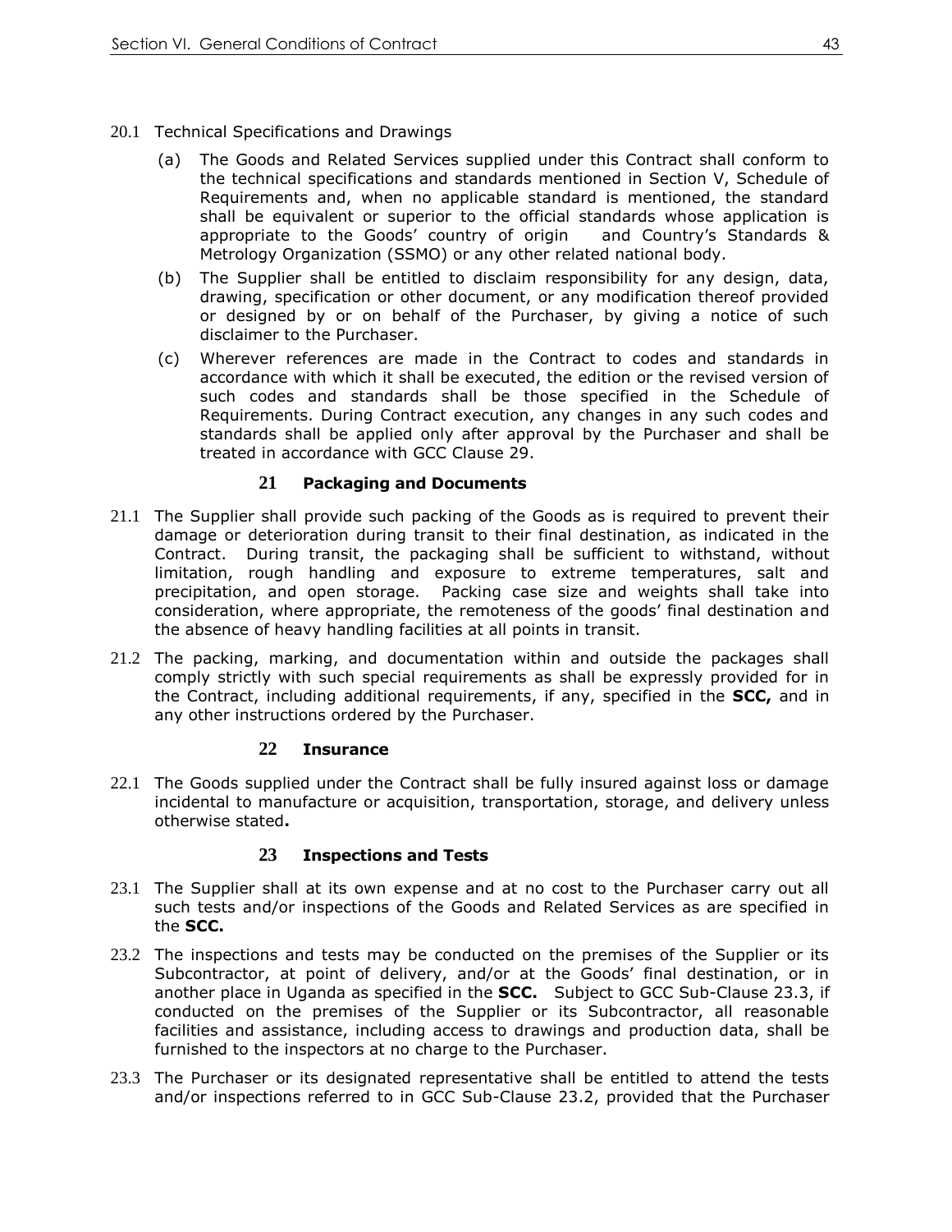20.1 Technical Specifications and Drawings

(a) The Goods and Related Services supplied under this Contract shall conform to the technical specifications and standards mentioned in Section V, Schedule of Requirements and, when no applicable standard is mentioned, the standard shall be equivalent or superior to the official standards whose application is appropriate to the Goods' country of origin and Country's Standards & Metrology Organization (SSMO) or any other related national body.

(b) The Supplier shall be entitled to disclaim responsibility for any design, data, drawing, specification or other document, or any modification thereof provided or designed by or on behalf of the Purchaser, by giving a notice of such disclaimer to the Purchaser.

(c) Wherever references are made in the Contract to codes and standards in accordance with which it shall be executed, the edition or the revised version of such codes and standards shall be those specified in the Schedule of Requirements. During Contract execution, any changes in any such codes and standards shall be applied only after approval by the Purchaser and shall be treated in accordance with GCC Clause 29.

## 21 Packaging and Documents

21.1 The Supplier shall provide such packing of the Goods as is required to prevent their damage or deterioration during transit to their final destination, as indicated in the Contract. During transit, the packaging shall be sufficient to withstand, without limitation, rough handling and exposure to extreme temperatures, salt and precipitation, and open storage. Packing case size and weights shall take into consideration, where appropriate, the remoteness of the goods' final destination and the absence of heavy handling facilities at all points in transit.

21.2 The packing, marking, and documentation within and outside the packages shall comply strictly with such special requirements as shall be expressly provided for in the Contract, including additional requirements, if any, specified in the **SCC,** and in any other instructions ordered by the Purchaser.

## 22 Insurance

22.1 The Goods supplied under the Contract shall be fully insured against loss or damage incidental to manufacture or acquisition, transportation, storage, and delivery unless otherwise stated**.**

## 23 Inspections and Tests

23.1 The Supplier shall at its own expense and at no cost to the Purchaser carry out all such tests and/or inspections of the Goods and Related Services as are specified in the **SCC.**

23.2 The inspections and tests may be conducted on the premises of the Supplier or its Subcontractor, at point of delivery, and/or at the Goods' final destination, or in another place in Uganda as specified in the **SCC.** Subject to GCC Sub-Clause 23.3, if conducted on the premises of the Supplier or its Subcontractor, all reasonable facilities and assistance, including access to drawings and production data, shall be furnished to the inspectors at no charge to the Purchaser.

23.3 The Purchaser or its designated representative shall be entitled to attend the tests and/or inspections referred to in GCC Sub-Clause 23.2, provided that the Purchaser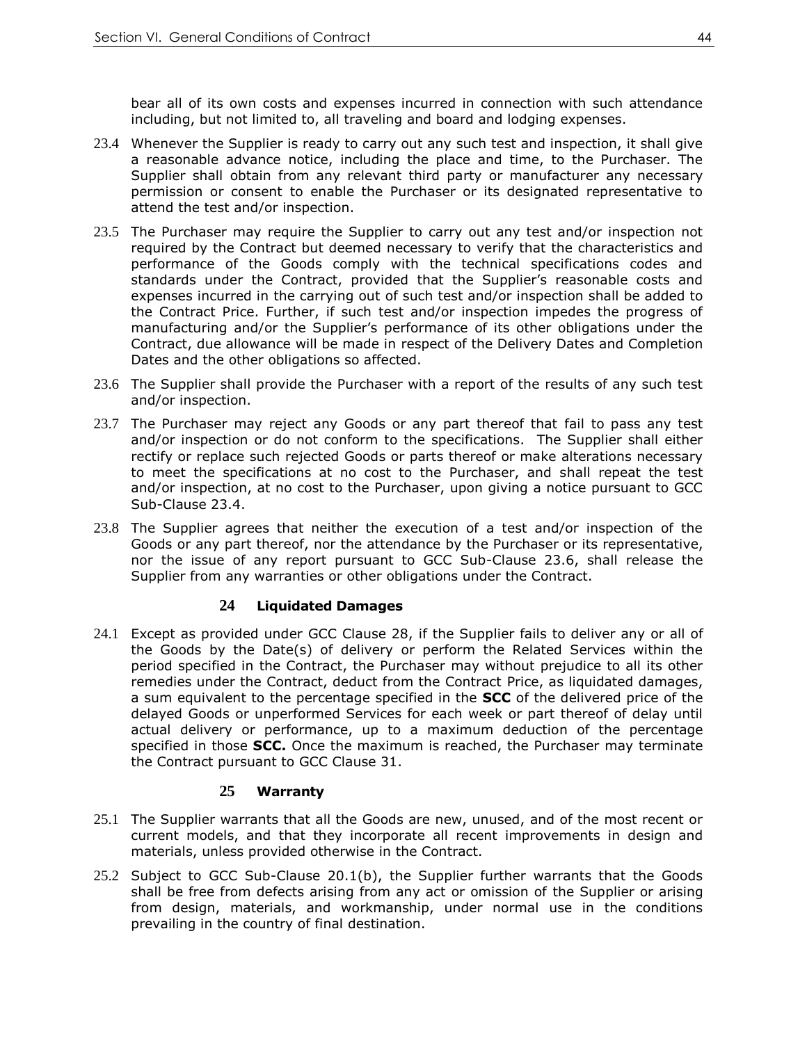bear all of its own costs and expenses incurred in connection with such attendance including, but not limited to, all traveling and board and lodging expenses.

23.4 Whenever the Supplier is ready to carry out any such test and inspection, it shall give a reasonable advance notice, including the place and time, to the Purchaser. The Supplier shall obtain from any relevant third party or manufacturer any necessary permission or consent to enable the Purchaser or its designated representative to attend the test and/or inspection.

23.5 The Purchaser may require the Supplier to carry out any test and/or inspection not required by the Contract but deemed necessary to verify that the characteristics and performance of the Goods comply with the technical specifications codes and standards under the Contract, provided that the Supplier's reasonable costs and expenses incurred in the carrying out of such test and/or inspection shall be added to the Contract Price. Further, if such test and/or inspection impedes the progress of manufacturing and/or the Supplier's performance of its other obligations under the Contract, due allowance will be made in respect of the Delivery Dates and Completion Dates and the other obligations so affected.

23.6 The Supplier shall provide the Purchaser with a report of the results of any such test and/or inspection.

23.7 The Purchaser may reject any Goods or any part thereof that fail to pass any test and/or inspection or do not conform to the specifications. The Supplier shall either rectify or replace such rejected Goods or parts thereof or make alterations necessary to meet the specifications at no cost to the Purchaser, and shall repeat the test and/or inspection, at no cost to the Purchaser, upon giving a notice pursuant to GCC Sub-Clause 23.4.

23.8 The Supplier agrees that neither the execution of a test and/or inspection of the Goods or any part thereof, nor the attendance by the Purchaser or its representative, nor the issue of any report pursuant to GCC Sub-Clause 23.6, shall release the Supplier from any warranties or other obligations under the Contract.

## 24 Liquidated Damages

24.1 Except as provided under GCC Clause 28, if the Supplier fails to deliver any or all of the Goods by the Date(s) of delivery or perform the Related Services within the period specified in the Contract, the Purchaser may without prejudice to all its other remedies under the Contract, deduct from the Contract Price, as liquidated damages, a sum equivalent to the percentage specified in the **SCC** of the delivered price of the delayed Goods or unperformed Services for each week or part thereof of delay until actual delivery or performance, up to a maximum deduction of the percentage specified in those **SCC.** Once the maximum is reached, the Purchaser may terminate the Contract pursuant to GCC Clause 31.

## 25 Warranty

25.1 The Supplier warrants that all the Goods are new, unused, and of the most recent or current models, and that they incorporate all recent improvements in design and materials, unless provided otherwise in the Contract.

25.2 Subject to GCC Sub-Clause 20.1(b), the Supplier further warrants that the Goods shall be free from defects arising from any act or omission of the Supplier or arising from design, materials, and workmanship, under normal use in the conditions prevailing in the country of final destination.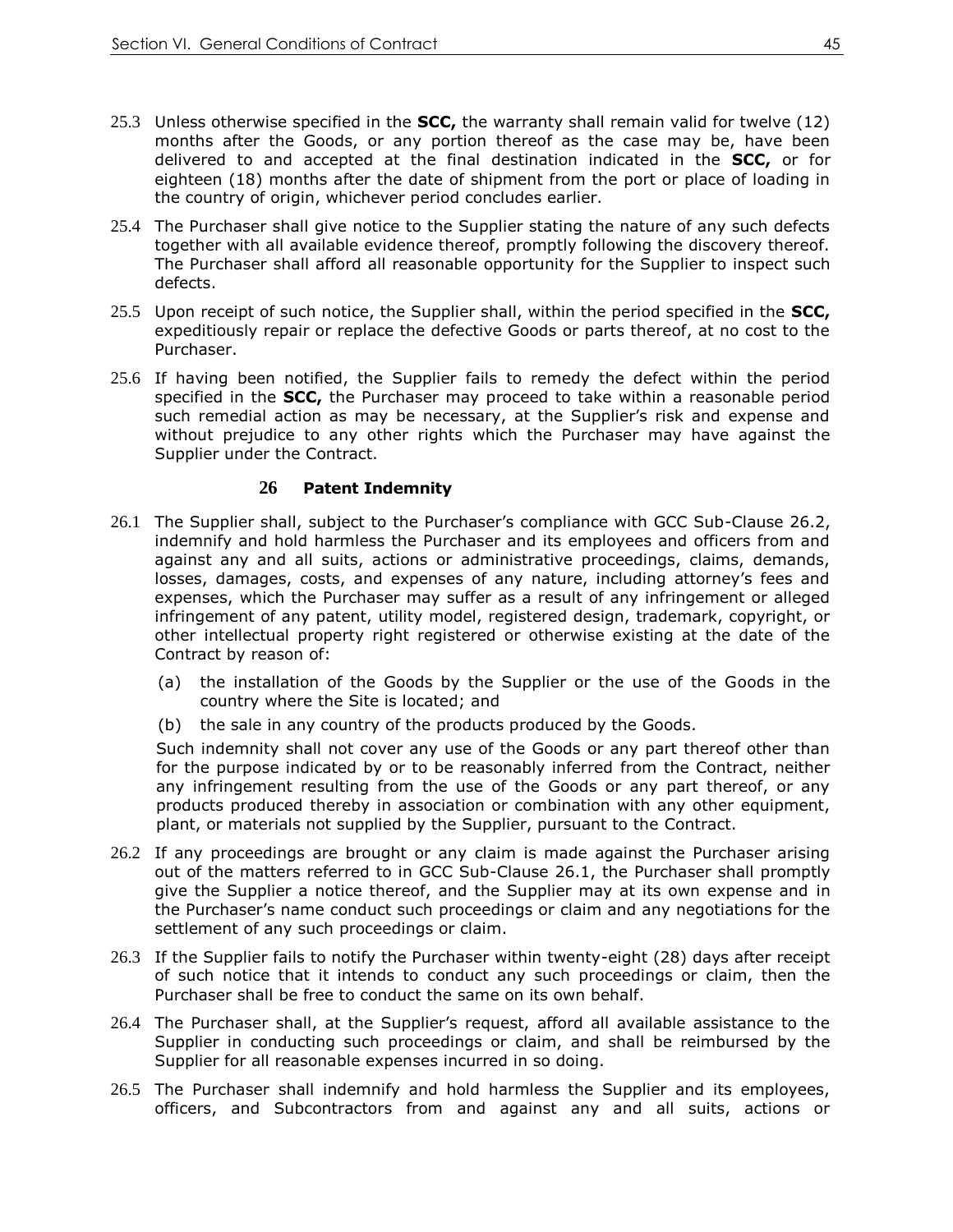25.3 Unless otherwise specified in the **SCC,** the warranty shall remain valid for twelve (12) months after the Goods, or any portion thereof as the case may be, have been delivered to and accepted at the final destination indicated in the **SCC,** or for eighteen (18) months after the date of shipment from the port or place of loading in the country of origin, whichever period concludes earlier.

25.4 The Purchaser shall give notice to the Supplier stating the nature of any such defects together with all available evidence thereof, promptly following the discovery thereof. The Purchaser shall afford all reasonable opportunity for the Supplier to inspect such defects.

25.5 Upon receipt of such notice, the Supplier shall, within the period specified in the **SCC,** expeditiously repair or replace the defective Goods or parts thereof, at no cost to the Purchaser.

25.6 If having been notified, the Supplier fails to remedy the defect within the period specified in the **SCC,** the Purchaser may proceed to take within a reasonable period such remedial action as may be necessary, at the Supplier's risk and expense and without prejudice to any other rights which the Purchaser may have against the Supplier under the Contract.

### 26 Patent Indemnity

26.1 The Supplier shall, subject to the Purchaser's compliance with GCC Sub-Clause 26.2, indemnify and hold harmless the Purchaser and its employees and officers from and against any and all suits, actions or administrative proceedings, claims, demands, losses, damages, costs, and expenses of any nature, including attorney's fees and expenses, which the Purchaser may suffer as a result of any infringement or alleged infringement of any patent, utility model, registered design, trademark, copyright, or other intellectual property right registered or otherwise existing at the date of the Contract by reason of:

(a) the installation of the Goods by the Supplier or the use of the Goods in the country where the Site is located; and

(b) the sale in any country of the products produced by the Goods.

Such indemnity shall not cover any use of the Goods or any part thereof other than for the purpose indicated by or to be reasonably inferred from the Contract, neither any infringement resulting from the use of the Goods or any part thereof, or any products produced thereby in association or combination with any other equipment, plant, or materials not supplied by the Supplier, pursuant to the Contract.

26.2 If any proceedings are brought or any claim is made against the Purchaser arising out of the matters referred to in GCC Sub-Clause 26.1, the Purchaser shall promptly give the Supplier a notice thereof, and the Supplier may at its own expense and in the Purchaser's name conduct such proceedings or claim and any negotiations for the settlement of any such proceedings or claim.

26.3 If the Supplier fails to notify the Purchaser within twenty-eight (28) days after receipt of such notice that it intends to conduct any such proceedings or claim, then the Purchaser shall be free to conduct the same on its own behalf.

26.4 The Purchaser shall, at the Supplier's request, afford all available assistance to the Supplier in conducting such proceedings or claim, and shall be reimbursed by the Supplier for all reasonable expenses incurred in so doing.

26.5 The Purchaser shall indemnify and hold harmless the Supplier and its employees, officers, and Subcontractors from and against any and all suits, actions or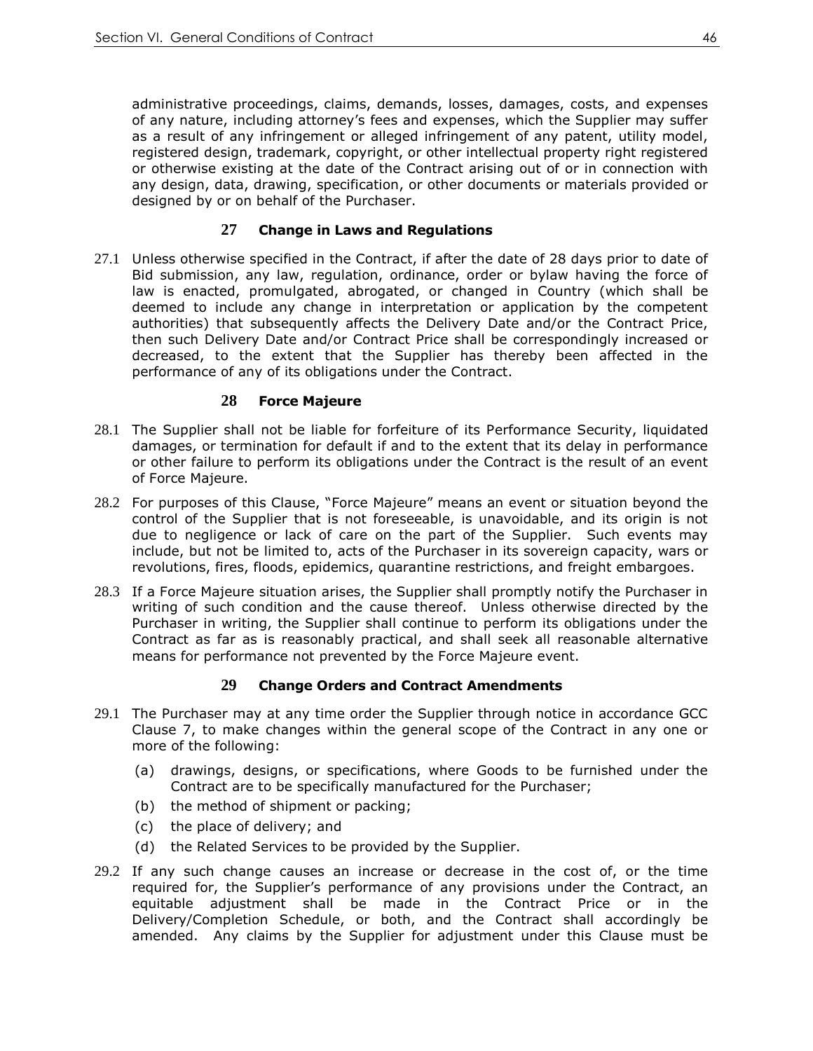administrative proceedings, claims, demands, losses, damages, costs, and expenses of any nature, including attorney's fees and expenses, which the Supplier may suffer as a result of any infringement or alleged infringement of any patent, utility model, registered design, trademark, copyright, or other intellectual property right registered or otherwise existing at the date of the Contract arising out of or in connection with any design, data, drawing, specification, or other documents or materials provided or designed by or on behalf of the Purchaser.

### 27 Change in Laws and Regulations

27.1 Unless otherwise specified in the Contract, if after the date of 28 days prior to date of Bid submission, any law, regulation, ordinance, order or bylaw having the force of law is enacted, promulgated, abrogated, or changed in Country (which shall be deemed to include any change in interpretation or application by the competent authorities) that subsequently affects the Delivery Date and/or the Contract Price, then such Delivery Date and/or Contract Price shall be correspondingly increased or decreased, to the extent that the Supplier has thereby been affected in the performance of any of its obligations under the Contract.

### 28 Force Majeure

28.1 The Supplier shall not be liable for forfeiture of its Performance Security, liquidated damages, or termination for default if and to the extent that its delay in performance or other failure to perform its obligations under the Contract is the result of an event of Force Majeure.

28.2 For purposes of this Clause, "Force Majeure" means an event or situation beyond the control of the Supplier that is not foreseeable, is unavoidable, and its origin is not due to negligence or lack of care on the part of the Supplier. Such events may include, but not be limited to, acts of the Purchaser in its sovereign capacity, wars or revolutions, fires, floods, epidemics, quarantine restrictions, and freight embargoes.

28.3 If a Force Majeure situation arises, the Supplier shall promptly notify the Purchaser in writing of such condition and the cause thereof. Unless otherwise directed by the Purchaser in writing, the Supplier shall continue to perform its obligations under the Contract as far as is reasonably practical, and shall seek all reasonable alternative means for performance not prevented by the Force Majeure event.

### 29 Change Orders and Contract Amendments

29.1 The Purchaser may at any time order the Supplier through notice in accordance GCC Clause 7, to make changes within the general scope of the Contract in any one or more of the following:

(a) drawings, designs, or specifications, where Goods to be furnished under the Contract are to be specifically manufactured for the Purchaser;

(b) the method of shipment or packing;

(c) the place of delivery; and

(d) the Related Services to be provided by the Supplier.

29.2 If any such change causes an increase or decrease in the cost of, or the time required for, the Supplier's performance of any provisions under the Contract, an equitable adjustment shall be made in the Contract Price or in the Delivery/Completion Schedule, or both, and the Contract shall accordingly be amended. Any claims by the Supplier for adjustment under this Clause must be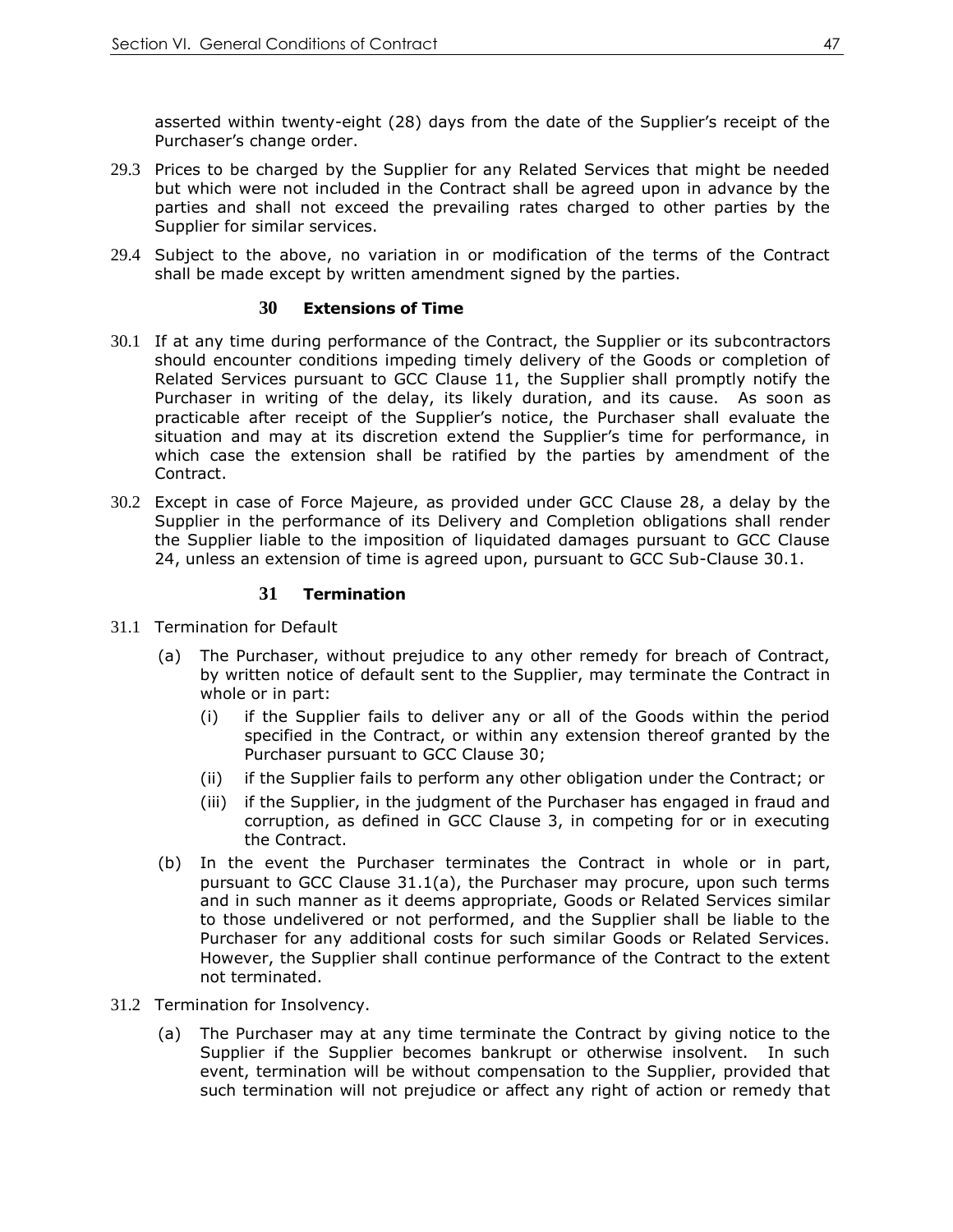asserted within twenty-eight (28) days from the date of the Supplier's receipt of the Purchaser's change order.

29.3 Prices to be charged by the Supplier for any Related Services that might be needed but which were not included in the Contract shall be agreed upon in advance by the parties and shall not exceed the prevailing rates charged to other parties by the Supplier for similar services.

29.4 Subject to the above, no variation in or modification of the terms of the Contract shall be made except by written amendment signed by the parties.

### 30 Extensions of Time

30.1 If at any time during performance of the Contract, the Supplier or its subcontractors should encounter conditions impeding timely delivery of the Goods or completion of Related Services pursuant to GCC Clause 11, the Supplier shall promptly notify the Purchaser in writing of the delay, its likely duration, and its cause. As soon as practicable after receipt of the Supplier's notice, the Purchaser shall evaluate the situation and may at its discretion extend the Supplier's time for performance, in which case the extension shall be ratified by the parties by amendment of the Contract.

30.2 Except in case of Force Majeure, as provided under GCC Clause 28, a delay by the Supplier in the performance of its Delivery and Completion obligations shall render the Supplier liable to the imposition of liquidated damages pursuant to GCC Clause 24, unless an extension of time is agreed upon, pursuant to GCC Sub-Clause 30.1.

### 31 Termination

31.1 Termination for Default

(a) The Purchaser, without prejudice to any other remedy for breach of Contract, by written notice of default sent to the Supplier, may terminate the Contract in whole or in part:

(i) if the Supplier fails to deliver any or all of the Goods within the period specified in the Contract, or within any extension thereof granted by the Purchaser pursuant to GCC Clause 30;

(ii) if the Supplier fails to perform any other obligation under the Contract; or

(iii) if the Supplier, in the judgment of the Purchaser has engaged in fraud and corruption, as defined in GCC Clause 3, in competing for or in executing the Contract.

(b) In the event the Purchaser terminates the Contract in whole or in part, pursuant to GCC Clause 31.1(a), the Purchaser may procure, upon such terms and in such manner as it deems appropriate, Goods or Related Services similar to those undelivered or not performed, and the Supplier shall be liable to the Purchaser for any additional costs for such similar Goods or Related Services. However, the Supplier shall continue performance of the Contract to the extent not terminated.

31.2 Termination for Insolvency.

(a) The Purchaser may at any time terminate the Contract by giving notice to the Supplier if the Supplier becomes bankrupt or otherwise insolvent. In such event, termination will be without compensation to the Supplier, provided that such termination will not prejudice or affect any right of action or remedy that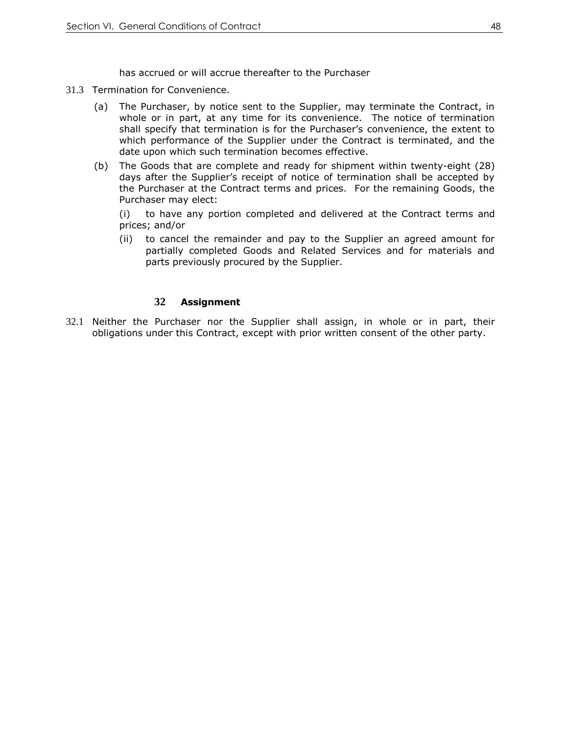has accrued or will accrue thereafter to the Purchaser

31.3 Termination for Convenience.

(a) The Purchaser, by notice sent to the Supplier, may terminate the Contract, in whole or in part, at any time for its convenience. The notice of termination shall specify that termination is for the Purchaser's convenience, the extent to which performance of the Supplier under the Contract is terminated, and the date upon which such termination becomes effective.

(b) The Goods that are complete and ready for shipment within twenty-eight (28) days after the Supplier's receipt of notice of termination shall be accepted by the Purchaser at the Contract terms and prices. For the remaining Goods, the Purchaser may elect:

(i) to have any portion completed and delivered at the Contract terms and prices; and/or

(ii) to cancel the remainder and pay to the Supplier an agreed amount for partially completed Goods and Related Services and for materials and parts previously procured by the Supplier.

## 32 Assignment

32.1 Neither the Purchaser nor the Supplier shall assign, in whole or in part, their obligations under this Contract, except with prior written consent of the other party.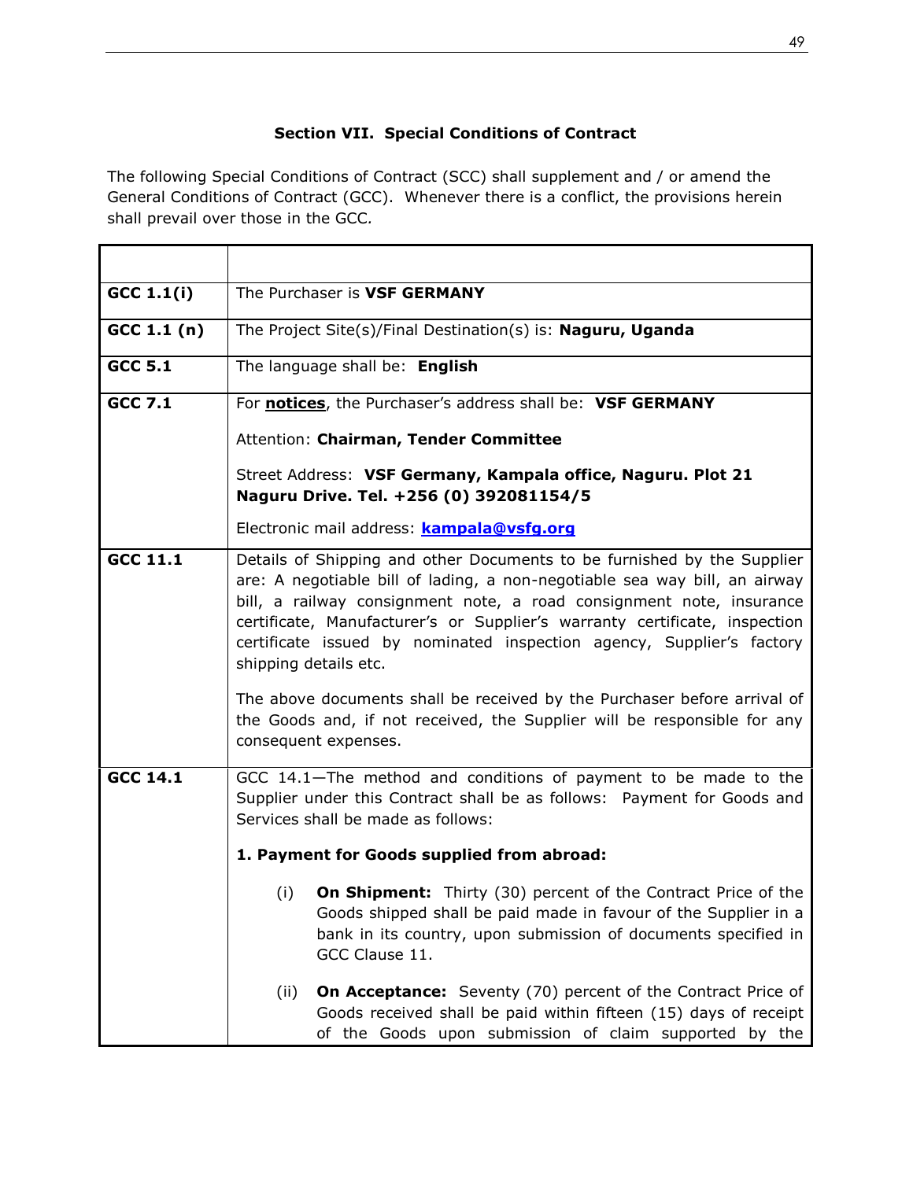## Section VII. Special Conditions of Contract

The following Special Conditions of Contract (SCC) shall supplement and / or amend the General Conditions of Contract (GCC). Whenever there is a conflict, the provisions herein shall prevail over those in the GCC.

| | |
|---|---|
| **GCC 1.1(i)** | The Purchaser is **VSF GERMANY** |
| **GCC 1.1 (n)** | The Project Site(s)/Final Destination(s) is: **Naguru, Uganda** |
| **GCC 5.1** | The language shall be: **English** |
| **GCC 7.1** | For **notices**, the Purchaser's address shall be: **VSF GERMANY**<br><br>Attention: **Chairman, Tender Committee**<br><br>Street Address: **VSF Germany, Kampala office, Naguru. Plot 21 Naguru Drive. Tel. +256 (0) 392081154/5**<br><br>Electronic mail address: **kampala@vsfg.org** |
| **GCC 11.1** | Details of Shipping and other Documents to be furnished by the Supplier are: A negotiable bill of lading, a non-negotiable sea way bill, an airway bill, a railway consignment note, a road consignment note, insurance certificate, Manufacturer's or Supplier's warranty certificate, inspection certificate issued by nominated inspection agency, Supplier's factory shipping details etc.<br><br>The above documents shall be received by the Purchaser before arrival of the Goods and, if not received, the Supplier will be responsible for any consequent expenses. |
| **GCC 14.1** | GCC 14.1—The method and conditions of payment to be made to the Supplier under this Contract shall be as follows: Payment for Goods and Services shall be made as follows:<br><br>**1. Payment for Goods supplied from abroad:**<br><br>(i) **On Shipment:** Thirty (30) percent of the Contract Price of the Goods shipped shall be paid made in favour of the Supplier in a bank in its country, upon submission of documents specified in GCC Clause 11.<br><br>(ii) **On Acceptance:** Seventy (70) percent of the Contract Price of Goods received shall be paid within fifteen (15) days of receipt of the Goods upon submission of claim supported by the |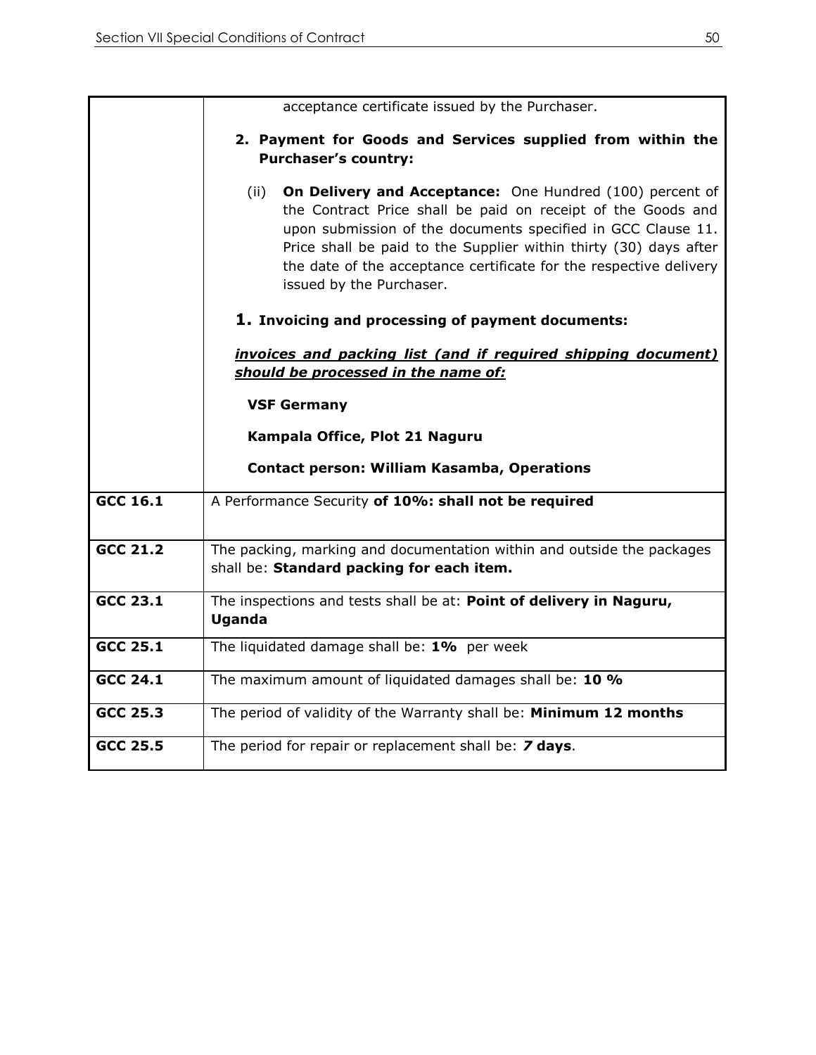| | |
|---|---|
| | acceptance certificate issued by the Purchaser.<br><br>**2. Payment for Goods and Services supplied from within the Purchaser's country:**<br><br>(ii) **On Delivery and Acceptance:** One Hundred (100) percent of the Contract Price shall be paid on receipt of the Goods and upon submission of the documents specified in GCC Clause 11. Price shall be paid to the Supplier within thirty (30) days after the date of the acceptance certificate for the respective delivery issued by the Purchaser.<br><br>**1. Invoicing and processing of payment documents:**<br><br>***invoices and packing list (and if required shipping document) should be processed in the name of:***<br><br>**VSF Germany**<br><br>**Kampala Office, Plot 21 Naguru**<br><br>**Contact person: William Kasamba, Operations** |
| **GCC 16.1** | A Performance Security **of 10%: shall not be required** |
| **GCC 21.2** | The packing, marking and documentation within and outside the packages shall be: **Standard packing for each item.** |
| **GCC 23.1** | The inspections and tests shall be at: **Point of delivery in Naguru, Uganda** |
| **GCC 25.1** | The liquidated damage shall be: **1%** per week |
| **GCC 24.1** | The maximum amount of liquidated damages shall be: **10 %** |
| **GCC 25.3** | The period of validity of the Warranty shall be: **Minimum 12 months** |
| **GCC 25.5** | The period for repair or replacement shall be: ***7* days**. |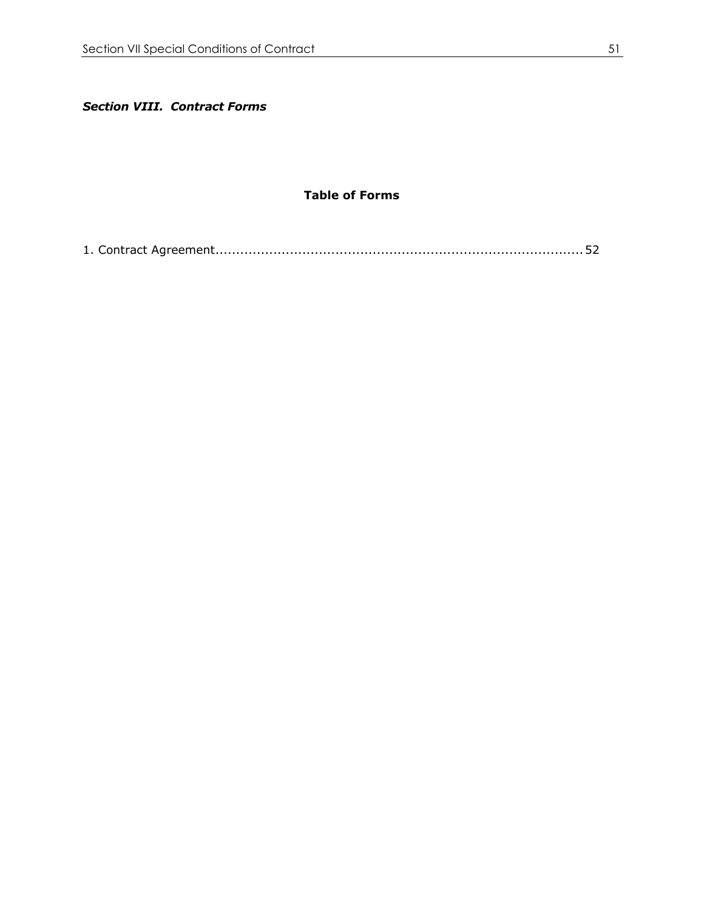***Section VIII. Contract Forms***

**Table of Forms**

1. Contract Agreement........................................................................................ 52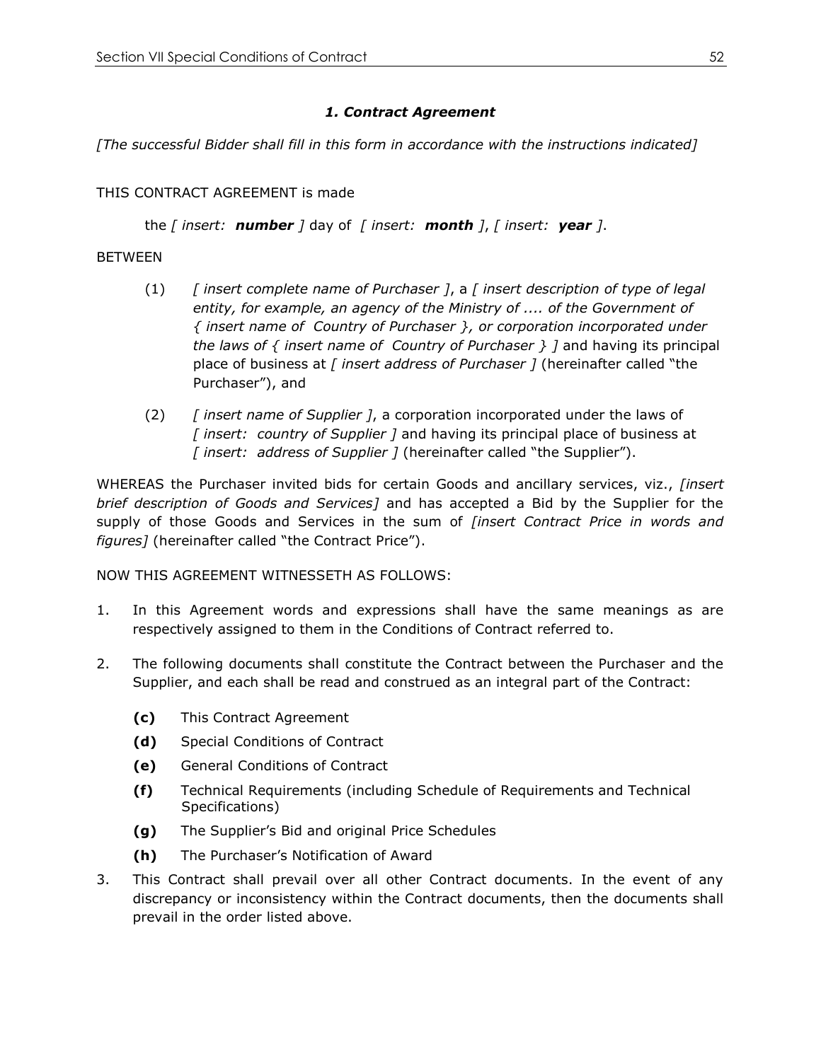### *1. Contract Agreement*

*[The successful Bidder shall fill in this form in accordance with the instructions indicated]*

THIS CONTRACT AGREEMENT is made

the *[ insert:* ***number*** *]* day of *[ insert:* ***month*** *]*, *[ insert:* ***year*** *]*.

BETWEEN

(1) *[ insert complete name of Purchaser ]*, a *[ insert description of type of legal entity, for example, an agency of the Ministry of .... of the Government of { insert name of Country of Purchaser }, or corporation incorporated under the laws of { insert name of Country of Purchaser } ]* and having its principal place of business at *[ insert address of Purchaser ]* (hereinafter called "the Purchaser"), and

(2) *[ insert name of Supplier ]*, a corporation incorporated under the laws of *[ insert: country of Supplier ]* and having its principal place of business at *[ insert: address of Supplier ]* (hereinafter called "the Supplier").

WHEREAS the Purchaser invited bids for certain Goods and ancillary services, viz., *[insert brief description of Goods and Services]* and has accepted a Bid by the Supplier for the supply of those Goods and Services in the sum of *[insert Contract Price in words and figures]* (hereinafter called "the Contract Price").

NOW THIS AGREEMENT WITNESSETH AS FOLLOWS:

1. In this Agreement words and expressions shall have the same meanings as are respectively assigned to them in the Conditions of Contract referred to.

2. The following documents shall constitute the Contract between the Purchaser and the Supplier, and each shall be read and construed as an integral part of the Contract:

   **(c)** This Contract Agreement

   **(d)** Special Conditions of Contract

   **(e)** General Conditions of Contract

   **(f)** Technical Requirements (including Schedule of Requirements and Technical Specifications)

   **(g)** The Supplier's Bid and original Price Schedules

   **(h)** The Purchaser's Notification of Award

3. This Contract shall prevail over all other Contract documents. In the event of any discrepancy or inconsistency within the Contract documents, then the documents shall prevail in the order listed above.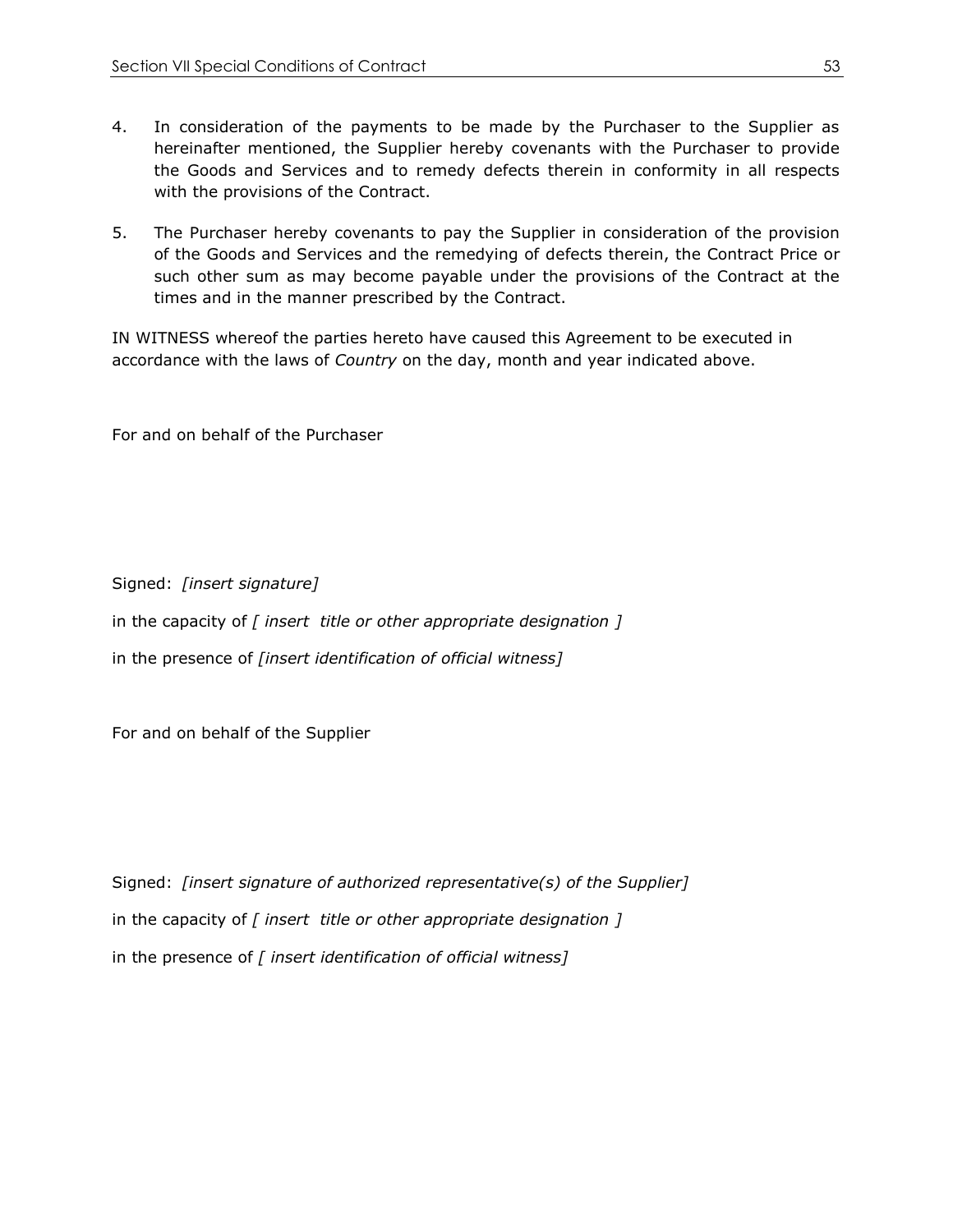4. In consideration of the payments to be made by the Purchaser to the Supplier as hereinafter mentioned, the Supplier hereby covenants with the Purchaser to provide the Goods and Services and to remedy defects therein in conformity in all respects with the provisions of the Contract.

5. The Purchaser hereby covenants to pay the Supplier in consideration of the provision of the Goods and Services and the remedying of defects therein, the Contract Price or such other sum as may become payable under the provisions of the Contract at the times and in the manner prescribed by the Contract.

IN WITNESS whereof the parties hereto have caused this Agreement to be executed in accordance with the laws of *Country* on the day, month and year indicated above.

For and on behalf of the Purchaser

Signed: *[insert signature]*

in the capacity of *[ insert title or other appropriate designation ]*

in the presence of *[insert identification of official witness]*

For and on behalf of the Supplier

Signed: *[insert signature of authorized representative(s) of the Supplier]*

in the capacity of *[ insert title or other appropriate designation ]*

in the presence of *[ insert identification of official witness]*